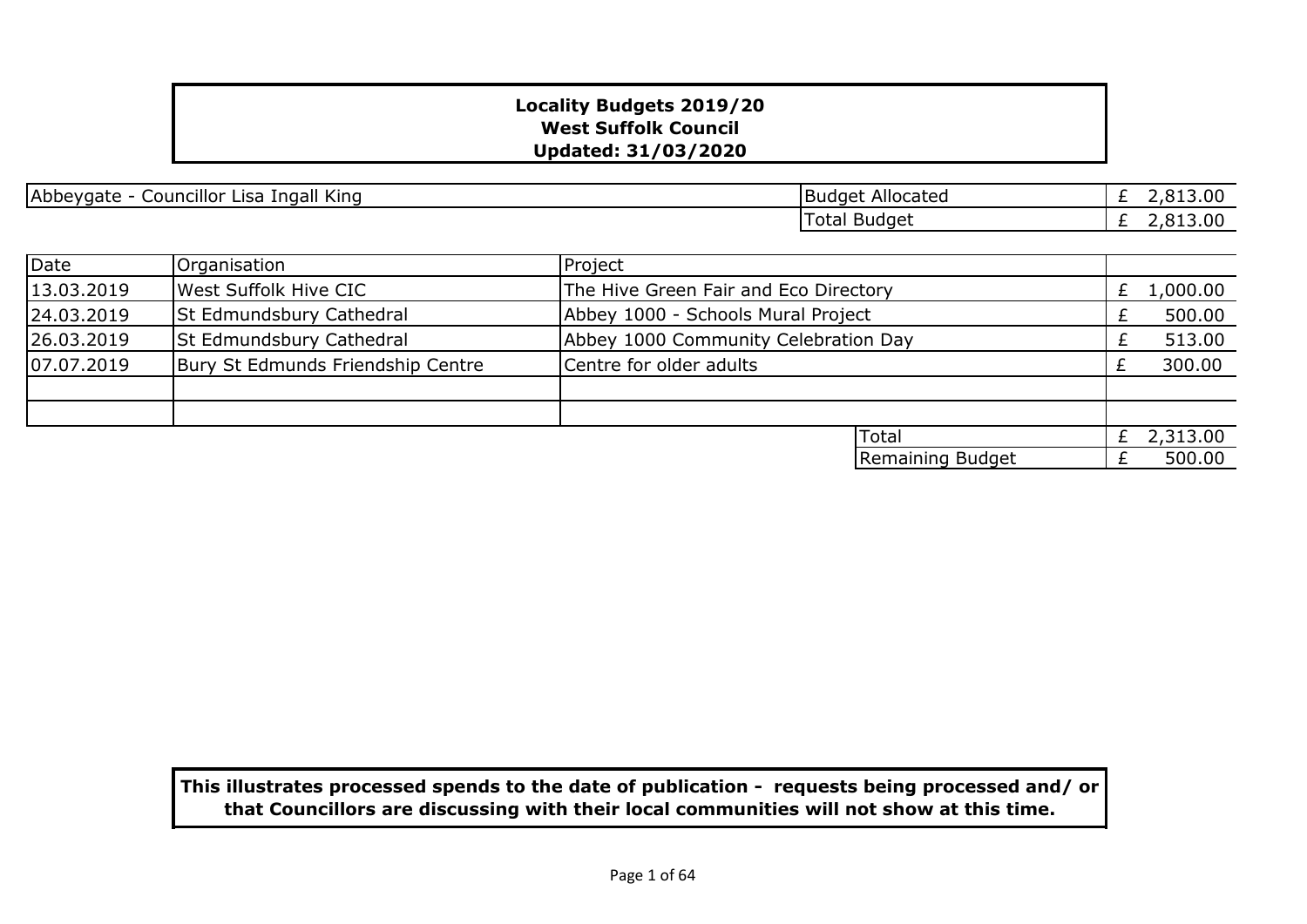**Locality Budgets 2019/20**
**West Suffolk Council**
**Updated: 31/03/2020**

| Abbeygate - Councillor Lisa Ingall King | Budget Allocated | £ 2,813.00 |
|---|---|---|
| | Total Budget | £ 2,813.00 |

| Date | Organisation | Project | |
|---|---|---|---|
| 13.03.2019 | West Suffolk Hive CIC | The Hive Green Fair and Eco Directory | £ 1,000.00 |
| 24.03.2019 | St Edmundsbury Cathedral | Abbey 1000 - Schools Mural Project | £ 500.00 |
| 26.03.2019 | St Edmundsbury Cathedral | Abbey 1000 Community Celebration Day | £ 513.00 |
| 07.07.2019 | Bury St Edmunds Friendship Centre | Centre for older adults | £ 300.00 |
| | | | |
| | | | |
| | | Total | £ 2,313.00 |
| | | Remaining Budget | £ 500.00 |

**This illustrates processed spends to the date of publication - requests being processed and/ or that Councillors are discussing with their local communities will not show at this time.**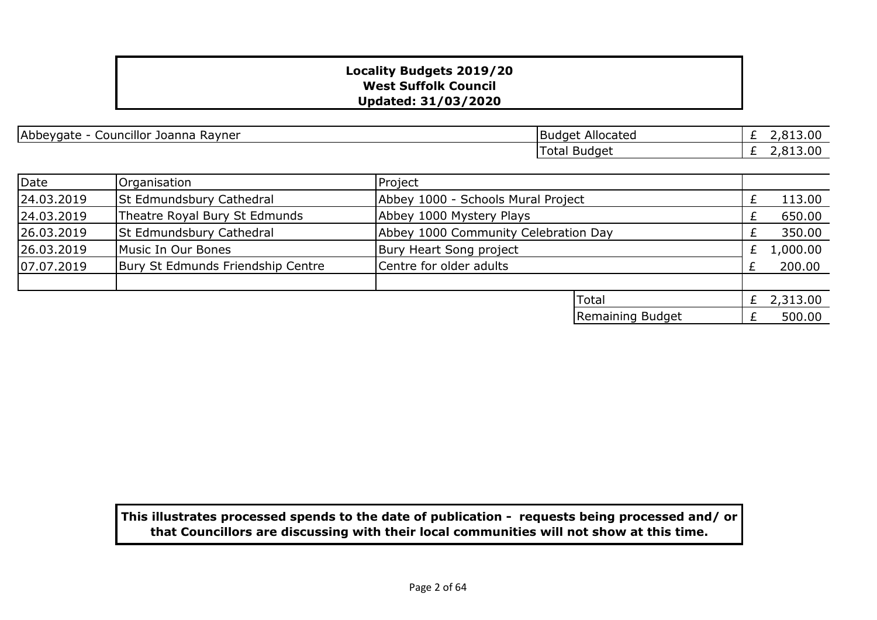**Locality Budgets 2019/20**
**West Suffolk Council**
**Updated: 31/03/2020**

| Abbeygate - Councillor Joanna Rayner | | |
|---|---|---|
| | Budget Allocated | £ 2,813.00 |
| | Total Budget | £ 2,813.00 |

| Date | Organisation | Project | | |
|---|---|---|---|---|
| 24.03.2019 | St Edmundsbury Cathedral | Abbey 1000 - Schools Mural Project | | £ 113.00 |
| 24.03.2019 | Theatre Royal Bury St Edmunds | Abbey 1000 Mystery Plays | | £ 650.00 |
| 26.03.2019 | St Edmundsbury Cathedral | Abbey 1000 Community Celebration Day | | £ 350.00 |
| 26.03.2019 | Music In Our Bones | Bury Heart Song project | | £ 1,000.00 |
| 07.07.2019 | Bury St Edmunds Friendship Centre | Centre for older adults | | £ 200.00 |
| | | | | |
| | | | Total | £ 2,313.00 |
| | | | Remaining Budget | £ 500.00 |

**This illustrates processed spends to the date of publication - requests being processed and/ or that Councillors are discussing with their local communities will not show at this time.**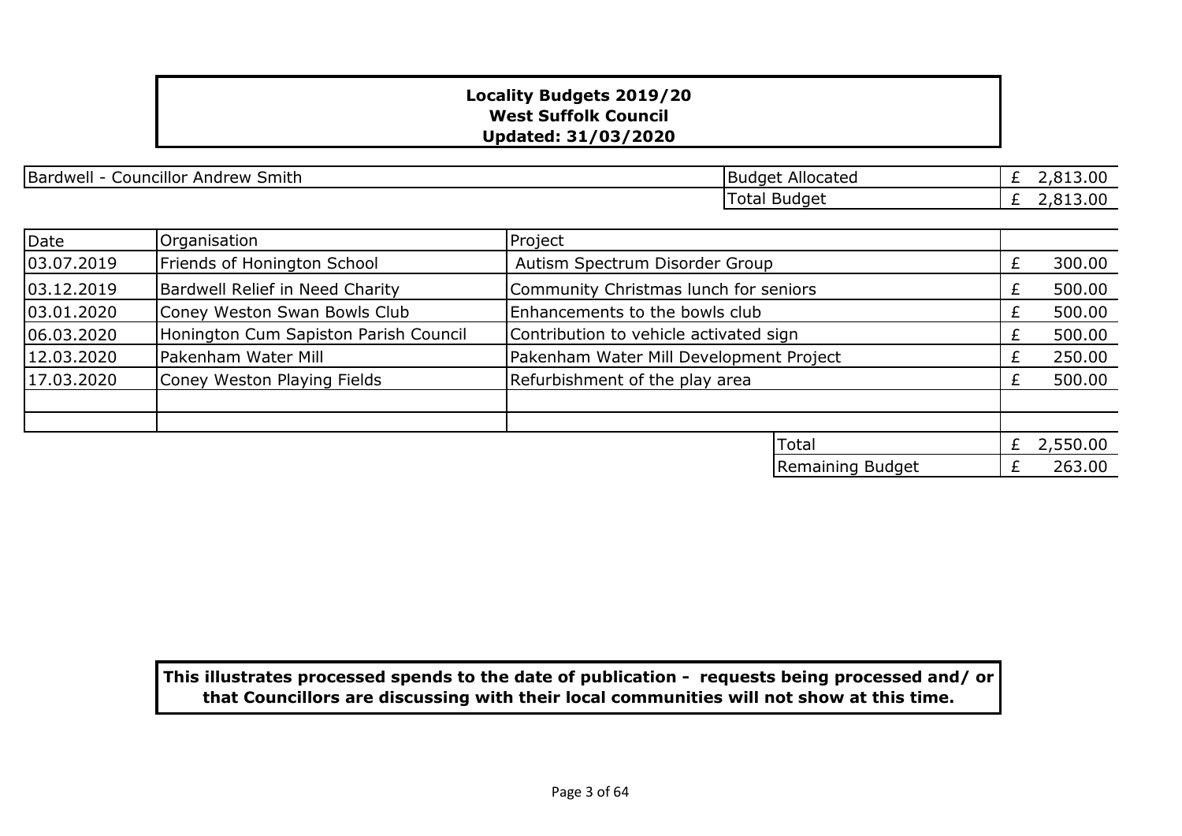**Locality Budgets 2019/20**
**West Suffolk Council**
**Updated: 31/03/2020**

| Bardwell - Councillor Andrew Smith | | |
|---|---|---|
| | Budget Allocated | £ 2,813.00 |
| | Total Budget | £ 2,813.00 |

| Date | Organisation | Project | |
|---|---|---|---|
| 03.07.2019 | Friends of Honington School | Autism Spectrum Disorder Group | £ 300.00 |
| 03.12.2019 | Bardwell Relief in Need Charity | Community Christmas lunch for seniors | £ 500.00 |
| 03.01.2020 | Coney Weston Swan Bowls Club | Enhancements to the bowls club | £ 500.00 |
| 06.03.2020 | Honington Cum Sapiston Parish Council | Contribution to vehicle activated sign | £ 500.00 |
| 12.03.2020 | Pakenham Water Mill | Pakenham Water Mill Development Project | £ 250.00 |
| 17.03.2020 | Coney Weston Playing Fields | Refurbishment of the play area | £ 500.00 |
| | | | |
| | | | |
| | | Total | £ 2,550.00 |
| | | Remaining Budget | £ 263.00 |

**This illustrates processed spends to the date of publication - requests being processed and/ or that Councillors are discussing with their local communities will not show at this time.**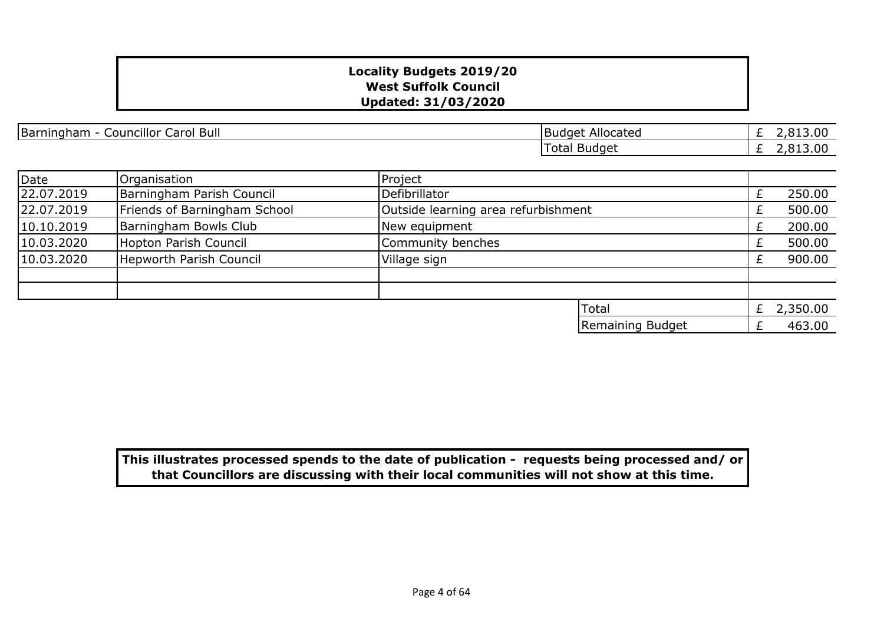**Locality Budgets 2019/20**
**West Suffolk Council**
**Updated: 31/03/2020**

| Barningham - Councillor Carol Bull | Budget Allocated | £ 2,813.00 |
|---|---|---|
| | Total Budget | £ 2,813.00 |

| Date | Organisation | Project | |
|---|---|---|---|
| 22.07.2019 | Barningham Parish Council | Defibrillator | £ 250.00 |
| 22.07.2019 | Friends of Barningham School | Outside learning area refurbishment | £ 500.00 |
| 10.10.2019 | Barningham Bowls Club | New equipment | £ 200.00 |
| 10.03.2020 | Hopton Parish Council | Community benches | £ 500.00 |
| 10.03.2020 | Hepworth Parish Council | Village sign | £ 900.00 |
| | | | |
| | | | |
| | | Total | £ 2,350.00 |
| | | Remaining Budget | £ 463.00 |

**This illustrates processed spends to the date of publication - requests being processed and/ or that Councillors are discussing with their local communities will not show at this time.**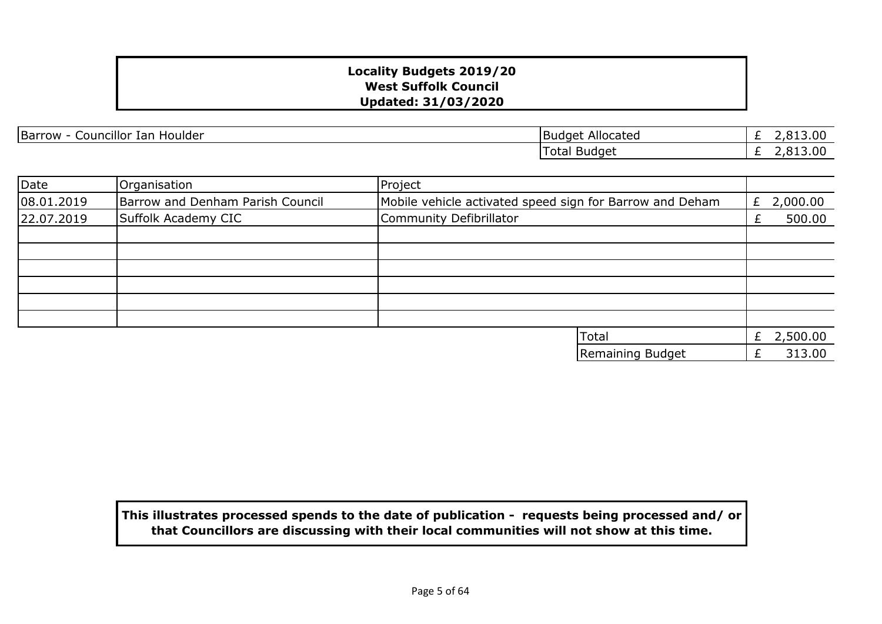**Locality Budgets 2019/20**
**West Suffolk Council**
**Updated: 31/03/2020**

| Barrow - Councillor Ian Houlder | Budget Allocated | £ 2,813.00 |
|---|---|---|
| | Total Budget | £ 2,813.00 |

| Date | Organisation | Project | |
|---|---|---|---|
| 08.01.2019 | Barrow and Denham Parish Council | Mobile vehicle activated speed sign for Barrow and Deham | £ 2,000.00 |
| 22.07.2019 | Suffolk Academy CIC | Community Defibrillator | £ 500.00 |
| | | | |
| | | | |
| | | | |
| | | | |
| | | | |
| | | | |
| | | Total | £ 2,500.00 |
| | | Remaining Budget | £ 313.00 |

**This illustrates processed spends to the date of publication - requests being processed and/ or that Councillors are discussing with their local communities will not show at this time.**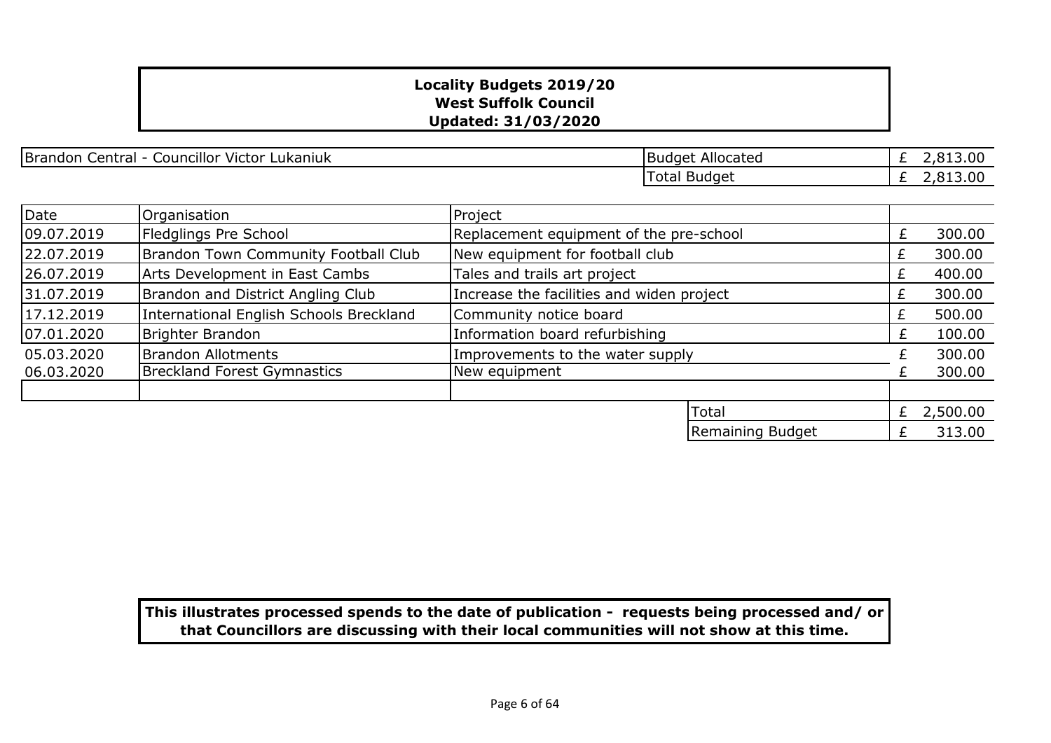**Locality Budgets 2019/20**
**West Suffolk Council**
**Updated: 31/03/2020**

| Brandon Central - Councillor Victor Lukaniuk | Budget Allocated | £ 2,813.00 |
|---|---|---|
| | Total Budget | £ 2,813.00 |

| Date | Organisation | Project | |
|---|---|---|---|
| 09.07.2019 | Fledglings Pre School | Replacement equipment of the pre-school | £ 300.00 |
| 22.07.2019 | Brandon Town Community Football Club | New equipment for football club | £ 300.00 |
| 26.07.2019 | Arts Development in East Cambs | Tales and trails art project | £ 400.00 |
| 31.07.2019 | Brandon and District Angling Club | Increase the facilities and widen project | £ 300.00 |
| 17.12.2019 | International English Schools Breckland | Community notice board | £ 500.00 |
| 07.01.2020 | Brighter Brandon | Information board refurbishing | £ 100.00 |
| 05.03.2020 | Brandon Allotments | Improvements to the water supply | £ 300.00 |
| 06.03.2020 | Breckland Forest Gymnastics | New equipment | £ 300.00 |
| | | | |
| | | Total | £ 2,500.00 |
| | | Remaining Budget | £ 313.00 |

**This illustrates processed spends to the date of publication - requests being processed and/ or that Councillors are discussing with their local communities will not show at this time.**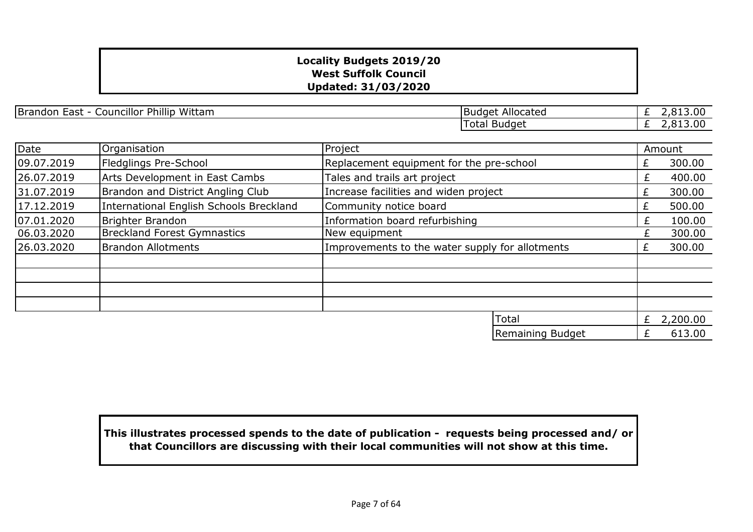**Locality Budgets 2019/20**
**West Suffolk Council**
**Updated: 31/03/2020**

| Brandon East - Councillor Phillip Wittam | Budget Allocated | £ 2,813.00 |
|---|---|---|
| | Total Budget | £ 2,813.00 |

| Date | Organisation | Project | Amount |
|---|---|---|---|
| 09.07.2019 | Fledglings Pre-School | Replacement equipment for the pre-school | £ 300.00 |
| 26.07.2019 | Arts Development in East Cambs | Tales and trails art project | £ 400.00 |
| 31.07.2019 | Brandon and District Angling Club | Increase facilities and widen project | £ 300.00 |
| 17.12.2019 | International English Schools Breckland | Community notice board | £ 500.00 |
| 07.01.2020 | Brighter Brandon | Information board refurbishing | £ 100.00 |
| 06.03.2020 | Breckland Forest Gymnastics | New equipment | £ 300.00 |
| 26.03.2020 | Brandon Allotments | Improvements to the water supply for allotments | £ 300.00 |
| | | | |
| | | | |
| | | | |
| | | | |
| | | Total | £ 2,200.00 |
| | | Remaining Budget | £ 613.00 |

**This illustrates processed spends to the date of publication - requests being processed and/ or that Councillors are discussing with their local communities will not show at this time.**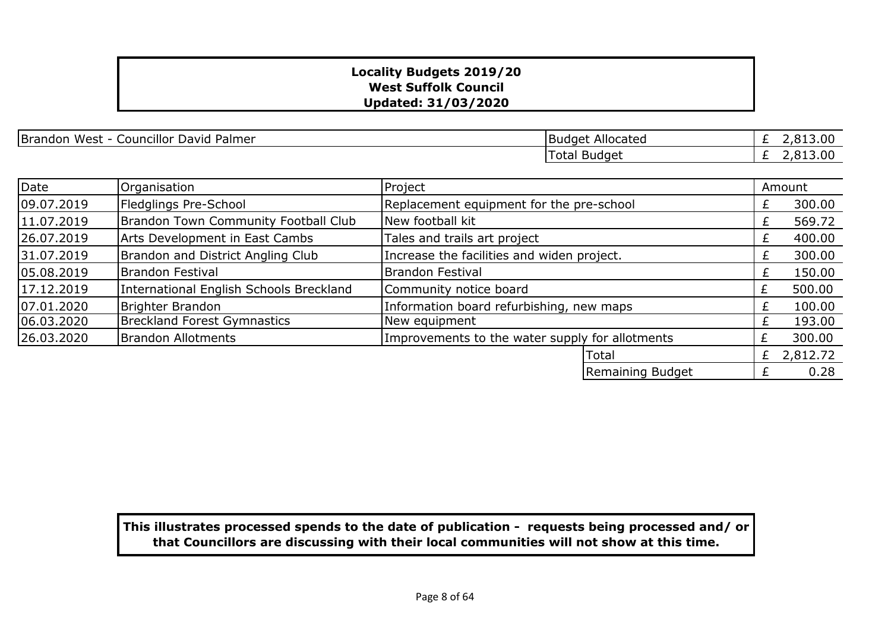**Locality Budgets 2019/20**
**West Suffolk Council**
**Updated: 31/03/2020**

| Brandon West - Councillor David Palmer | Budget Allocated | £ 2,813.00 |
|---|---|---|
| | Total Budget | £ 2,813.00 |

| Date | Organisation | Project | Amount |
|---|---|---|---|
| 09.07.2019 | Fledglings Pre-School | Replacement equipment for the pre-school | £ 300.00 |
| 11.07.2019 | Brandon Town Community Football Club | New football kit | £ 569.72 |
| 26.07.2019 | Arts Development in East Cambs | Tales and trails art project | £ 400.00 |
| 31.07.2019 | Brandon and District Angling Club | Increase the facilities and widen project. | £ 300.00 |
| 05.08.2019 | Brandon Festival | Brandon Festival | £ 150.00 |
| 17.12.2019 | International English Schools Breckland | Community notice board | £ 500.00 |
| 07.01.2020 | Brighter Brandon | Information board refurbishing, new maps | £ 100.00 |
| 06.03.2020 | Breckland Forest Gymnastics | New equipment | £ 193.00 |
| 26.03.2020 | Brandon Allotments | Improvements to the water supply for allotments | £ 300.00 |
| | | Total | £ 2,812.72 |
| | | Remaining Budget | £ 0.28 |

**This illustrates processed spends to the date of publication - requests being processed and/ or that Councillors are discussing with their local communities will not show at this time.**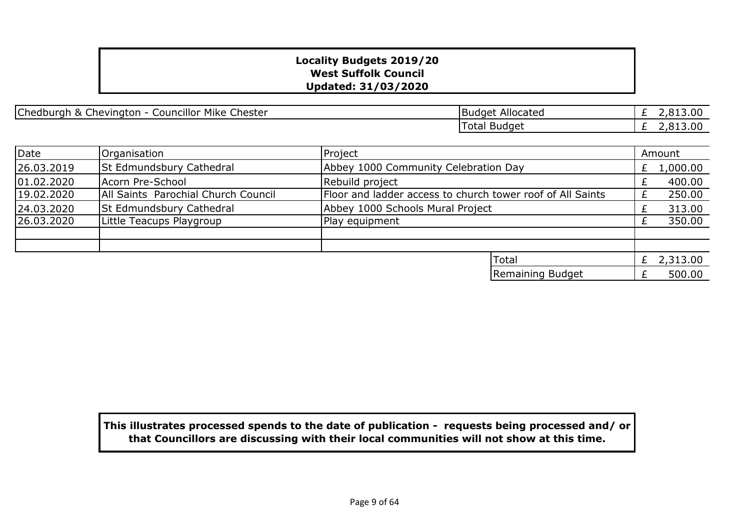**Locality Budgets 2019/20**
**West Suffolk Council**
**Updated: 31/03/2020**

| Chedburgh & Chevington - Councillor Mike Chester | Budget Allocated | £ 2,813.00 |
|---|---|---|
| | Total Budget | £ 2,813.00 |

| Date | Organisation | Project | Amount |
|---|---|---|---|
| 26.03.2019 | St Edmundsbury Cathedral | Abbey 1000 Community Celebration Day | £ 1,000.00 |
| 01.02.2020 | Acorn Pre-School | Rebuild project | £ 400.00 |
| 19.02.2020 | All Saints Parochial Church Council | Floor and ladder access to church tower roof of All Saints | £ 250.00 |
| 24.03.2020 | St Edmundsbury Cathedral | Abbey 1000 Schools Mural Project | £ 313.00 |
| 26.03.2020 | Little Teacups Playgroup | Play equipment | £ 350.00 |
| | | | |
| | | | |
| | | Total | £ 2,313.00 |
| | | Remaining Budget | £ 500.00 |

**This illustrates processed spends to the date of publication - requests being processed and/ or that Councillors are discussing with their local communities will not show at this time.**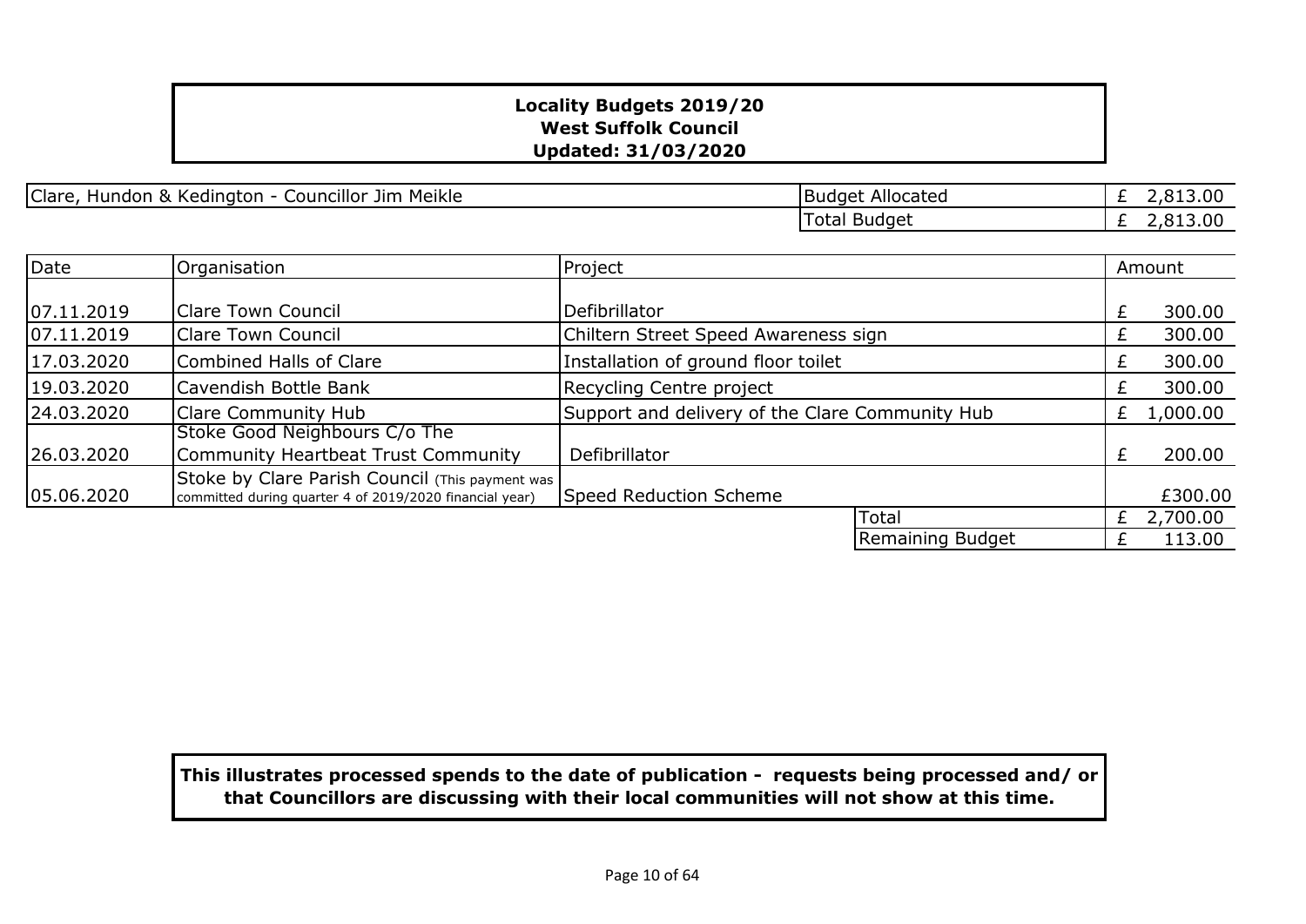**Locality Budgets 2019/20**
**West Suffolk Council**
**Updated: 31/03/2020**

| Clare, Hundon & Kedington - Councillor Jim Meikle | Budget Allocated | £ 2,813.00 |
|---|---|---|
| | Total Budget | £ 2,813.00 |

| Date | Organisation | Project | | Amount |
|---|---|---|---|---|
| 07.11.2019 | Clare Town Council | Defibrillator | | £ 300.00 |
| 07.11.2019 | Clare Town Council | Chiltern Street Speed Awareness sign | | £ 300.00 |
| 17.03.2020 | Combined Halls of Clare | Installation of ground floor toilet | | £ 300.00 |
| 19.03.2020 | Cavendish Bottle Bank | Recycling Centre project | | £ 300.00 |
| 24.03.2020 | Clare Community Hub | Support and delivery of the Clare Community Hub | | £ 1,000.00 |
| 26.03.2020 | Stoke Good Neighbours C/o The Community Heartbeat Trust Community | Defibrillator | | £ 200.00 |
| 05.06.2020 | Stoke by Clare Parish Council (This payment was committed during quarter 4 of 2019/2020 financial year) | Speed Reduction Scheme | | £300.00 |
| | | | Total | £ 2,700.00 |
| | | | Remaining Budget | £ 113.00 |

**This illustrates processed spends to the date of publication - requests being processed and/ or that Councillors are discussing with their local communities will not show at this time.**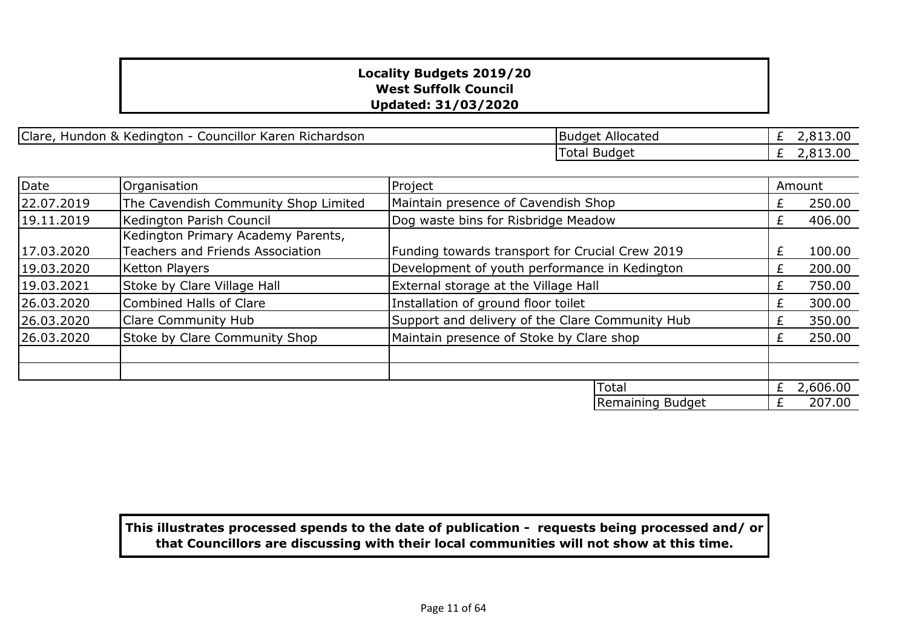**Locality Budgets 2019/20**
**West Suffolk Council**
**Updated: 31/03/2020**

| Clare, Hundon & Kedington - Councillor Karen Richardson | Budget Allocated | £ 2,813.00 |
|---|---|---|
| | Total Budget | £ 2,813.00 |

| Date | Organisation | Project | Amount |
|---|---|---|---|
| 22.07.2019 | The Cavendish Community Shop Limited | Maintain presence of Cavendish Shop | £ 250.00 |
| 19.11.2019 | Kedington Parish Council | Dog waste bins for Risbridge Meadow | £ 406.00 |
| 17.03.2020 | Kedington Primary Academy Parents, Teachers and Friends Association | Funding towards transport for Crucial Crew 2019 | £ 100.00 |
| 19.03.2020 | Ketton Players | Development of youth performance in Kedington | £ 200.00 |
| 19.03.2021 | Stoke by Clare Village Hall | External storage at the Village Hall | £ 750.00 |
| 26.03.2020 | Combined Halls of Clare | Installation of ground floor toilet | £ 300.00 |
| 26.03.2020 | Clare Community Hub | Support and delivery of the Clare Community Hub | £ 350.00 |
| 26.03.2020 | Stoke by Clare Community Shop | Maintain presence of Stoke by Clare shop | £ 250.00 |
| | | | |
| | | | |
| | | Total | £ 2,606.00 |
| | | Remaining Budget | £ 207.00 |

**This illustrates processed spends to the date of publication - requests being processed and/ or that Councillors are discussing with their local communities will not show at this time.**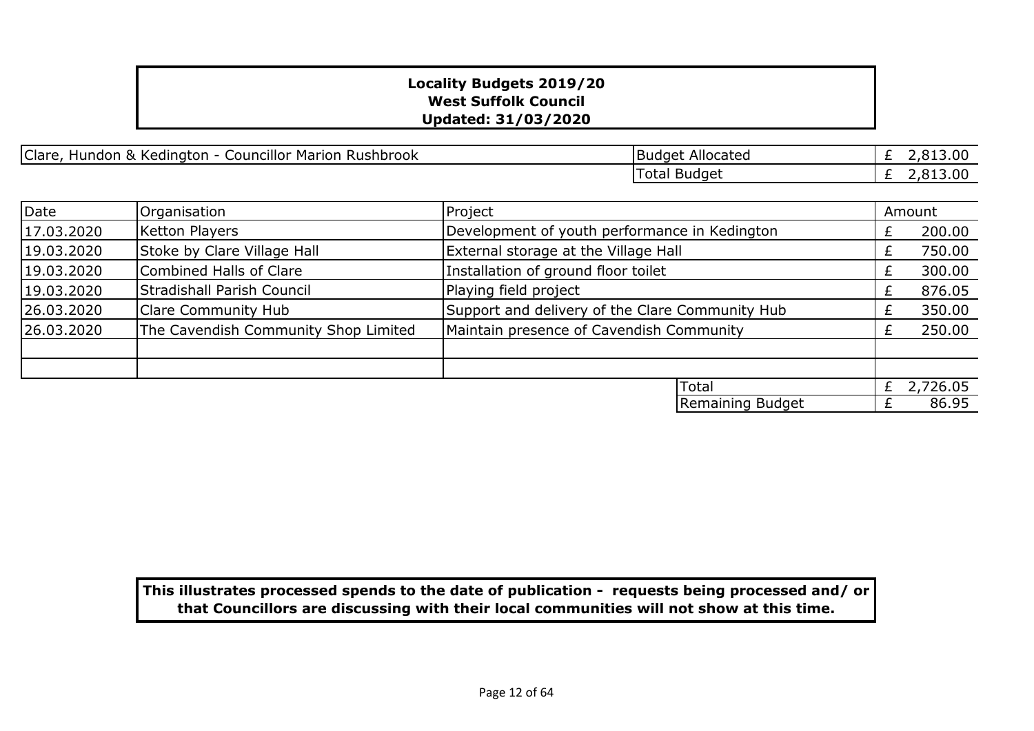**Locality Budgets 2019/20**
**West Suffolk Council**
**Updated: 31/03/2020**

| Clare, Hundon & Kedington - Councillor Marion Rushbrook | Budget Allocated | £ 2,813.00 |
|---|---|---|
| | Total Budget | £ 2,813.00 |

| Date | Organisation | Project | Amount |
|---|---|---|---|
| 17.03.2020 | Ketton Players | Development of youth performance in Kedington | £ 200.00 |
| 19.03.2020 | Stoke by Clare Village Hall | External storage at the Village Hall | £ 750.00 |
| 19.03.2020 | Combined Halls of Clare | Installation of ground floor toilet | £ 300.00 |
| 19.03.2020 | Stradishall Parish Council | Playing field project | £ 876.05 |
| 26.03.2020 | Clare Community Hub | Support and delivery of the Clare Community Hub | £ 350.00 |
| 26.03.2020 | The Cavendish Community Shop Limited | Maintain presence of Cavendish Community | £ 250.00 |
| | | | |
| | | | |
| | | Total | £ 2,726.05 |
| | | Remaining Budget | £ 86.95 |

**This illustrates processed spends to the date of publication - requests being processed and/ or that Councillors are discussing with their local communities will not show at this time.**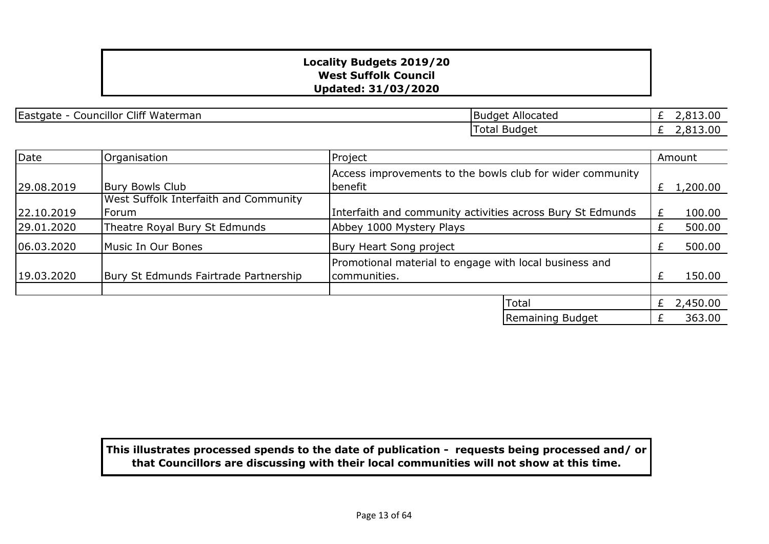**Locality Budgets 2019/20**
**West Suffolk Council**
**Updated: 31/03/2020**

| Eastgate - Councillor Cliff Waterman | Budget Allocated | £ 2,813.00 |
|---|---|---|
| | Total Budget | £ 2,813.00 |

| Date | Organisation | Project | Amount |
|---|---|---|---|
| 29.08.2019 | Bury Bowls Club | Access improvements to the bowls club for wider community benefit | £ 1,200.00 |
| 22.10.2019 | West Suffolk Interfaith and Community Forum | Interfaith and community activities across Bury St Edmunds | £ 100.00 |
| 29.01.2020 | Theatre Royal Bury St Edmunds | Abbey 1000 Mystery Plays | £ 500.00 |
| 06.03.2020 | Music In Our Bones | Bury Heart Song project | £ 500.00 |
| 19.03.2020 | Bury St Edmunds Fairtrade Partnership | Promotional material to engage with local business and communities. | £ 150.00 |
| | | | |
| | | Total | £ 2,450.00 |
| | | Remaining Budget | £ 363.00 |

**This illustrates processed spends to the date of publication - requests being processed and/ or that Councillors are discussing with their local communities will not show at this time.**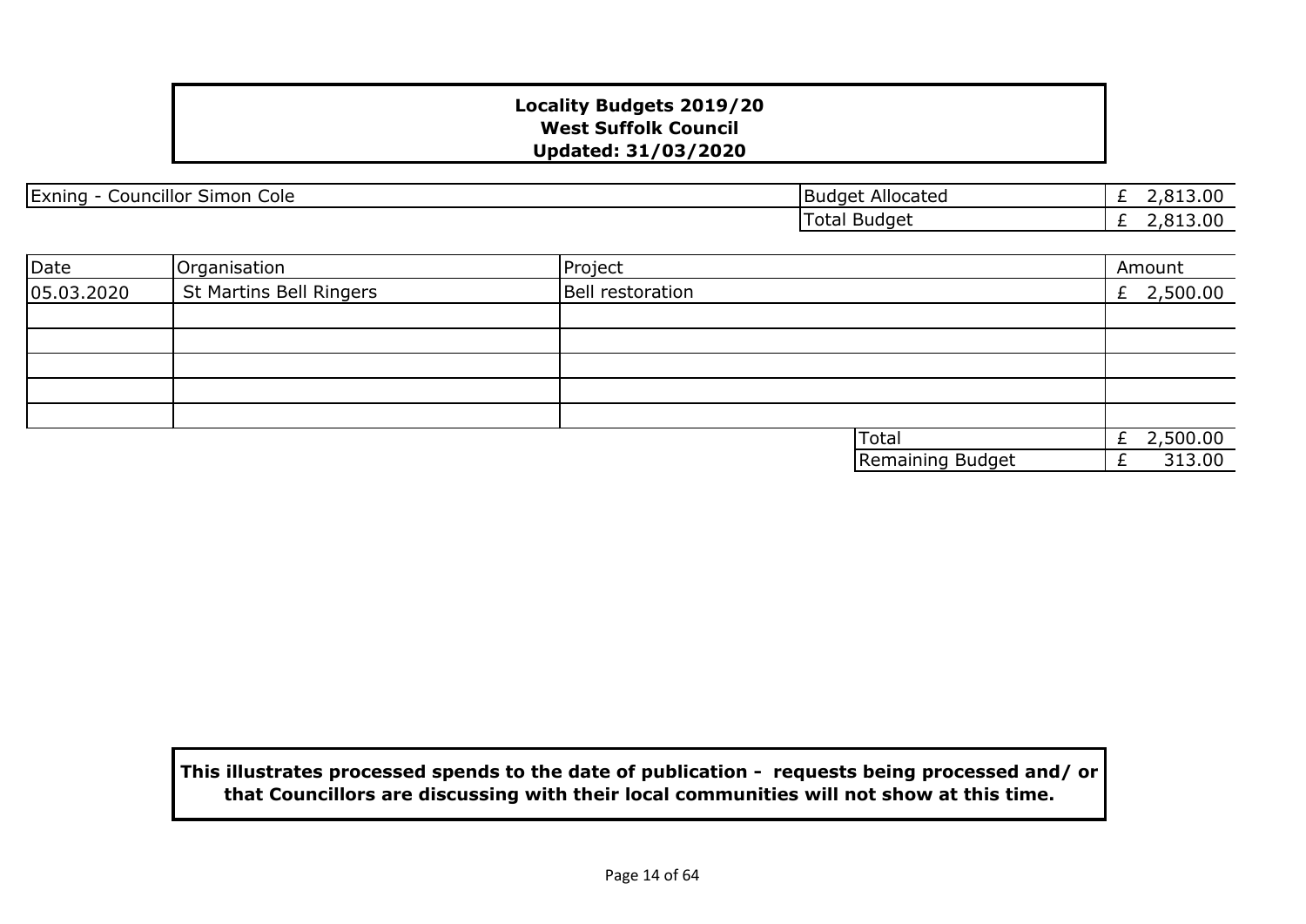**Locality Budgets 2019/20**
**West Suffolk Council**
**Updated: 31/03/2020**

| Exning - Councillor Simon Cole | Budget Allocated | £ 2,813.00 |
|---|---|---|
| | Total Budget | £ 2,813.00 |

| Date | Organisation | Project | Amount |
|---|---|---|---|
| 05.03.2020 | St Martins Bell Ringers | Bell restoration | £ 2,500.00 |
| | | | |
| | | | |
| | | | |
| | | | |
| | | | |
| | | Total | £ 2,500.00 |
| | | Remaining Budget | £ 313.00 |

**This illustrates processed spends to the date of publication - requests being processed and/ or that Councillors are discussing with their local communities will not show at this time.**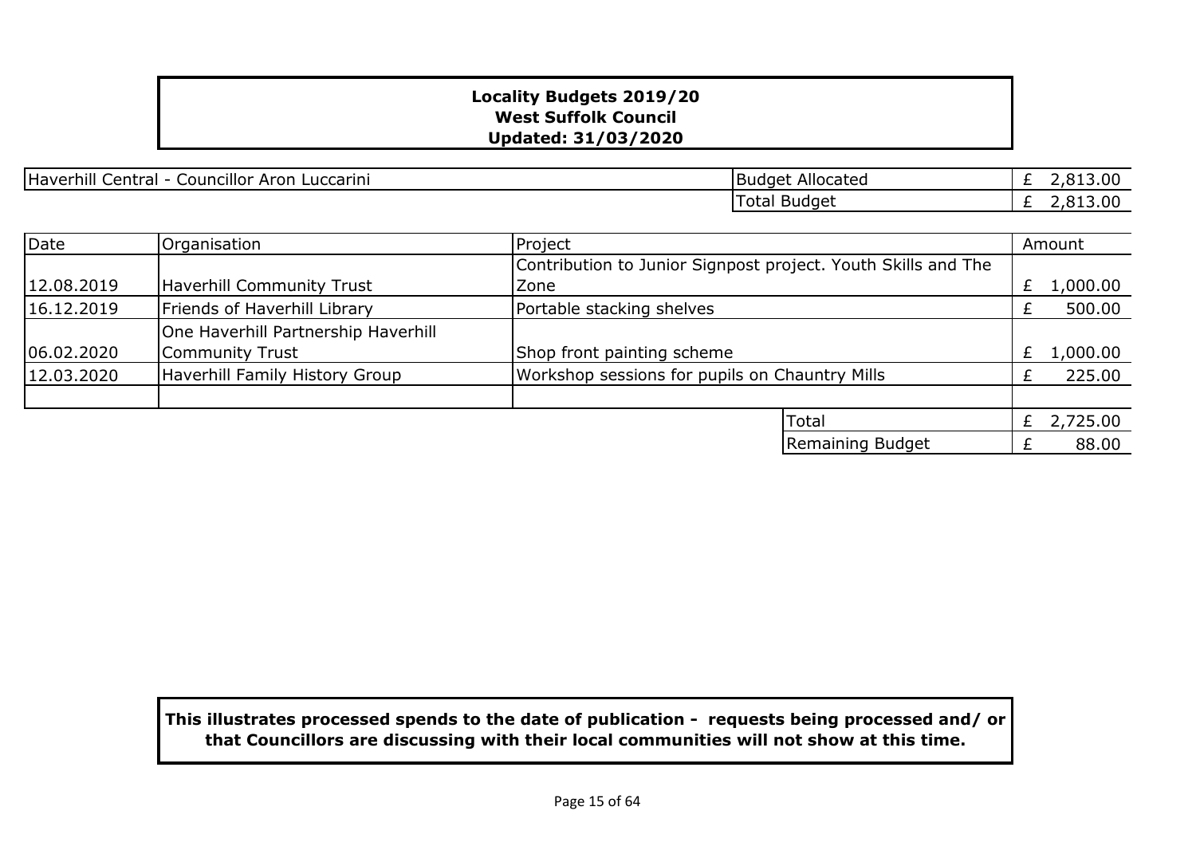**Locality Budgets 2019/20**
**West Suffolk Council**
**Updated: 31/03/2020**

| Haverhill Central - Councillor Aron Luccarini | Budget Allocated | £ 2,813.00 |
|---|---|---|
| | Total Budget | £ 2,813.00 |

| Date | Organisation | Project | Amount |
|---|---|---|---|
| 12.08.2019 | Haverhill Community Trust | Contribution to Junior Signpost project. Youth Skills and The Zone | £ 1,000.00 |
| 16.12.2019 | Friends of Haverhill Library | Portable stacking shelves | £ 500.00 |
| 06.02.2020 | One Haverhill Partnership Haverhill Community Trust | Shop front painting scheme | £ 1,000.00 |
| 12.03.2020 | Haverhill Family History Group | Workshop sessions for pupils on Chauntry Mills | £ 225.00 |
| | | | |
| | | Total | £ 2,725.00 |
| | | Remaining Budget | £ 88.00 |

**This illustrates processed spends to the date of publication - requests being processed and/ or that Councillors are discussing with their local communities will not show at this time.**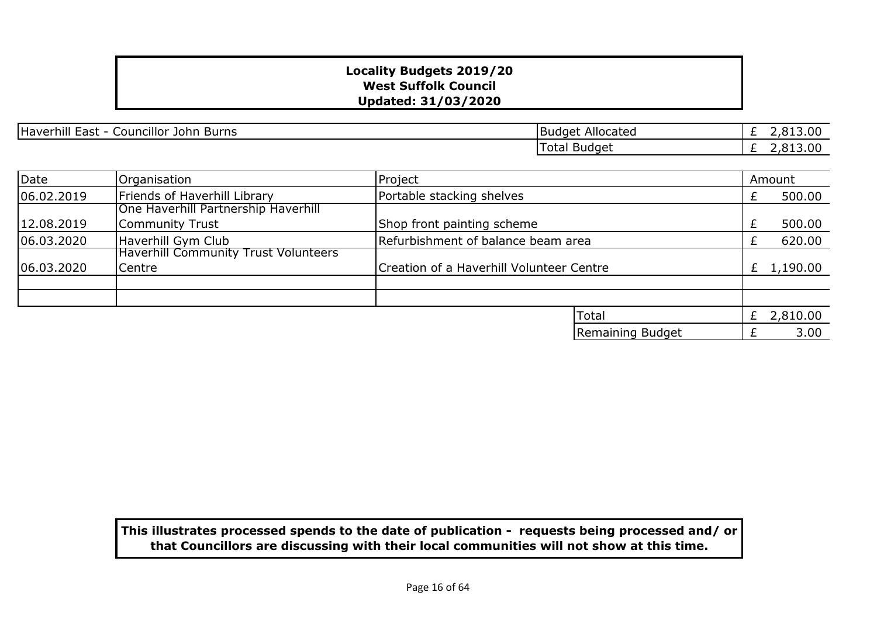**Locality Budgets 2019/20**
**West Suffolk Council**
**Updated: 31/03/2020**

| Haverhill East - Councillor John Burns | Budget Allocated | £ 2,813.00 |
|---|---|---|
| | Total Budget | £ 2,813.00 |

| Date | Organisation | Project | Amount |
|---|---|---|---|
| 06.02.2019 | Friends of Haverhill Library | Portable stacking shelves | £ 500.00 |
| 12.08.2019 | One Haverhill Partnership Haverhill Community Trust | Shop front painting scheme | £ 500.00 |
| 06.03.2020 | Haverhill Gym Club | Refurbishment of balance beam area | £ 620.00 |
| 06.03.2020 | Haverhill Community Trust Volunteers Centre | Creation of a Haverhill Volunteer Centre | £ 1,190.00 |
| | | | |
| | | | |
| | | Total | £ 2,810.00 |
| | | Remaining Budget | £ 3.00 |

**This illustrates processed spends to the date of publication - requests being processed and/ or that Councillors are discussing with their local communities will not show at this time.**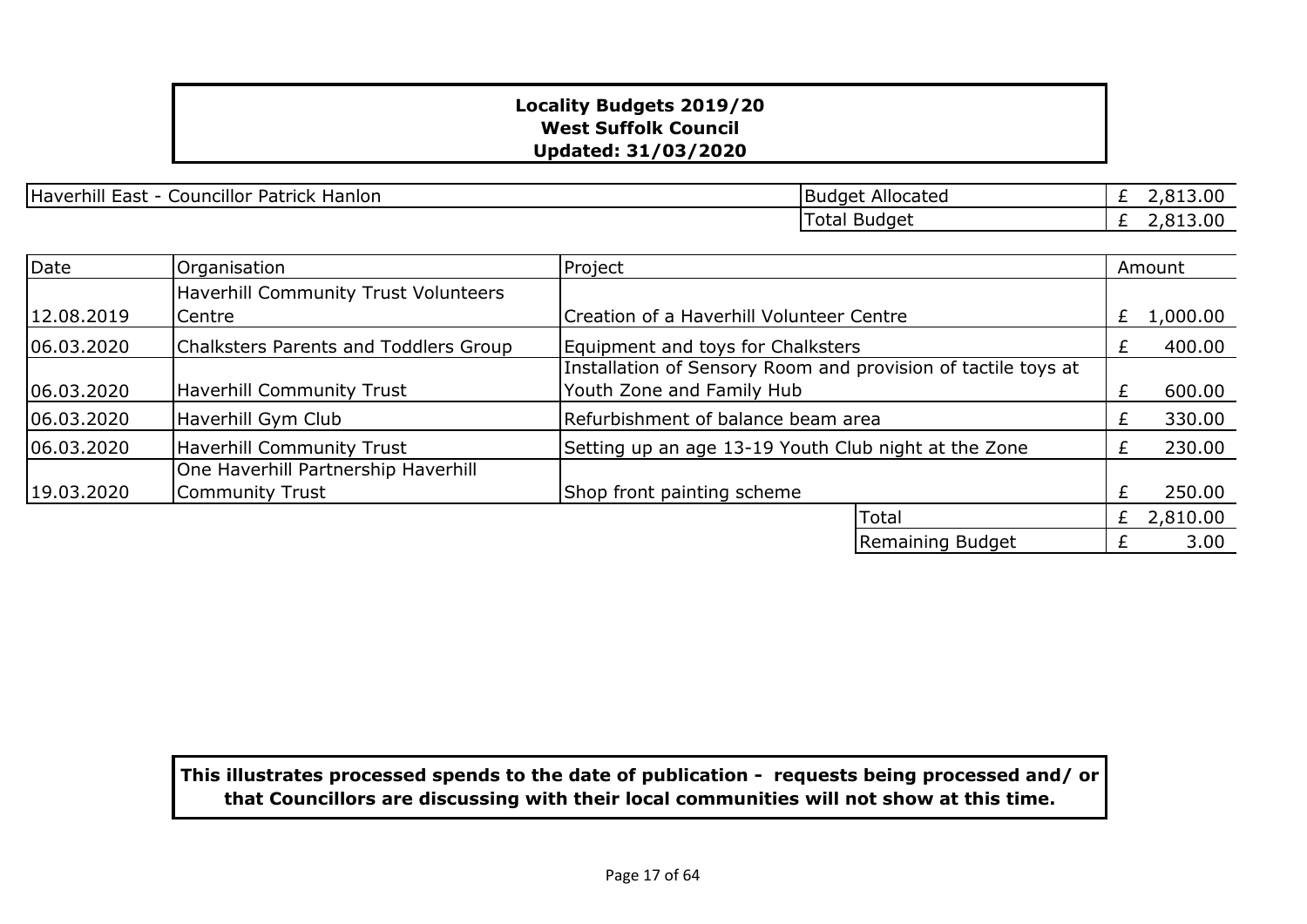**Locality Budgets 2019/20**
**West Suffolk Council**
**Updated: 31/03/2020**

| Haverhill East - Councillor Patrick Hanlon | Budget Allocated | £ 2,813.00 |
|---|---|---|
| | Total Budget | £ 2,813.00 |

| Date | Organisation | Project | Amount |
|---|---|---|---|
| 12.08.2019 | Haverhill Community Trust Volunteers Centre | Creation of a Haverhill Volunteer Centre | £ 1,000.00 |
| 06.03.2020 | Chalksters Parents and Toddlers Group | Equipment and toys for Chalksters | £ 400.00 |
| 06.03.2020 | Haverhill Community Trust | Installation of Sensory Room and provision of tactile toys at Youth Zone and Family Hub | £ 600.00 |
| 06.03.2020 | Haverhill Gym Club | Refurbishment of balance beam area | £ 330.00 |
| 06.03.2020 | Haverhill Community Trust | Setting up an age 13-19 Youth Club night at the Zone | £ 230.00 |
| 19.03.2020 | One Haverhill Partnership Haverhill Community Trust | Shop front painting scheme | £ 250.00 |
| | | Total | £ 2,810.00 |
| | | Remaining Budget | £ 3.00 |

**This illustrates processed spends to the date of publication - requests being processed and/ or that Councillors are discussing with their local communities will not show at this time.**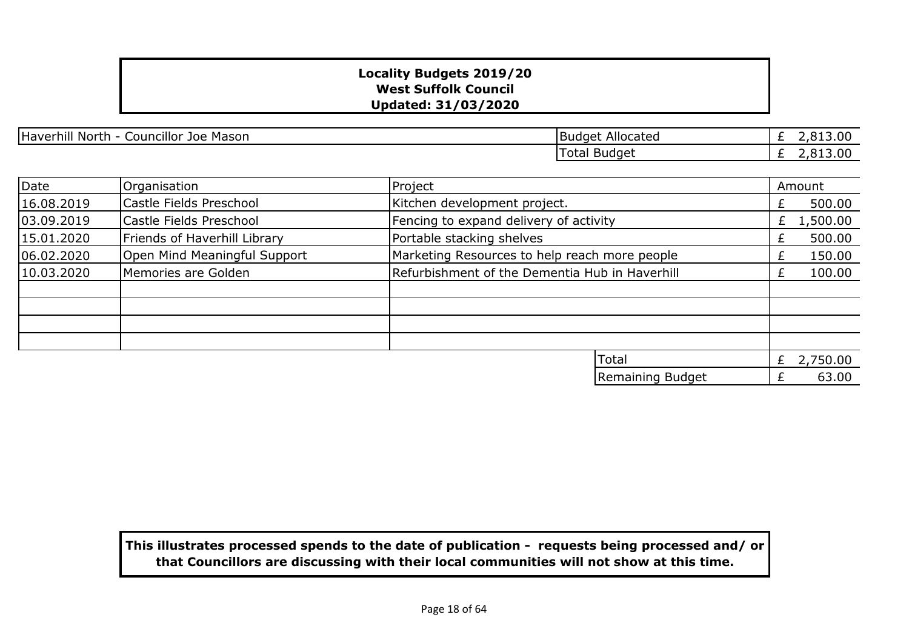**Locality Budgets 2019/20**
**West Suffolk Council**
**Updated: 31/03/2020**

| Haverhill North - Councillor Joe Mason | Budget Allocated | £ 2,813.00 |
|---|---|---|
| | Total Budget | £ 2,813.00 |

| Date | Organisation | Project | Amount |
|---|---|---|---|
| 16.08.2019 | Castle Fields Preschool | Kitchen development project. | £ 500.00 |
| 03.09.2019 | Castle Fields Preschool | Fencing to expand delivery of activity | £ 1,500.00 |
| 15.01.2020 | Friends of Haverhill Library | Portable stacking shelves | £ 500.00 |
| 06.02.2020 | Open Mind Meaningful Support | Marketing Resources to help reach more people | £ 150.00 |
| 10.03.2020 | Memories are Golden | Refurbishment of the Dementia Hub in Haverhill | £ 100.00 |
| | | | |
| | | | |
| | | | |
| | | | |
| | | Total | £ 2,750.00 |
| | | Remaining Budget | £ 63.00 |

**This illustrates processed spends to the date of publication - requests being processed and/ or that Councillors are discussing with their local communities will not show at this time.**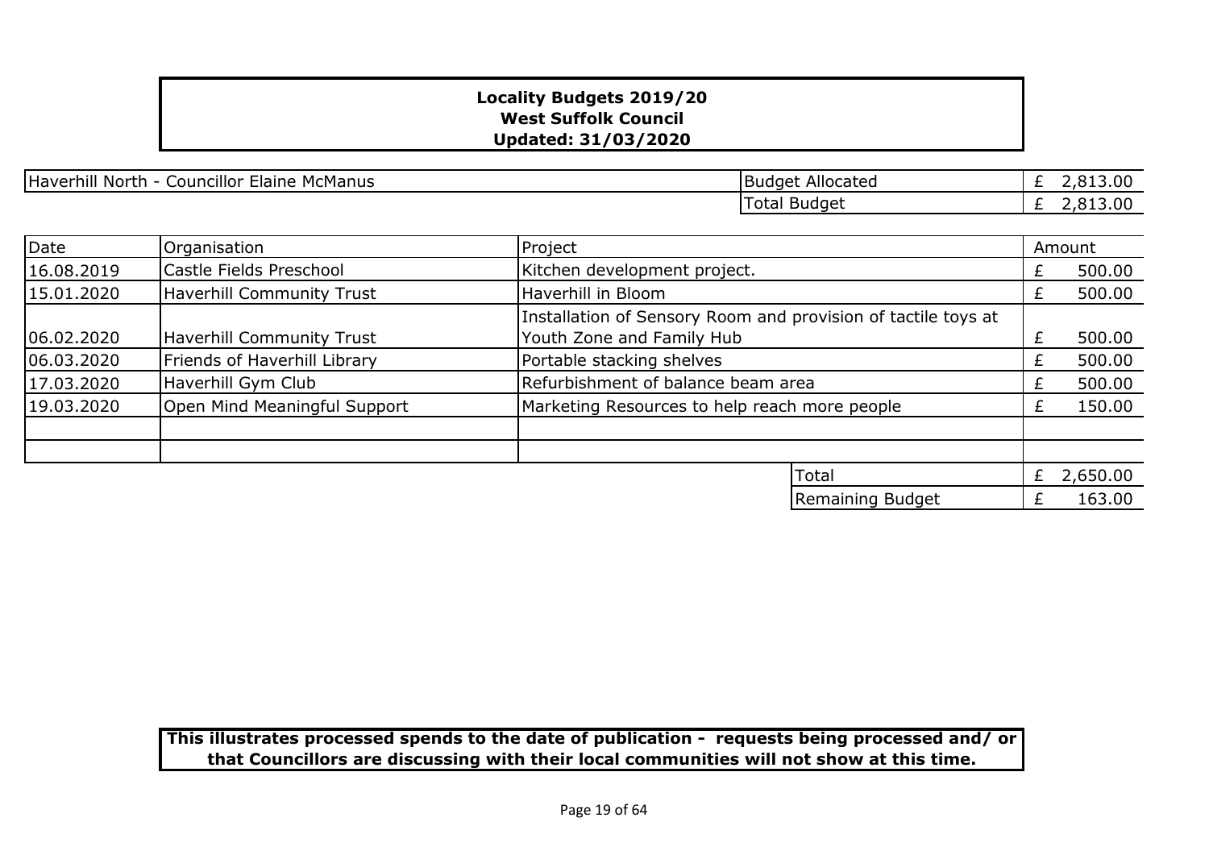**Locality Budgets 2019/20**
**West Suffolk Council**
**Updated: 31/03/2020**

| Haverhill North - Councillor Elaine McManus | Budget Allocated | £ 2,813.00 |
|---|---|---|
| | Total Budget | £ 2,813.00 |

| Date | Organisation | Project | Amount |
|---|---|---|---|
| 16.08.2019 | Castle Fields Preschool | Kitchen development project. | £ 500.00 |
| 15.01.2020 | Haverhill Community Trust | Haverhill in Bloom | £ 500.00 |
| 06.02.2020 | Haverhill Community Trust | Installation of Sensory Room and provision of tactile toys at Youth Zone and Family Hub | £ 500.00 |
| 06.03.2020 | Friends of Haverhill Library | Portable stacking shelves | £ 500.00 |
| 17.03.2020 | Haverhill Gym Club | Refurbishment of balance beam area | £ 500.00 |
| 19.03.2020 | Open Mind Meaningful Support | Marketing Resources to help reach more people | £ 150.00 |
| | | | |
| | | | |
| | | Total | £ 2,650.00 |
| | | Remaining Budget | £ 163.00 |

**This illustrates processed spends to the date of publication - requests being processed and/ or that Councillors are discussing with their local communities will not show at this time.**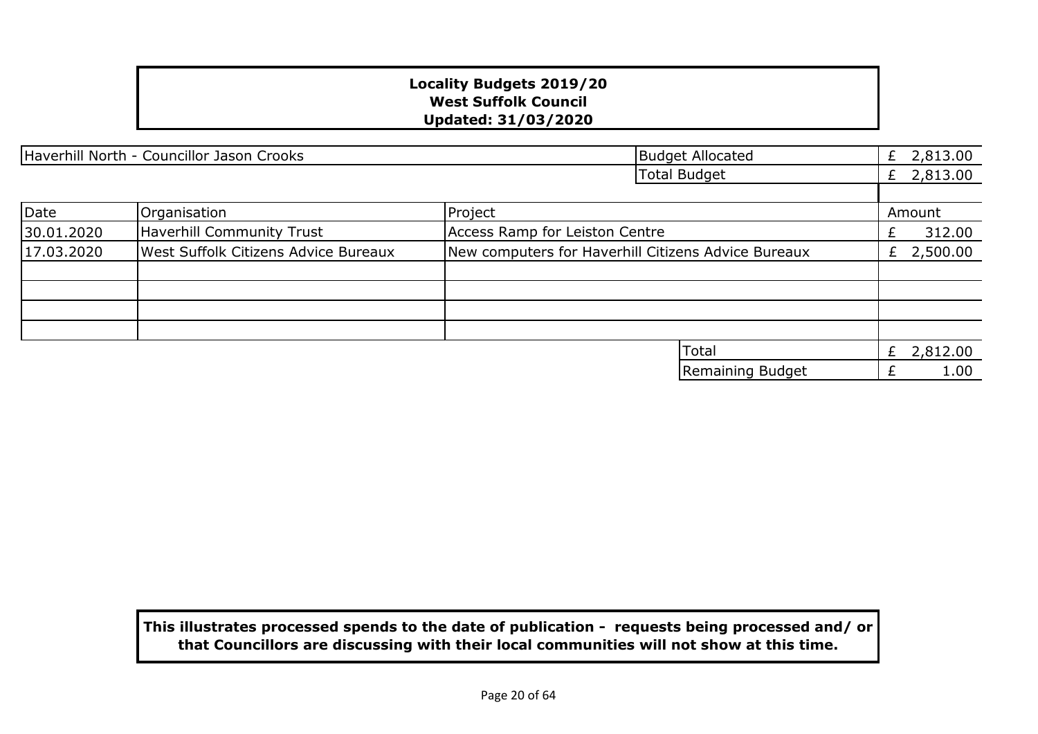**Locality Budgets 2019/20**
**West Suffolk Council**
**Updated: 31/03/2020**

| Haverhill North - Councillor Jason Crooks | | Budget Allocated | £ 2,813.00 |
|---|---|---|---|
| | | Total Budget | £ 2,813.00 |

| Date | Organisation | Project | Amount |
|---|---|---|---|
| 30.01.2020 | Haverhill Community Trust | Access Ramp for Leiston Centre | £ 312.00 |
| 17.03.2020 | West Suffolk Citizens Advice Bureaux | New computers for Haverhill Citizens Advice Bureaux | £ 2,500.00 |
| | | | |
| | | | |
| | | | |
| | | | |
| | | Total | £ 2,812.00 |
| | | Remaining Budget | £ 1.00 |

**This illustrates processed spends to the date of publication - requests being processed and/ or that Councillors are discussing with their local communities will not show at this time.**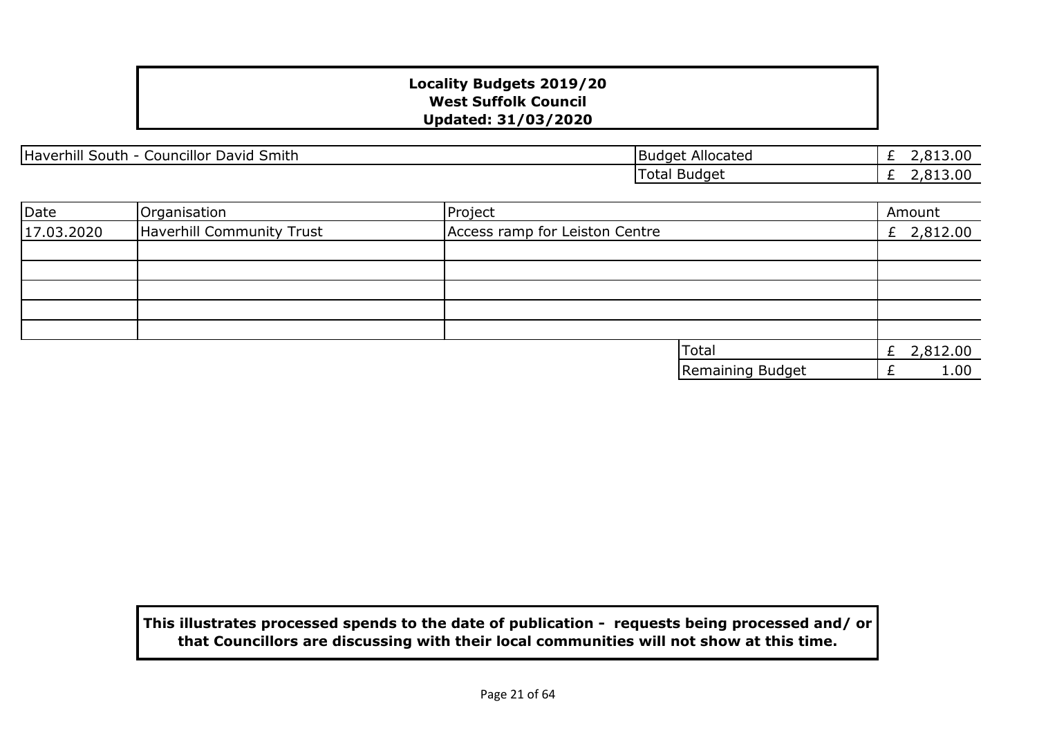**Locality Budgets 2019/20**
**West Suffolk Council**
**Updated: 31/03/2020**

| Haverhill South - Councillor David Smith | Budget Allocated | £ 2,813.00 |
|---|---|---|
| | Total Budget | £ 2,813.00 |

| Date | Organisation | Project | Amount |
|---|---|---|---|
| 17.03.2020 | Haverhill Community Trust | Access ramp for Leiston Centre | £ 2,812.00 |
| | | | |
| | | | |
| | | | |
| | | | |
| | | | |
| | | Total | £ 2,812.00 |
| | | Remaining Budget | £ 1.00 |

**This illustrates processed spends to the date of publication - requests being processed and/ or that Councillors are discussing with their local communities will not show at this time.**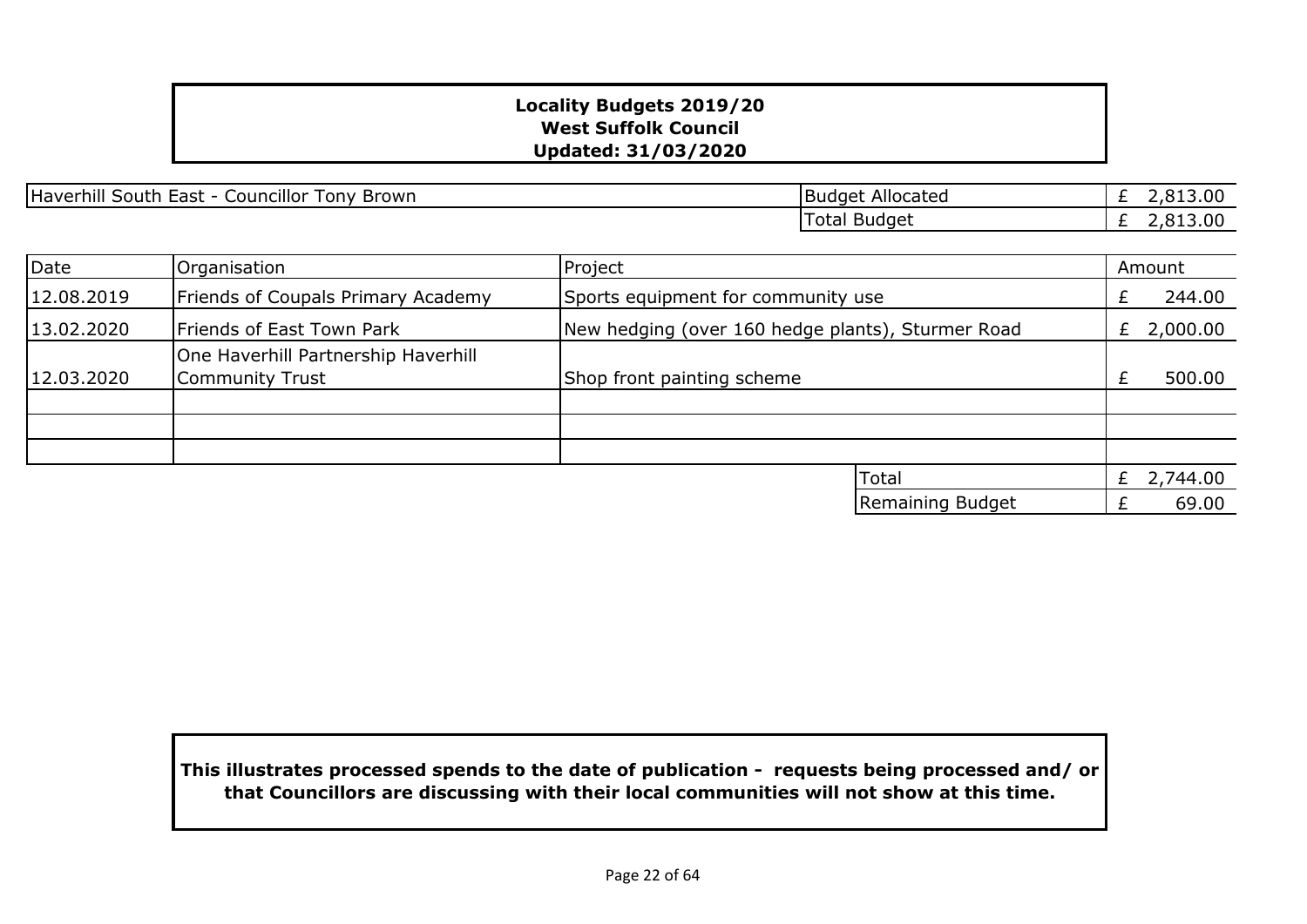**Locality Budgets 2019/20**
**West Suffolk Council**
**Updated: 31/03/2020**

| Haverhill South East - Councillor Tony Brown | | | |
|---|---|---|---|
| | | Budget Allocated | £ 2,813.00 |
| | | Total Budget | £ 2,813.00 |

| Date | Organisation | Project | Amount |
|---|---|---|---|
| 12.08.2019 | Friends of Coupals Primary Academy | Sports equipment for community use | £ 244.00 |
| 13.02.2020 | Friends of East Town Park | New hedging (over 160 hedge plants), Sturmer Road | £ 2,000.00 |
| 12.03.2020 | One Haverhill Partnership Haverhill Community Trust | Shop front painting scheme | £ 500.00 |
| | | | |
| | | | |
| | | | |
| | | Total | £ 2,744.00 |
| | | Remaining Budget | £ 69.00 |

**This illustrates processed spends to the date of publication - requests being processed and/ or that Councillors are discussing with their local communities will not show at this time.**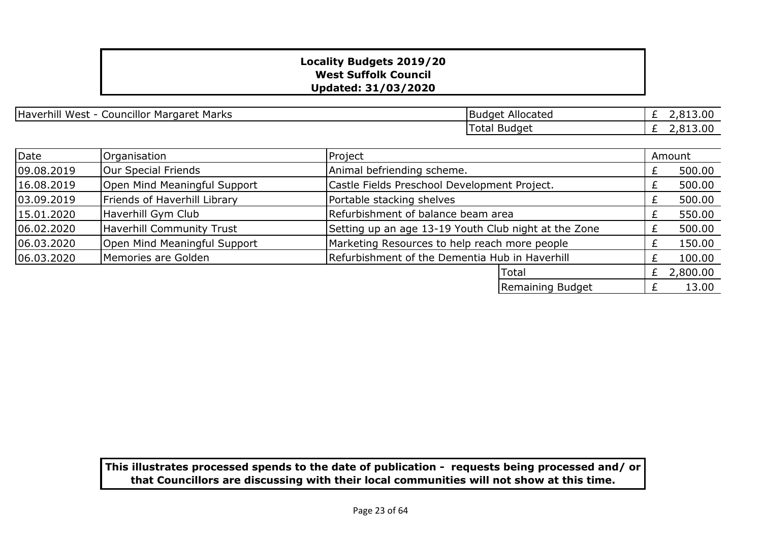**Locality Budgets 2019/20**
**West Suffolk Council**
**Updated: 31/03/2020**

| Haverhill West - Councillor Margaret Marks | Budget Allocated | £ 2,813.00 |
|---|---|---|
| | Total Budget | £ 2,813.00 |

| Date | Organisation | Project | Amount |
|---|---|---|---|
| 09.08.2019 | Our Special Friends | Animal befriending scheme. | £ 500.00 |
| 16.08.2019 | Open Mind Meaningful Support | Castle Fields Preschool Development Project. | £ 500.00 |
| 03.09.2019 | Friends of Haverhill Library | Portable stacking shelves | £ 500.00 |
| 15.01.2020 | Haverhill Gym Club | Refurbishment of balance beam area | £ 550.00 |
| 06.02.2020 | Haverhill Community Trust | Setting up an age 13-19 Youth Club night at the Zone | £ 500.00 |
| 06.03.2020 | Open Mind Meaningful Support | Marketing Resources to help reach more people | £ 150.00 |
| 06.03.2020 | Memories are Golden | Refurbishment of the Dementia Hub in Haverhill | £ 100.00 |
| | | Total | £ 2,800.00 |
| | | Remaining Budget | £ 13.00 |

**This illustrates processed spends to the date of publication - requests being processed and/ or that Councillors are discussing with their local communities will not show at this time.**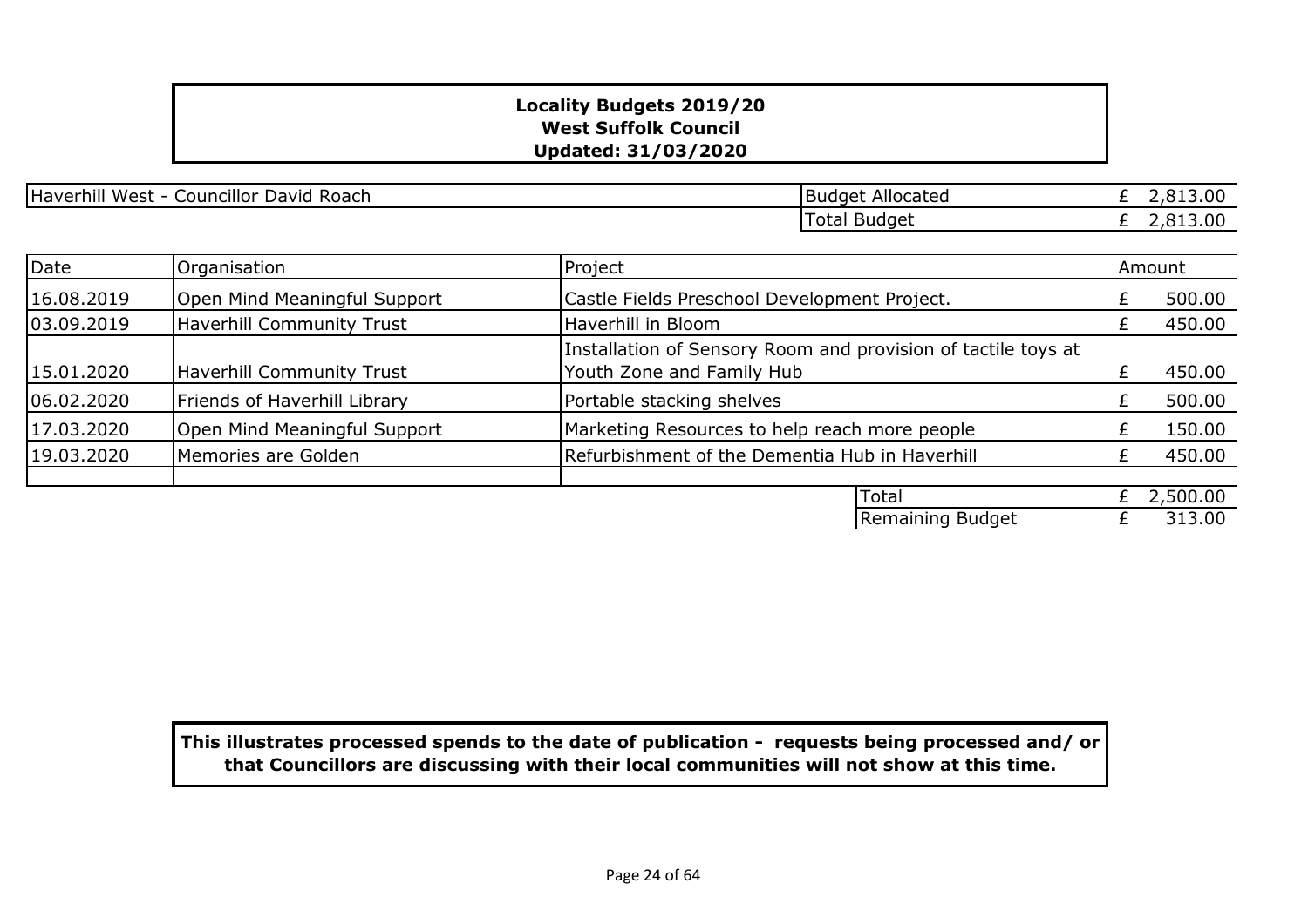**Locality Budgets 2019/20**
**West Suffolk Council**
**Updated: 31/03/2020**

| Haverhill West - Councillor David Roach | Budget Allocated | £ 2,813.00 |
|---|---|---|
| | Total Budget | £ 2,813.00 |

| Date | Organisation | Project | Amount |
|---|---|---|---|
| 16.08.2019 | Open Mind Meaningful Support | Castle Fields Preschool Development Project. | £ 500.00 |
| 03.09.2019 | Haverhill Community Trust | Haverhill in Bloom | £ 450.00 |
| 15.01.2020 | Haverhill Community Trust | Installation of Sensory Room and provision of tactile toys at Youth Zone and Family Hub | £ 450.00 |
| 06.02.2020 | Friends of Haverhill Library | Portable stacking shelves | £ 500.00 |
| 17.03.2020 | Open Mind Meaningful Support | Marketing Resources to help reach more people | £ 150.00 |
| 19.03.2020 | Memories are Golden | Refurbishment of the Dementia Hub in Haverhill | £ 450.00 |
| | | | |
| | | Total | £ 2,500.00 |
| | | Remaining Budget | £ 313.00 |

**This illustrates processed spends to the date of publication - requests being processed and/ or that Councillors are discussing with their local communities will not show at this time.**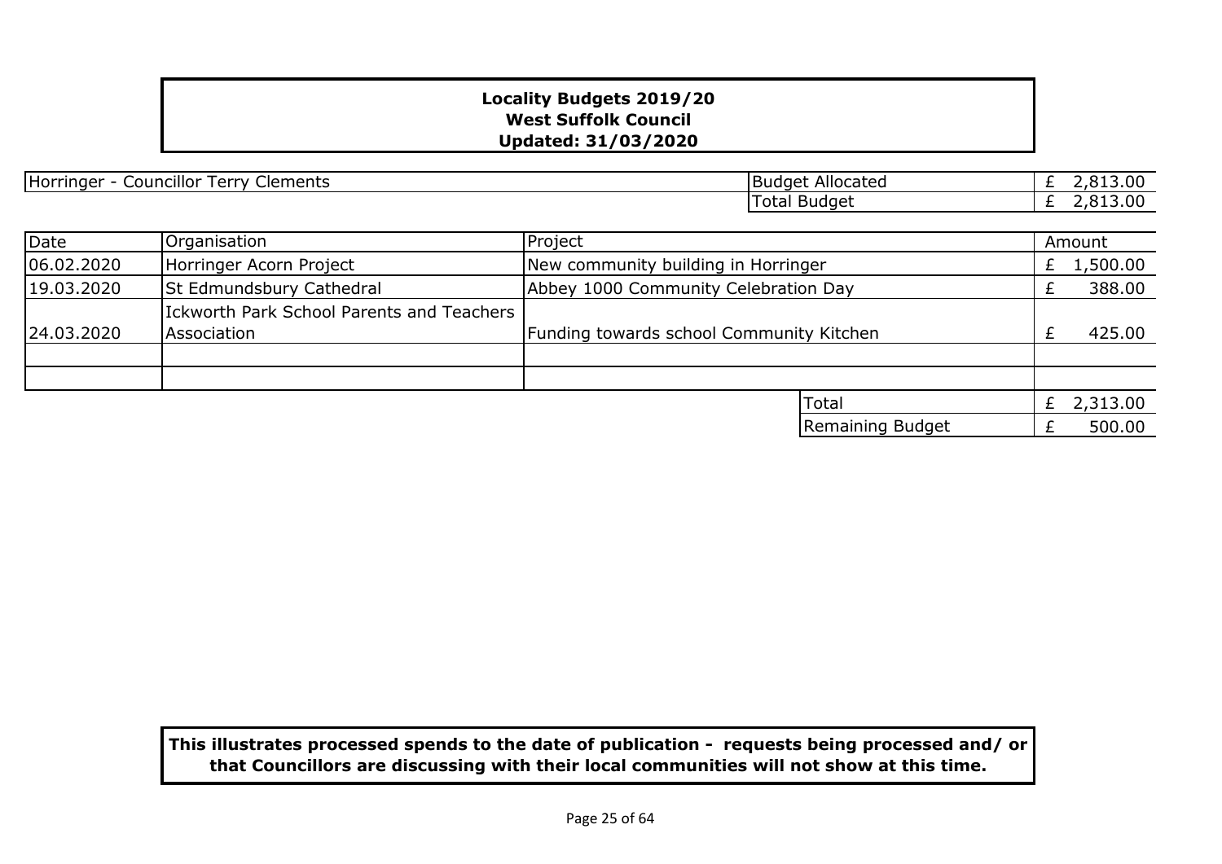**Locality Budgets 2019/20**
**West Suffolk Council**
**Updated: 31/03/2020**

| Horringer - Councillor Terry Clements | Budget Allocated | £ 2,813.00 |
|---|---|---|
| | Total Budget | £ 2,813.00 |

| Date | Organisation | Project | Amount |
|---|---|---|---|
| 06.02.2020 | Horringer Acorn Project | New community building in Horringer | £ 1,500.00 |
| 19.03.2020 | St Edmundsbury Cathedral | Abbey 1000 Community Celebration Day | £ 388.00 |
| 24.03.2020 | Ickworth Park School Parents and Teachers Association | Funding towards school Community Kitchen | £ 425.00 |
| | | | |
| | | | |
| | | Total | £ 2,313.00 |
| | | Remaining Budget | £ 500.00 |

**This illustrates processed spends to the date of publication - requests being processed and/ or that Councillors are discussing with their local communities will not show at this time.**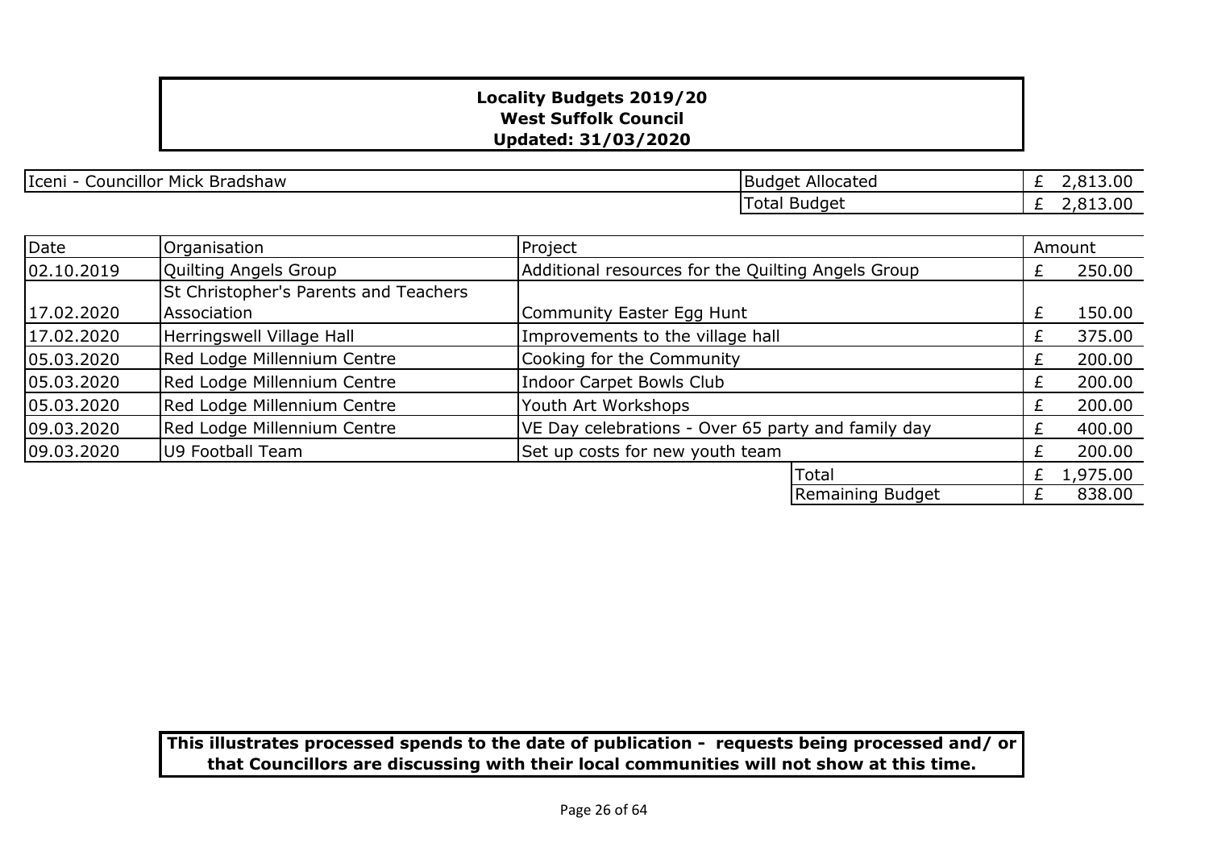**Locality Budgets 2019/20**
**West Suffolk Council**
**Updated: 31/03/2020**

| Iceni - Councillor Mick Bradshaw | Budget Allocated | £ 2,813.00 |
|---|---|---|
| | Total Budget | £ 2,813.00 |

| Date | Organisation | Project | | Amount |
|---|---|---|---|---|
| 02.10.2019 | Quilting Angels Group | Additional resources for the Quilting Angels Group | | £ 250.00 |
| 17.02.2020 | St Christopher's Parents and Teachers Association | Community Easter Egg Hunt | | £ 150.00 |
| 17.02.2020 | Herringswell Village Hall | Improvements to the village hall | | £ 375.00 |
| 05.03.2020 | Red Lodge Millennium Centre | Cooking for the Community | | £ 200.00 |
| 05.03.2020 | Red Lodge Millennium Centre | Indoor Carpet Bowls Club | | £ 200.00 |
| 05.03.2020 | Red Lodge Millennium Centre | Youth Art Workshops | | £ 200.00 |
| 09.03.2020 | Red Lodge Millennium Centre | VE Day celebrations - Over 65 party and family day | | £ 400.00 |
| 09.03.2020 | U9 Football Team | Set up costs for new youth team | | £ 200.00 |
| | | | Total | £ 1,975.00 |
| | | | Remaining Budget | £ 838.00 |

**This illustrates processed spends to the date of publication - requests being processed and/ or that Councillors are discussing with their local communities will not show at this time.**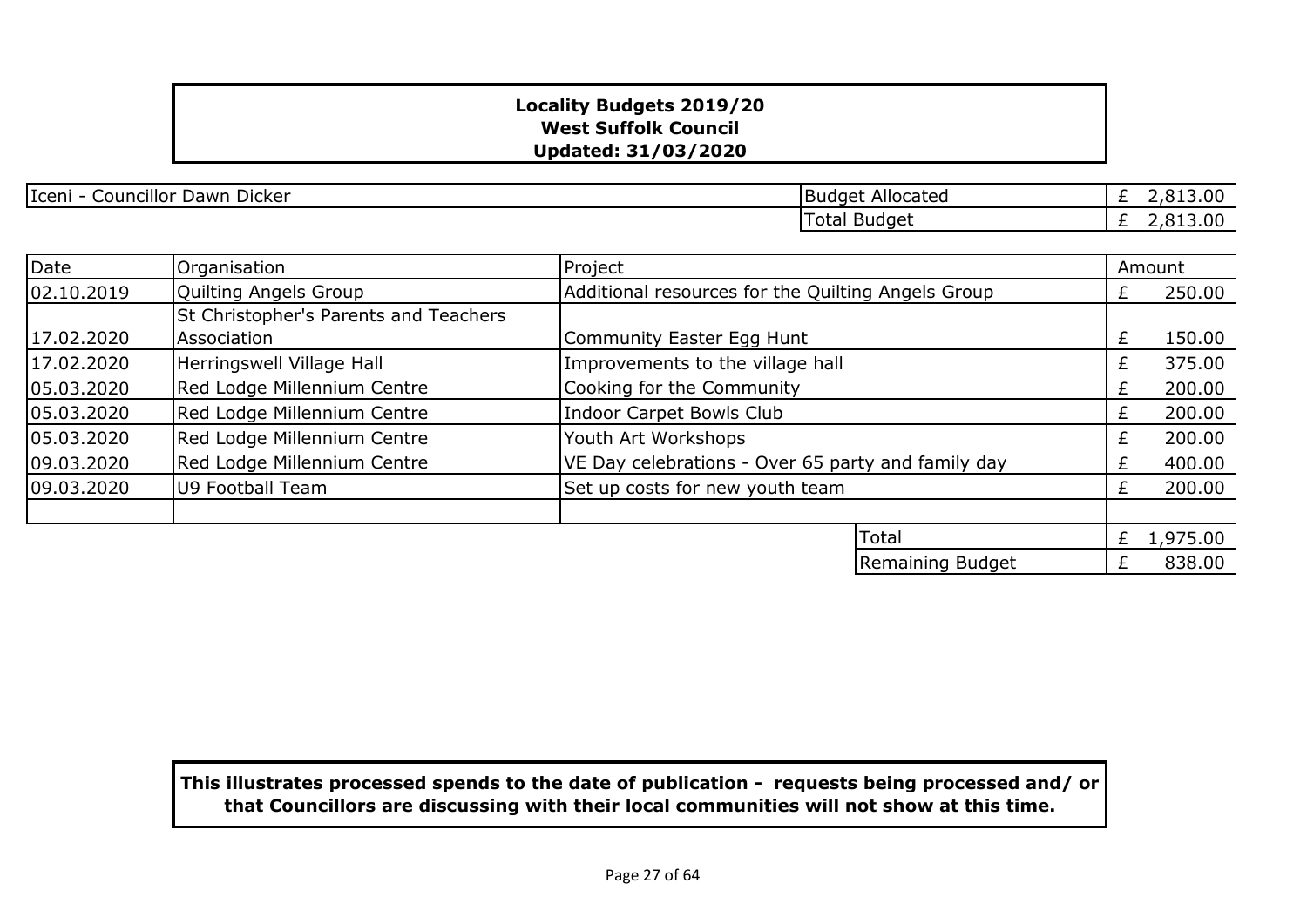**Locality Budgets 2019/20**
**West Suffolk Council**
**Updated: 31/03/2020**

| Iceni - Councillor Dawn Dicker | | |
|---|---|---|
| | Budget Allocated | £ 2,813.00 |
| | Total Budget | £ 2,813.00 |

| Date | Organisation | Project | Amount |
|---|---|---|---|
| 02.10.2019 | Quilting Angels Group | Additional resources for the Quilting Angels Group | £ 250.00 |
| 17.02.2020 | St Christopher's Parents and Teachers Association | Community Easter Egg Hunt | £ 150.00 |
| 17.02.2020 | Herringswell Village Hall | Improvements to the village hall | £ 375.00 |
| 05.03.2020 | Red Lodge Millennium Centre | Cooking for the Community | £ 200.00 |
| 05.03.2020 | Red Lodge Millennium Centre | Indoor Carpet Bowls Club | £ 200.00 |
| 05.03.2020 | Red Lodge Millennium Centre | Youth Art Workshops | £ 200.00 |
| 09.03.2020 | Red Lodge Millennium Centre | VE Day celebrations - Over 65 party and family day | £ 400.00 |
| 09.03.2020 | U9 Football Team | Set up costs for new youth team | £ 200.00 |
| | | | |
| | | Total | £ 1,975.00 |
| | | Remaining Budget | £ 838.00 |

**This illustrates processed spends to the date of publication - requests being processed and/ or that Councillors are discussing with their local communities will not show at this time.**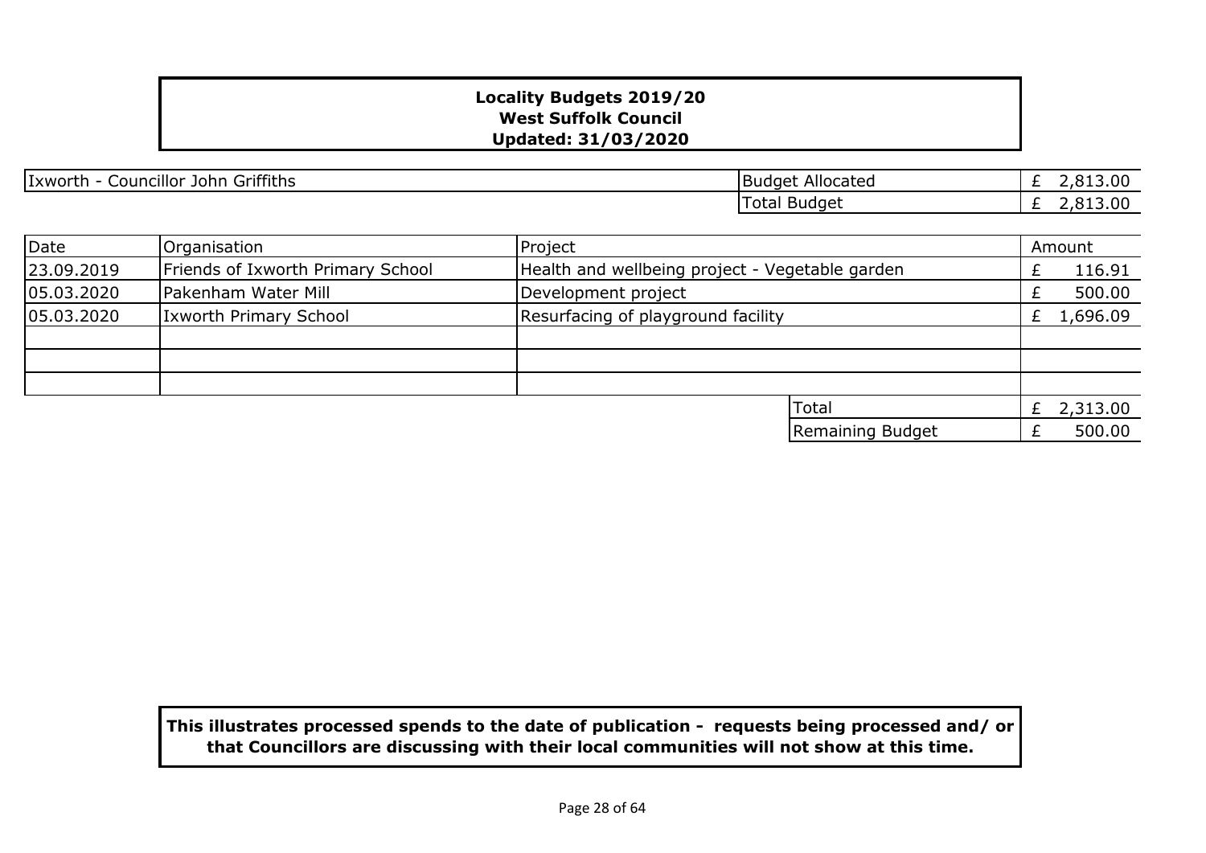**Locality Budgets 2019/20**
**West Suffolk Council**
**Updated: 31/03/2020**

| Ixworth - Councillor John Griffiths | Budget Allocated | £ 2,813.00 |
|---|---|---|
| | Total Budget | £ 2,813.00 |

| Date | Organisation | Project | Amount |
|---|---|---|---|
| 23.09.2019 | Friends of Ixworth Primary School | Health and wellbeing project - Vegetable garden | £ 116.91 |
| 05.03.2020 | Pakenham Water Mill | Development project | £ 500.00 |
| 05.03.2020 | Ixworth Primary School | Resurfacing of playground facility | £ 1,696.09 |
| | | | |
| | | | |
| | | | |
| | | Total | £ 2,313.00 |
| | | Remaining Budget | £ 500.00 |

**This illustrates processed spends to the date of publication - requests being processed and/ or that Councillors are discussing with their local communities will not show at this time.**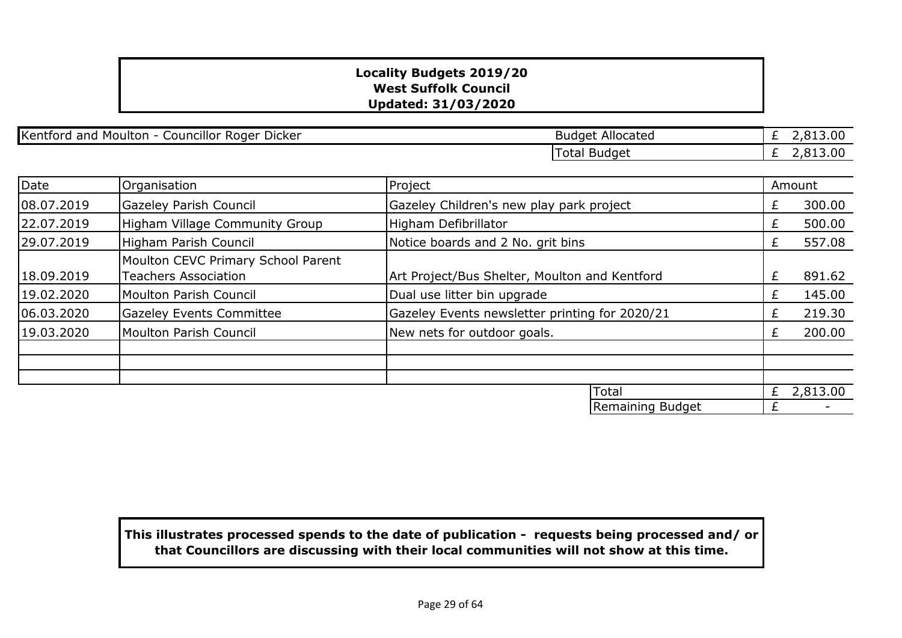**Locality Budgets 2019/20**
**West Suffolk Council**
**Updated: 31/03/2020**

| Kentford and Moulton - Councillor Roger Dicker | Budget Allocated | £ 2,813.00 |
|---|---|---|
| | Total Budget | £ 2,813.00 |

| Date | Organisation | Project | Amount |
|---|---|---|---|
| 08.07.2019 | Gazeley Parish Council | Gazeley Children's new play park project | £ 300.00 |
| 22.07.2019 | Higham Village Community Group | Higham Defibrillator | £ 500.00 |
| 29.07.2019 | Higham Parish Council | Notice boards and 2 No. grit bins | £ 557.08 |
| 18.09.2019 | Moulton CEVC Primary School Parent Teachers Association | Art Project/Bus Shelter, Moulton and Kentford | £ 891.62 |
| 19.02.2020 | Moulton Parish Council | Dual use litter bin upgrade | £ 145.00 |
| 06.03.2020 | Gazeley Events Committee | Gazeley Events newsletter printing for 2020/21 | £ 219.30 |
| 19.03.2020 | Moulton Parish Council | New nets for outdoor goals. | £ 200.00 |
| | | | |
| | | | |
| | | | |
| | | Total | £ 2,813.00 |
| | | Remaining Budget | £ - |

**This illustrates processed spends to the date of publication - requests being processed and/ or that Councillors are discussing with their local communities will not show at this time.**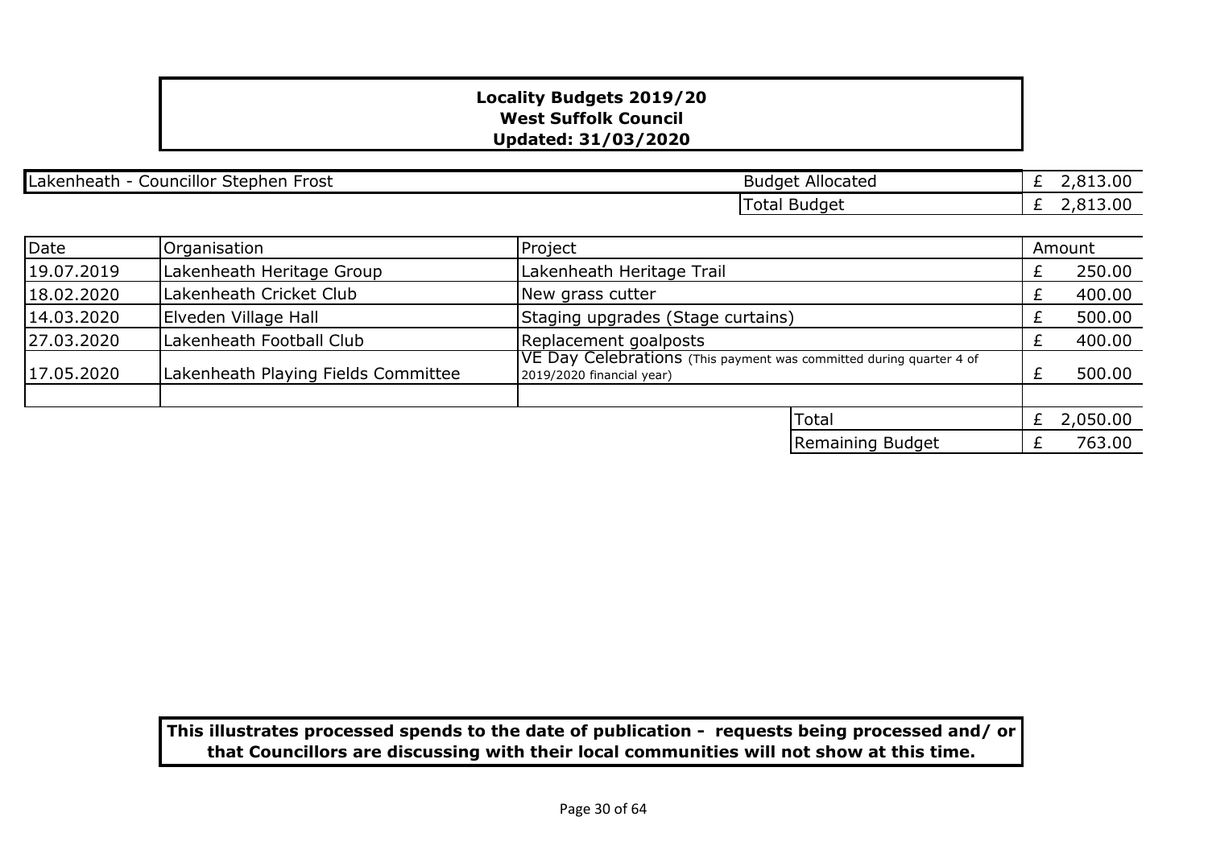**Locality Budgets 2019/20**
**West Suffolk Council**
**Updated: 31/03/2020**

| Lakenheath - Councillor Stephen Frost | Budget Allocated | £ 2,813.00 |
|---|---|---|
| | Total Budget | £ 2,813.00 |

| Date | Organisation | Project | Amount |
|---|---|---|---|
| 19.07.2019 | Lakenheath Heritage Group | Lakenheath Heritage Trail | £ 250.00 |
| 18.02.2020 | Lakenheath Cricket Club | New grass cutter | £ 400.00 |
| 14.03.2020 | Elveden Village Hall | Staging upgrades (Stage curtains) | £ 500.00 |
| 27.03.2020 | Lakenheath Football Club | Replacement goalposts | £ 400.00 |
| 17.05.2020 | Lakenheath Playing Fields Committee | VE Day Celebrations (This payment was committed during quarter 4 of 2019/2020 financial year) | £ 500.00 |
| | | | |
| | | Total | £ 2,050.00 |
| | | Remaining Budget | £ 763.00 |

**This illustrates processed spends to the date of publication - requests being processed and/ or that Councillors are discussing with their local communities will not show at this time.**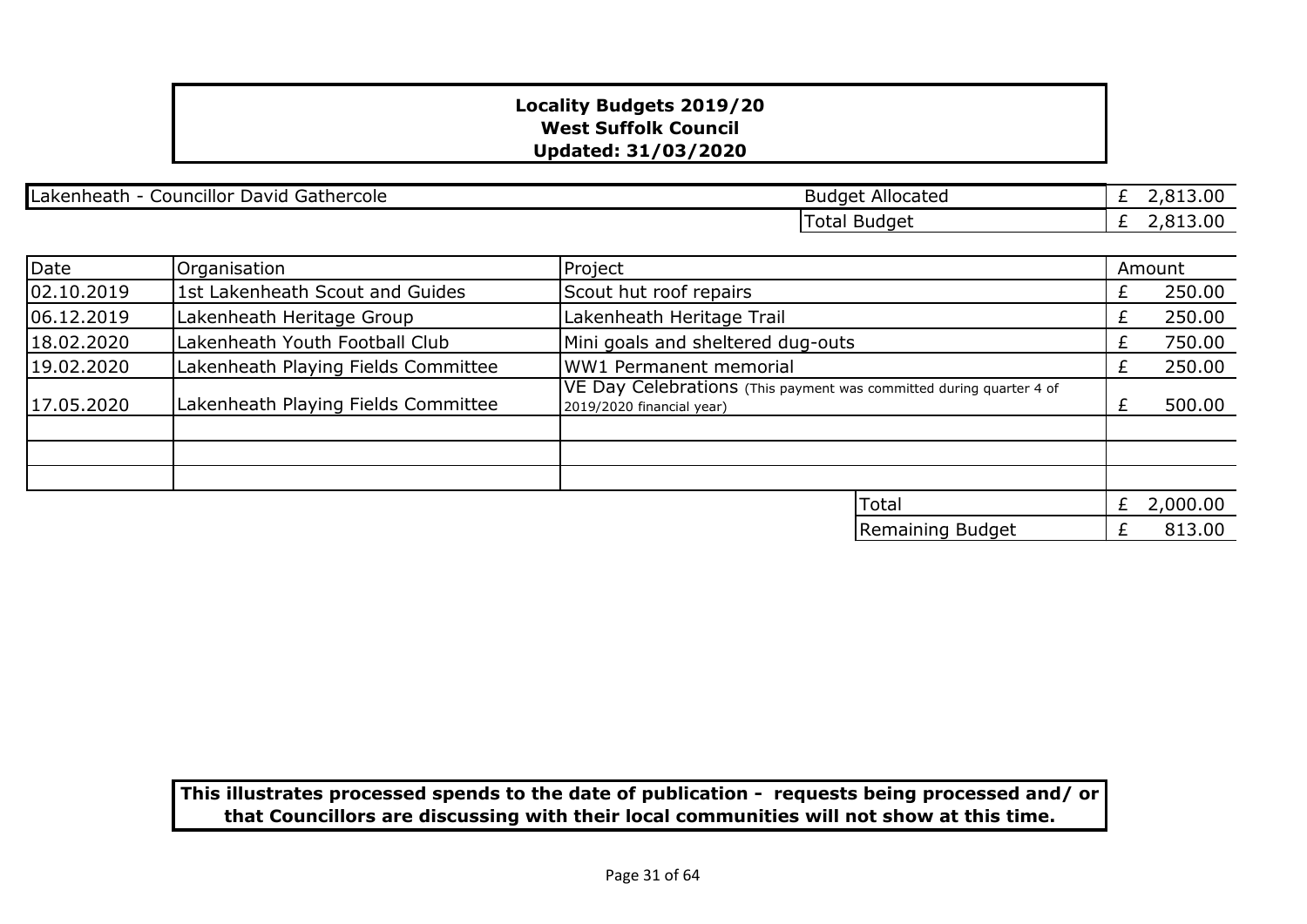**Locality Budgets 2019/20**
**West Suffolk Council**
**Updated: 31/03/2020**

| Lakenheath - Councillor David Gathercole | Budget Allocated | £ 2,813.00 |
|---|---|---|
| | Total Budget | £ 2,813.00 |

| Date | Organisation | Project | Amount |
|---|---|---|---|
| 02.10.2019 | 1st Lakenheath Scout and Guides | Scout hut roof repairs | £ 250.00 |
| 06.12.2019 | Lakenheath Heritage Group | Lakenheath Heritage Trail | £ 250.00 |
| 18.02.2020 | Lakenheath Youth Football Club | Mini goals and sheltered dug-outs | £ 750.00 |
| 19.02.2020 | Lakenheath Playing Fields Committee | WW1 Permanent memorial | £ 250.00 |
| 17.05.2020 | Lakenheath Playing Fields Committee | VE Day Celebrations (This payment was committed during quarter 4 of 2019/2020 financial year) | £ 500.00 |
| | | | |
| | | | |
| | | | |
| | | Total | £ 2,000.00 |
| | | Remaining Budget | £ 813.00 |

**This illustrates processed spends to the date of publication - requests being processed and/ or that Councillors are discussing with their local communities will not show at this time.**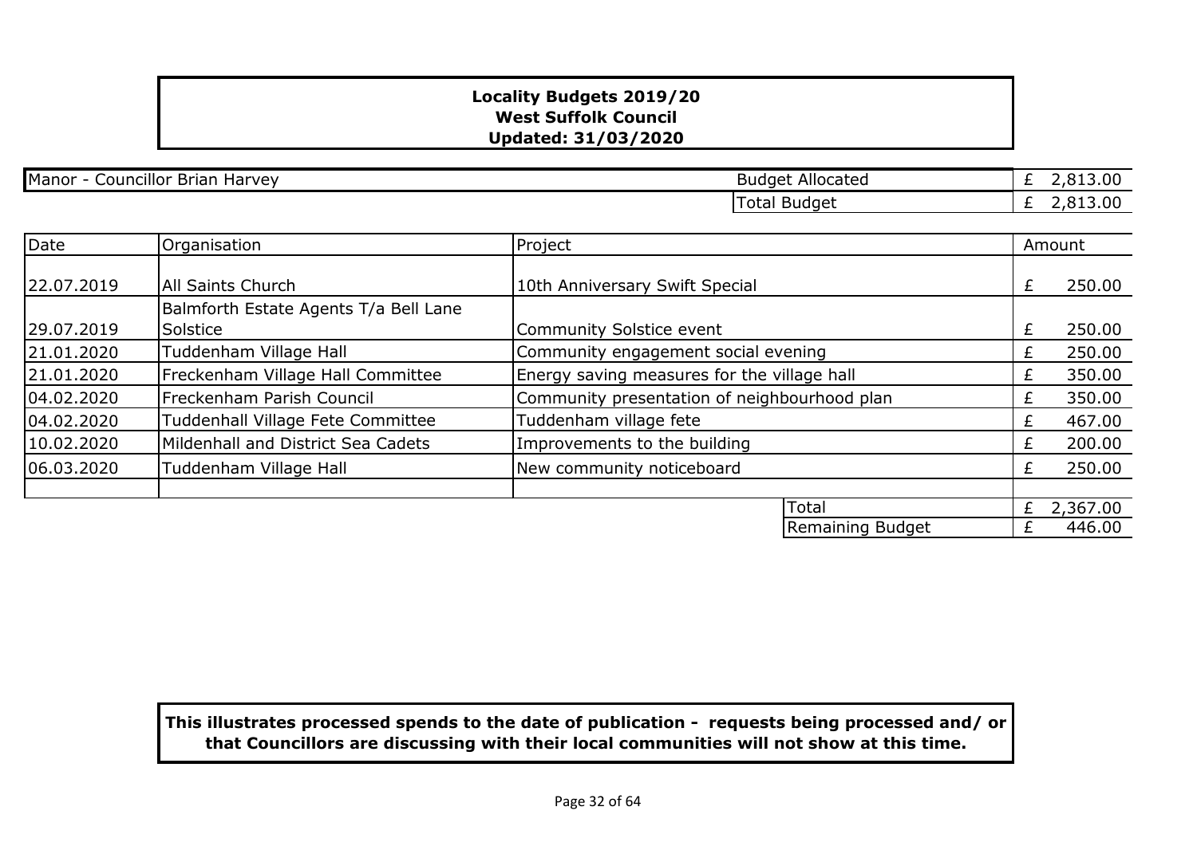**Locality Budgets 2019/20**
**West Suffolk Council**
**Updated: 31/03/2020**

| Manor - Councillor Brian Harvey | | Budget Allocated | £ 2,813.00 |
|---|---|---|---|
| | | Total Budget | £ 2,813.00 |

| Date | Organisation | Project | Amount |
|---|---|---|---|
| 22.07.2019 | All Saints Church | 10th Anniversary Swift Special | £ 250.00 |
| 29.07.2019 | Balmforth Estate Agents T/a Bell Lane Solstice | Community Solstice event | £ 250.00 |
| 21.01.2020 | Tuddenham Village Hall | Community engagement social evening | £ 250.00 |
| 21.01.2020 | Freckenham Village Hall Committee | Energy saving measures for the village hall | £ 350.00 |
| 04.02.2020 | Freckenham Parish Council | Community presentation of neighbourhood plan | £ 350.00 |
| 04.02.2020 | Tuddenhall Village Fete Committee | Tuddenham village fete | £ 467.00 |
| 10.02.2020 | Mildenhall and District Sea Cadets | Improvements to the building | £ 200.00 |
| 06.03.2020 | Tuddenham Village Hall | New community noticeboard | £ 250.00 |
| | | | |
| | | Total | £ 2,367.00 |
| | | Remaining Budget | £ 446.00 |

**This illustrates processed spends to the date of publication - requests being processed and/ or that Councillors are discussing with their local communities will not show at this time.**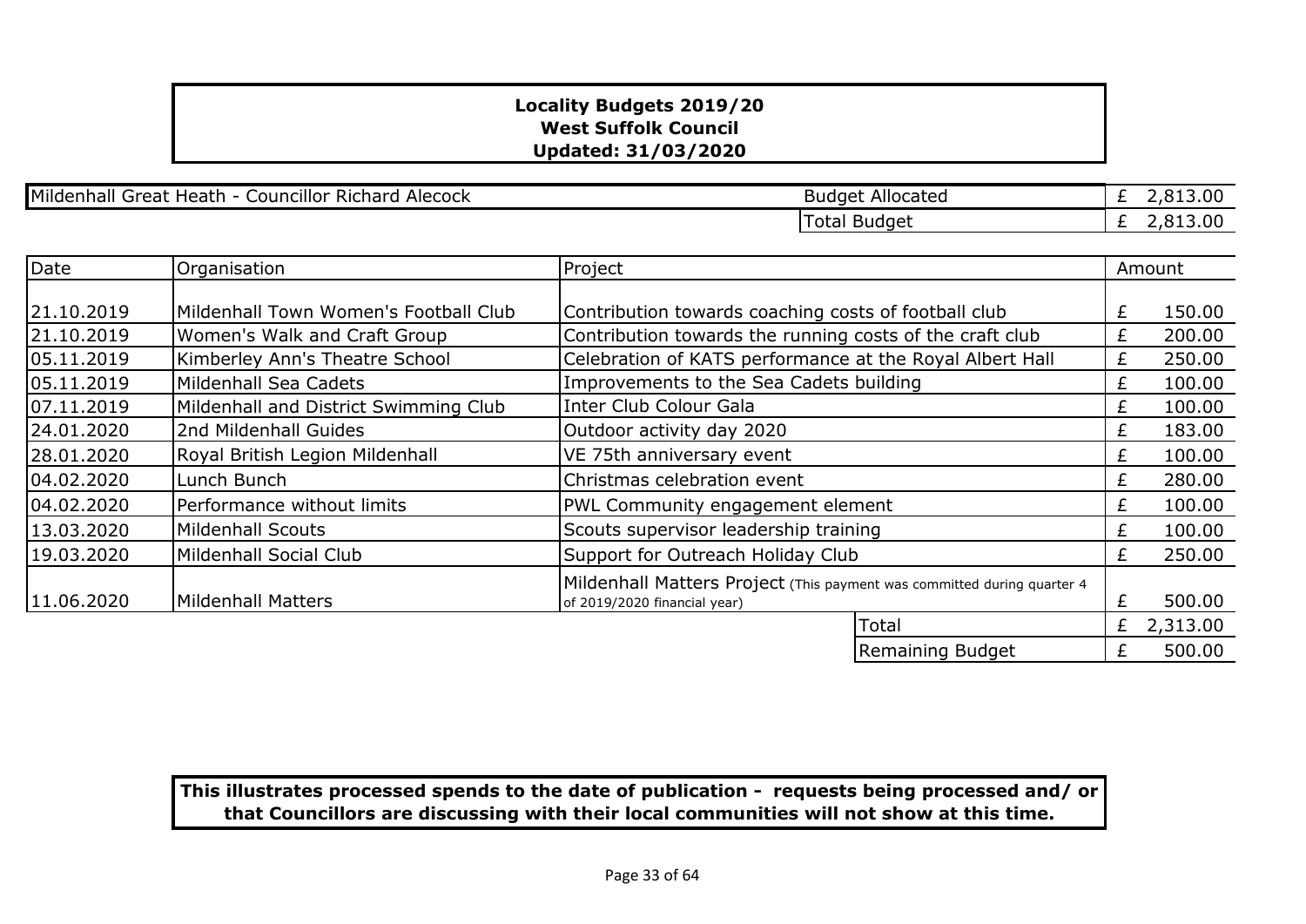**Locality Budgets 2019/20**
**West Suffolk Council**
**Updated: 31/03/2020**

| Mildenhall Great Heath - Councillor Richard Alecock | | |
|---|---|---|
| | Budget Allocated | £ 2,813.00 |
| | Total Budget | £ 2,813.00 |

| Date | Organisation | Project | Amount |
|---|---|---|---|
| 21.10.2019 | Mildenhall Town Women's Football Club | Contribution towards coaching costs of football club | £ 150.00 |
| 21.10.2019 | Women's Walk and Craft Group | Contribution towards the running costs of the craft club | £ 200.00 |
| 05.11.2019 | Kimberley Ann's Theatre School | Celebration of KATS performance at the Royal Albert Hall | £ 250.00 |
| 05.11.2019 | Mildenhall Sea Cadets | Improvements to the Sea Cadets building | £ 100.00 |
| 07.11.2019 | Mildenhall and District Swimming Club | Inter Club Colour Gala | £ 100.00 |
| 24.01.2020 | 2nd Mildenhall Guides | Outdoor activity day 2020 | £ 183.00 |
| 28.01.2020 | Royal British Legion Mildenhall | VE 75th anniversary event | £ 100.00 |
| 04.02.2020 | Lunch Bunch | Christmas celebration event | £ 280.00 |
| 04.02.2020 | Performance without limits | PWL Community engagement element | £ 100.00 |
| 13.03.2020 | Mildenhall Scouts | Scouts supervisor leadership training | £ 100.00 |
| 19.03.2020 | Mildenhall Social Club | Support for Outreach Holiday Club | £ 250.00 |
| 11.06.2020 | Mildenhall Matters | Mildenhall Matters Project (This payment was committed during quarter 4 of 2019/2020 financial year) | £ 500.00 |
| | | Total | £ 2,313.00 |
| | | Remaining Budget | £ 500.00 |

**This illustrates processed spends to the date of publication - requests being processed and/ or that Councillors are discussing with their local communities will not show at this time.**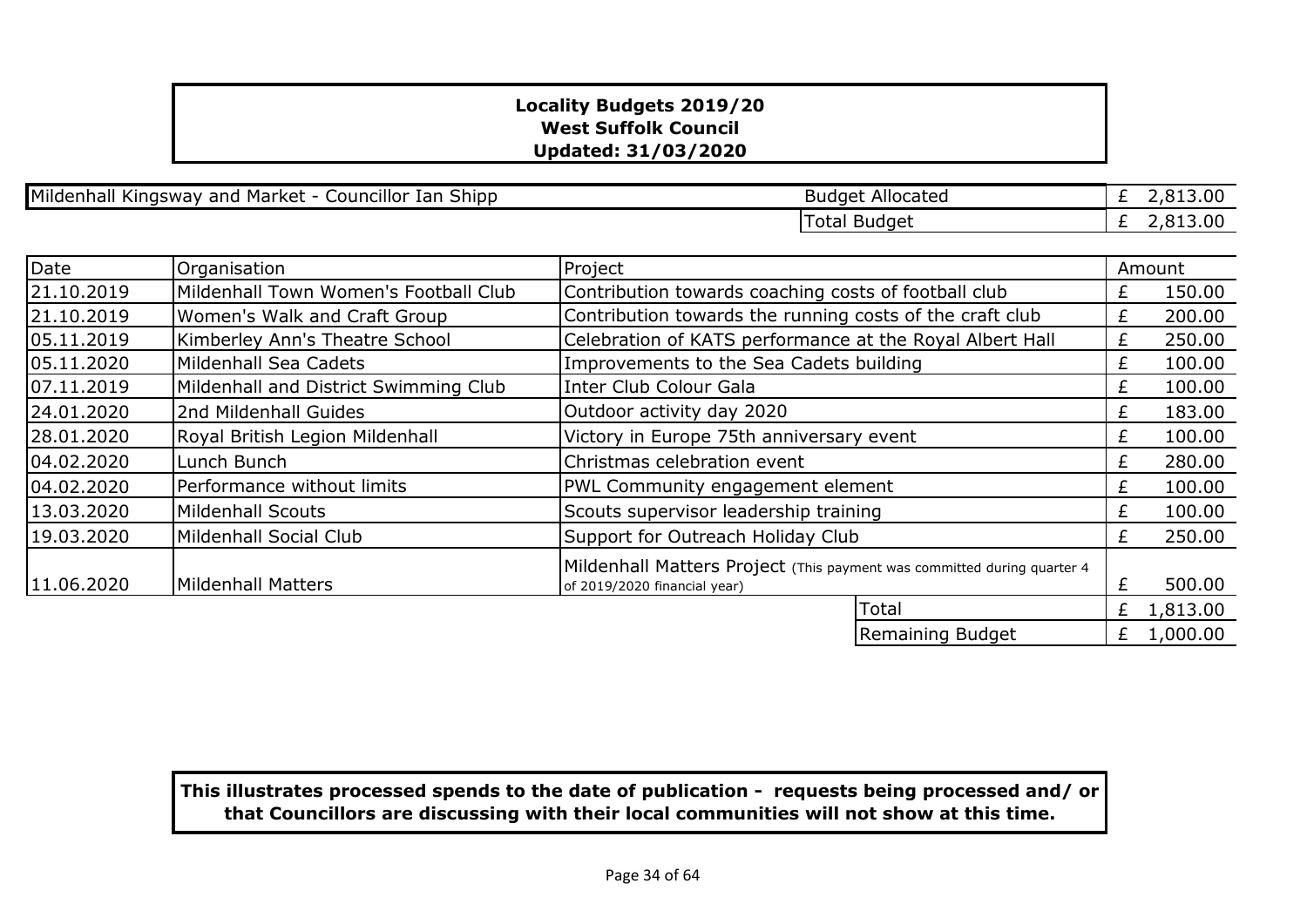**Locality Budgets 2019/20**
**West Suffolk Council**
**Updated: 31/03/2020**

| Mildenhall Kingsway and Market - Councillor Ian Shipp | Budget Allocated | £ 2,813.00 |
|---|---|---|
| | Total Budget | £ 2,813.00 |

| Date | Organisation | Project | Amount |
|---|---|---|---|
| 21.10.2019 | Mildenhall Town Women's Football Club | Contribution towards coaching costs of football club | £ 150.00 |
| 21.10.2019 | Women's Walk and Craft Group | Contribution towards the running costs of the craft club | £ 200.00 |
| 05.11.2019 | Kimberley Ann's Theatre School | Celebration of KATS performance at the Royal Albert Hall | £ 250.00 |
| 05.11.2020 | Mildenhall Sea Cadets | Improvements to the Sea Cadets building | £ 100.00 |
| 07.11.2019 | Mildenhall and District Swimming Club | Inter Club Colour Gala | £ 100.00 |
| 24.01.2020 | 2nd Mildenhall Guides | Outdoor activity day 2020 | £ 183.00 |
| 28.01.2020 | Royal British Legion Mildenhall | Victory in Europe 75th anniversary event | £ 100.00 |
| 04.02.2020 | Lunch Bunch | Christmas celebration event | £ 280.00 |
| 04.02.2020 | Performance without limits | PWL Community engagement element | £ 100.00 |
| 13.03.2020 | Mildenhall Scouts | Scouts supervisor leadership training | £ 100.00 |
| 19.03.2020 | Mildenhall Social Club | Support for Outreach Holiday Club | £ 250.00 |
| 11.06.2020 | Mildenhall Matters | Mildenhall Matters Project (This payment was committed during quarter 4 of 2019/2020 financial year) | £ 500.00 |
| | | Total | £ 1,813.00 |
| | | Remaining Budget | £ 1,000.00 |

**This illustrates processed spends to the date of publication - requests being processed and/ or that Councillors are discussing with their local communities will not show at this time.**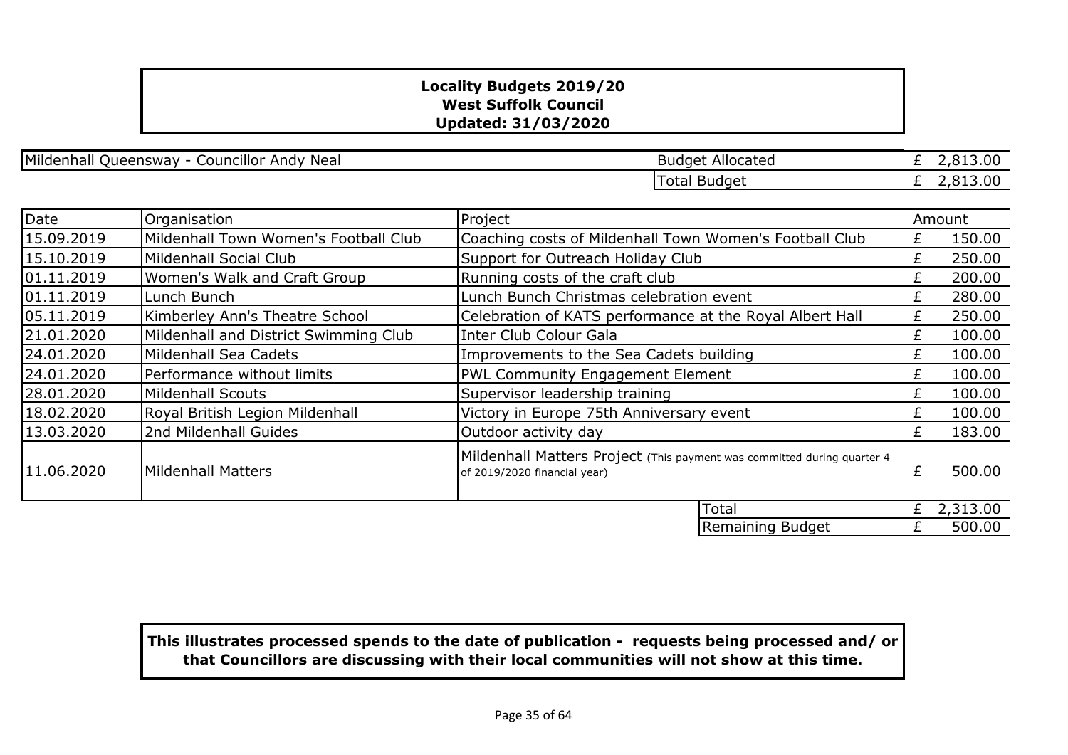**Locality Budgets 2019/20**
**West Suffolk Council**
**Updated: 31/03/2020**

| Mildenhall Queensway - Councillor Andy Neal | Budget Allocated | £ 2,813.00 |
|---|---|---|
| | Total Budget | £ 2,813.00 |

| Date | Organisation | Project | Amount |
|---|---|---|---|
| 15.09.2019 | Mildenhall Town Women's Football Club | Coaching costs of Mildenhall Town Women's Football Club | £ 150.00 |
| 15.10.2019 | Mildenhall Social Club | Support for Outreach Holiday Club | £ 250.00 |
| 01.11.2019 | Women's Walk and Craft Group | Running costs of the craft club | £ 200.00 |
| 01.11.2019 | Lunch Bunch | Lunch Bunch Christmas celebration event | £ 280.00 |
| 05.11.2019 | Kimberley Ann's Theatre School | Celebration of KATS performance at the Royal Albert Hall | £ 250.00 |
| 21.01.2020 | Mildenhall and District Swimming Club | Inter Club Colour Gala | £ 100.00 |
| 24.01.2020 | Mildenhall Sea Cadets | Improvements to the Sea Cadets building | £ 100.00 |
| 24.01.2020 | Performance without limits | PWL Community Engagement Element | £ 100.00 |
| 28.01.2020 | Mildenhall Scouts | Supervisor leadership training | £ 100.00 |
| 18.02.2020 | Royal British Legion Mildenhall | Victory in Europe 75th Anniversary event | £ 100.00 |
| 13.03.2020 | 2nd Mildenhall Guides | Outdoor activity day | £ 183.00 |
| 11.06.2020 | Mildenhall Matters | Mildenhall Matters Project (This payment was committed during quarter 4 of 2019/2020 financial year) | £ 500.00 |
| | | | |
| | | Total | £ 2,313.00 |
| | | Remaining Budget | £ 500.00 |

**This illustrates processed spends to the date of publication - requests being processed and/ or that Councillors are discussing with their local communities will not show at this time.**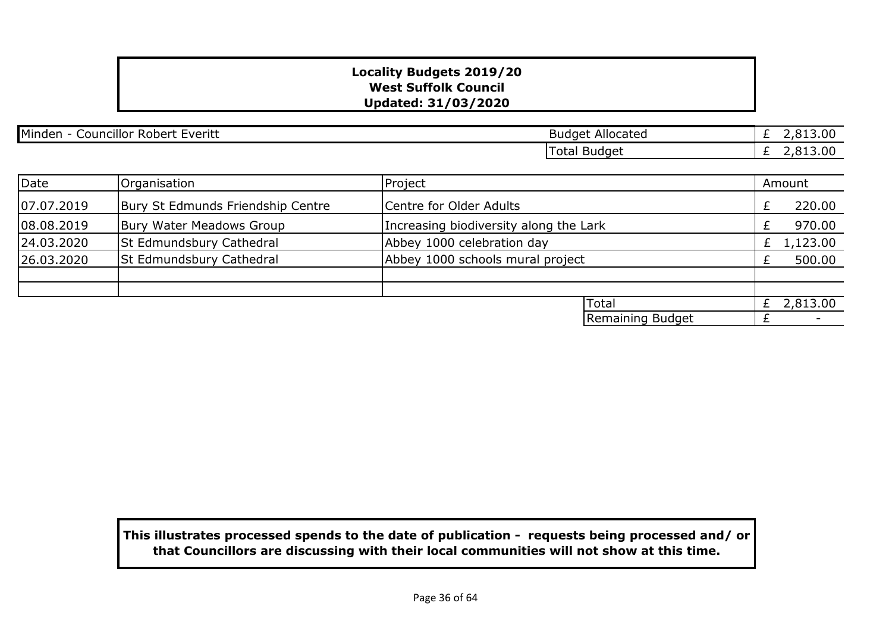**Locality Budgets 2019/20**
**West Suffolk Council**
**Updated: 31/03/2020**

| Minden - Councillor Robert Everitt | | Budget Allocated | £ 2,813.00 |
|---|---|---|---|
| | | Total Budget | £ 2,813.00 |

| Date | Organisation | Project | Amount |
|---|---|---|---|
| 07.07.2019 | Bury St Edmunds Friendship Centre | Centre for Older Adults | £ 220.00 |
| 08.08.2019 | Bury Water Meadows Group | Increasing biodiversity along the Lark | £ 970.00 |
| 24.03.2020 | St Edmundsbury Cathedral | Abbey 1000 celebration day | £ 1,123.00 |
| 26.03.2020 | St Edmundsbury Cathedral | Abbey 1000 schools mural project | £ 500.00 |
| | | | |
| | | | |
| | | Total | £ 2,813.00 |
| | | Remaining Budget | £ - |

**This illustrates processed spends to the date of publication - requests being processed and/ or that Councillors are discussing with their local communities will not show at this time.**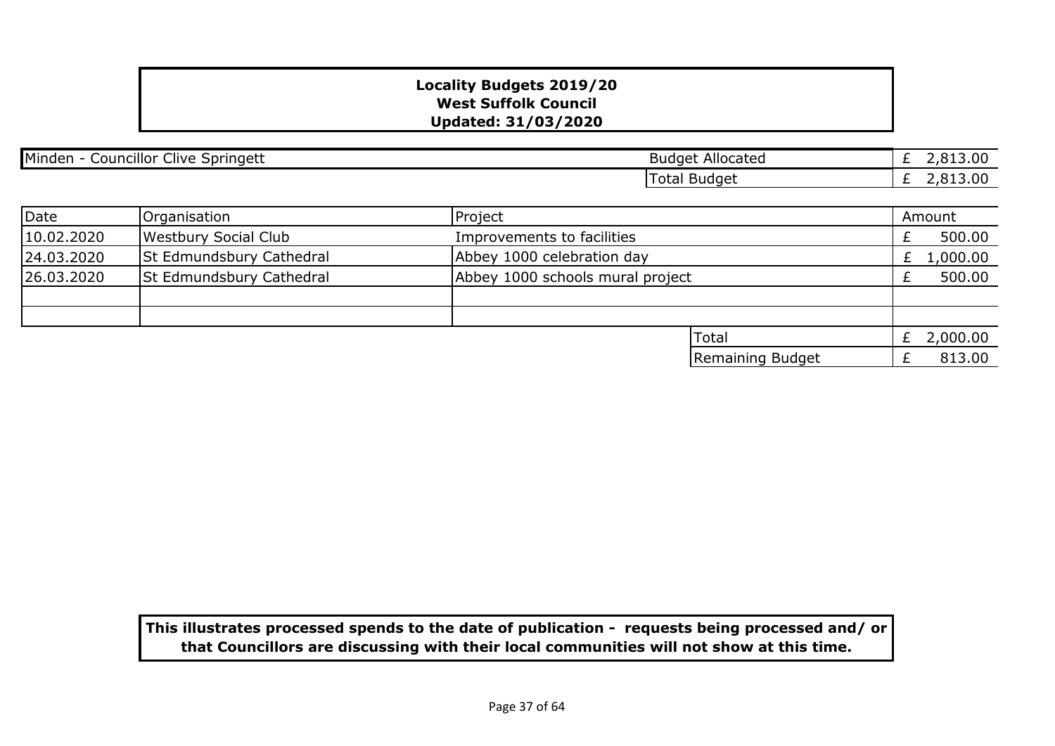**Locality Budgets 2019/20**
**West Suffolk Council**
**Updated: 31/03/2020**

| Minden - Councillor Clive Springett | | |
|---|---|---|
| | Budget Allocated | £ 2,813.00 |
| | Total Budget | £ 2,813.00 |

| Date | Organisation | Project | Amount |
|---|---|---|---|
| 10.02.2020 | Westbury Social Club | Improvements to facilities | £ 500.00 |
| 24.03.2020 | St Edmundsbury Cathedral | Abbey 1000 celebration day | £ 1,000.00 |
| 26.03.2020 | St Edmundsbury Cathedral | Abbey 1000 schools mural project | £ 500.00 |
| | | | |
| | | | |
| | | Total | £ 2,000.00 |
| | | Remaining Budget | £ 813.00 |

**This illustrates processed spends to the date of publication - requests being processed and/ or that Councillors are discussing with their local communities will not show at this time.**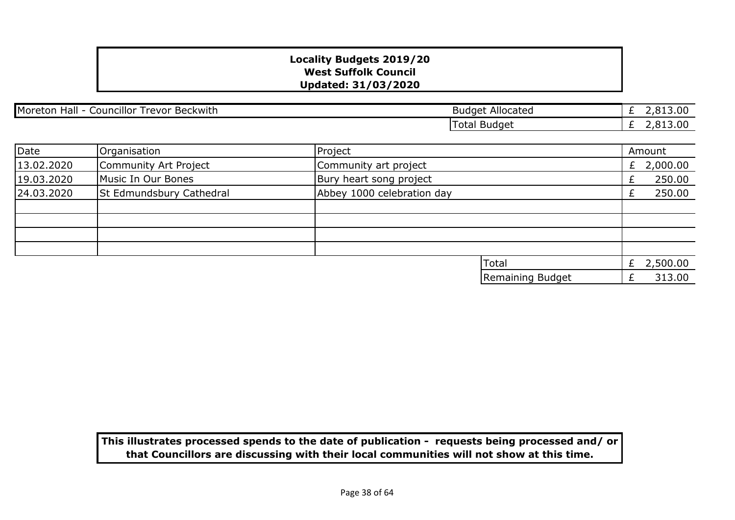**Locality Budgets 2019/20**
**West Suffolk Council**
**Updated: 31/03/2020**

| Moreton Hall - Councillor Trevor Beckwith | Budget Allocated | £ 2,813.00 |
|---|---|---|
| | Total Budget | £ 2,813.00 |

| Date | Organisation | Project | Amount |
|---|---|---|---|
| 13.02.2020 | Community Art Project | Community art project | £ 2,000.00 |
| 19.03.2020 | Music In Our Bones | Bury heart song project | £ 250.00 |
| 24.03.2020 | St Edmundsbury Cathedral | Abbey 1000 celebration day | £ 250.00 |
| | | | |
| | | | |
| | | | |
| | | | |
| | | Total | £ 2,500.00 |
| | | Remaining Budget | £ 313.00 |

**This illustrates processed spends to the date of publication - requests being processed and/ or that Councillors are discussing with their local communities will not show at this time.**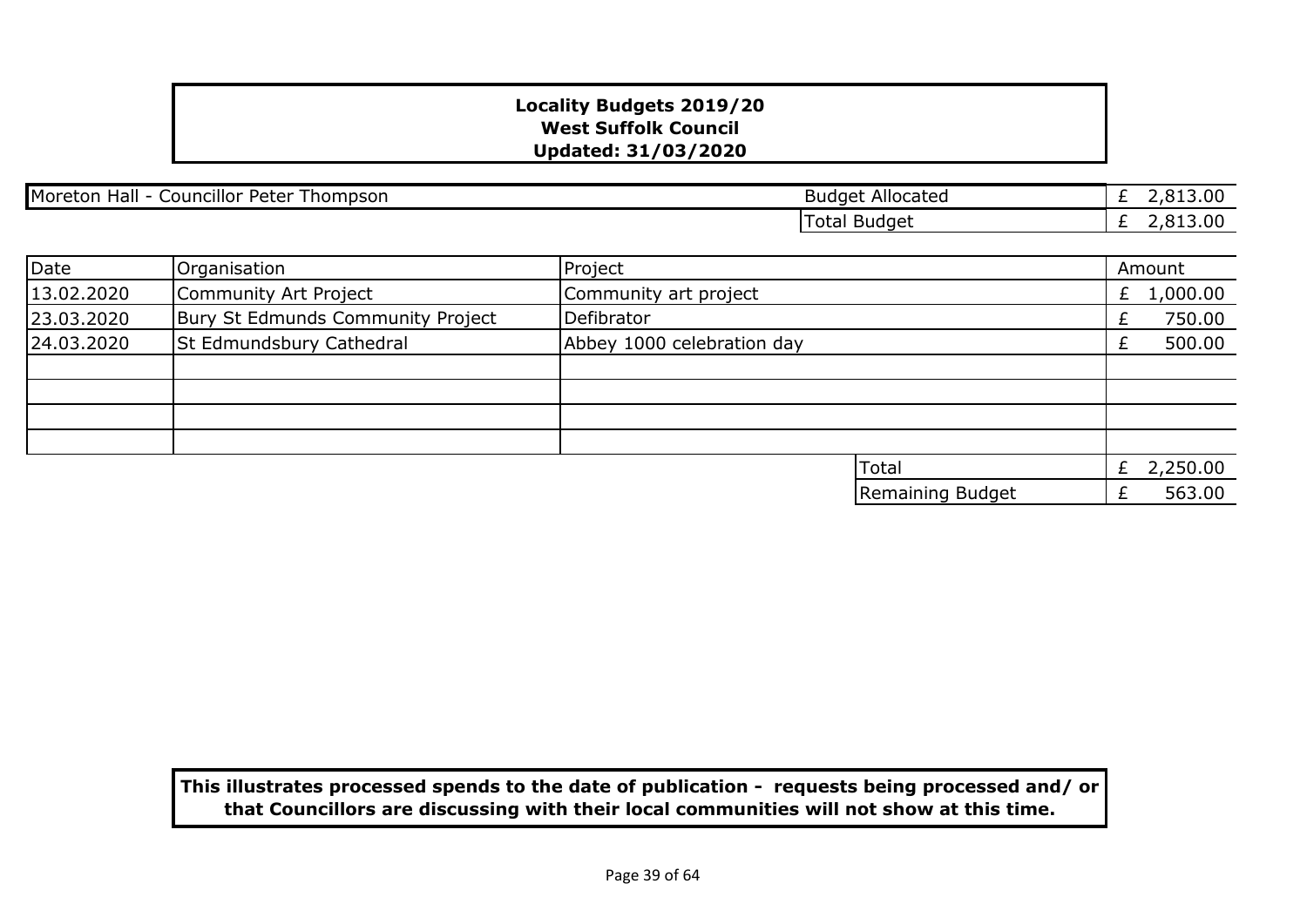**Locality Budgets 2019/20**
**West Suffolk Council**
**Updated: 31/03/2020**

| Moreton Hall - Councillor Peter Thompson | Budget Allocated | £ 2,813.00 |
|---|---|---|
| | Total Budget | £ 2,813.00 |

| Date | Organisation | Project | Amount |
|---|---|---|---|
| 13.02.2020 | Community Art Project | Community art project | £ 1,000.00 |
| 23.03.2020 | Bury St Edmunds Community Project | Defibrator | £ 750.00 |
| 24.03.2020 | St Edmundsbury Cathedral | Abbey 1000 celebration day | £ 500.00 |
| | | | |
| | | | |
| | | | |
| | | | |
| | | Total | £ 2,250.00 |
| | | Remaining Budget | £ 563.00 |

**This illustrates processed spends to the date of publication - requests being processed and/ or that Councillors are discussing with their local communities will not show at this time.**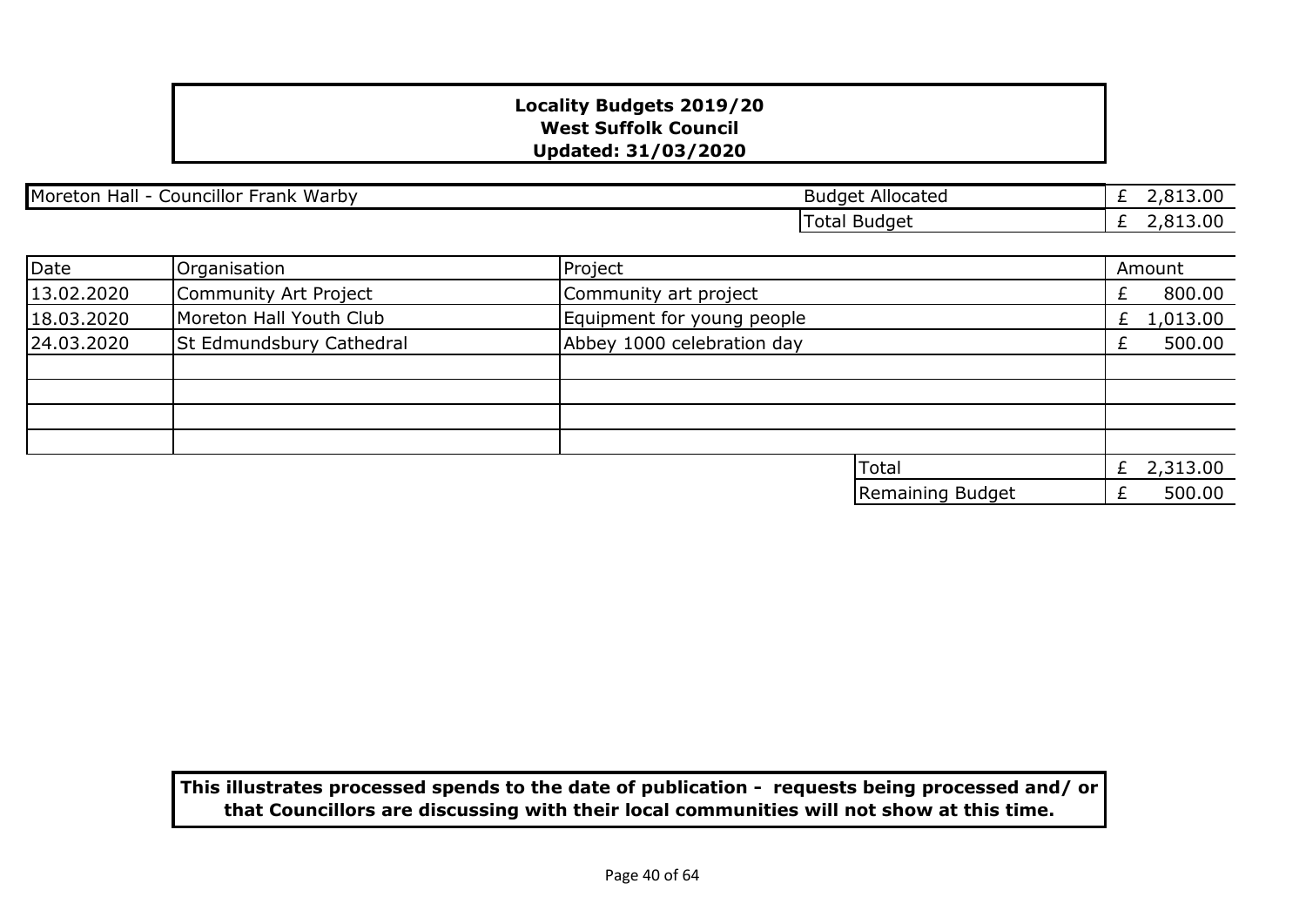**Locality Budgets 2019/20**
**West Suffolk Council**
**Updated: 31/03/2020**

| Moreton Hall - Councillor Frank Warby | Budget Allocated | £ 2,813.00 |
|---|---|---|
| | Total Budget | £ 2,813.00 |

| Date | Organisation | Project | Amount |
|---|---|---|---|
| 13.02.2020 | Community Art Project | Community art project | £ 800.00 |
| 18.03.2020 | Moreton Hall Youth Club | Equipment for young people | £ 1,013.00 |
| 24.03.2020 | St Edmundsbury Cathedral | Abbey 1000 celebration day | £ 500.00 |
| | | | |
| | | | |
| | | | |
| | | | |
| | | Total | £ 2,313.00 |
| | | Remaining Budget | £ 500.00 |

**This illustrates processed spends to the date of publication - requests being processed and/ or that Councillors are discussing with their local communities will not show at this time.**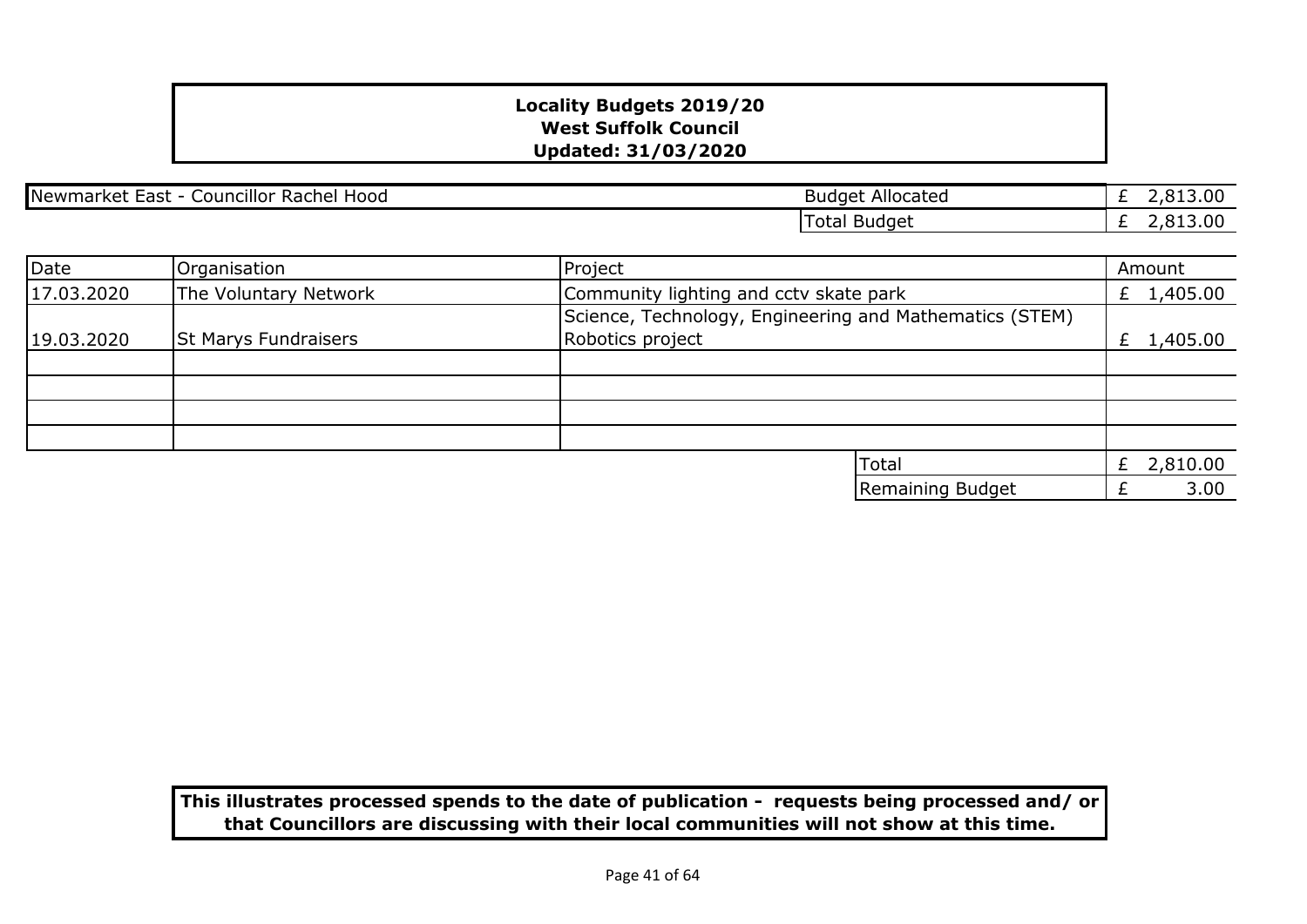**Locality Budgets 2019/20**
**West Suffolk Council**
**Updated: 31/03/2020**

| Newmarket East - Councillor Rachel Hood | Budget Allocated | £ 2,813.00 |
|---|---|---|
| | Total Budget | £ 2,813.00 |

| Date | Organisation | Project | Amount |
|---|---|---|---|
| 17.03.2020 | The Voluntary Network | Community lighting and cctv skate park | £ 1,405.00 |
| 19.03.2020 | St Marys Fundraisers | Science, Technology, Engineering and Mathematics (STEM) Robotics project | £ 1,405.00 |
| | | | |
| | | | |
| | | | |
| | | | |
| | | Total | £ 2,810.00 |
| | | Remaining Budget | £ 3.00 |

**This illustrates processed spends to the date of publication - requests being processed and/ or that Councillors are discussing with their local communities will not show at this time.**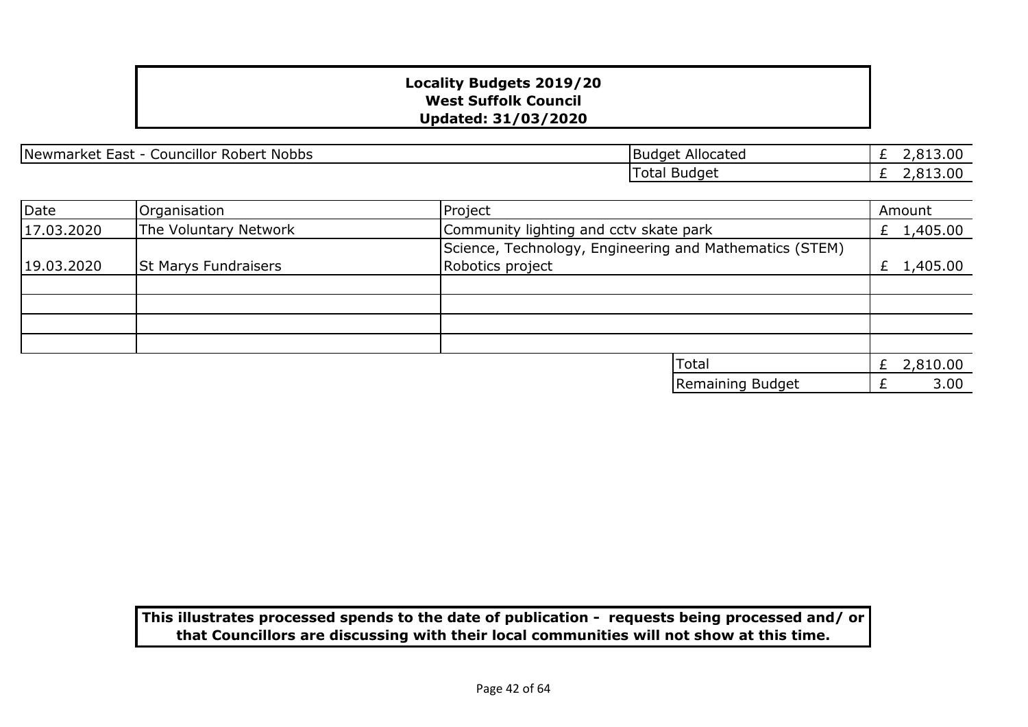**Locality Budgets 2019/20**
**West Suffolk Council**
**Updated: 31/03/2020**

| Newmarket East - Councillor Robert Nobbs | Budget Allocated | £ 2,813.00 |
|---|---|---|
| | Total Budget | £ 2,813.00 |

| Date | Organisation | Project | Amount |
|---|---|---|---|
| 17.03.2020 | The Voluntary Network | Community lighting and cctv skate park | £ 1,405.00 |
| 19.03.2020 | St Marys Fundraisers | Science, Technology, Engineering and Mathematics (STEM) Robotics project | £ 1,405.00 |
| | | | |
| | | | |
| | | | |
| | | | |
| | | Total | £ 2,810.00 |
| | | Remaining Budget | £ 3.00 |

**This illustrates processed spends to the date of publication - requests being processed and/ or that Councillors are discussing with their local communities will not show at this time.**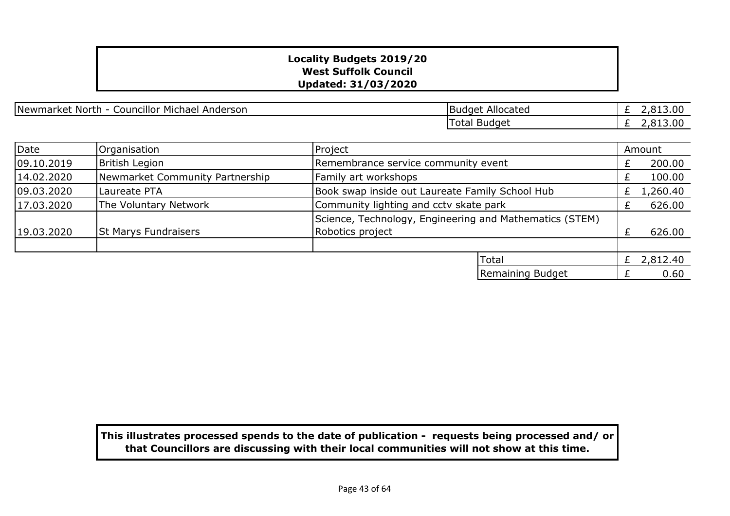**Locality Budgets 2019/20**
**West Suffolk Council**
**Updated: 31/03/2020**

| Newmarket North - Councillor Michael Anderson | Budget Allocated | £ 2,813.00 |
|---|---|---|
| | Total Budget | £ 2,813.00 |

| Date | Organisation | Project | Amount |
|---|---|---|---|
| 09.10.2019 | British Legion | Remembrance service community event | £ 200.00 |
| 14.02.2020 | Newmarket Community Partnership | Family art workshops | £ 100.00 |
| 09.03.2020 | Laureate PTA | Book swap inside out Laureate Family School Hub | £ 1,260.40 |
| 17.03.2020 | The Voluntary Network | Community lighting and cctv skate park | £ 626.00 |
| 19.03.2020 | St Marys Fundraisers | Science, Technology, Engineering and Mathematics (STEM) Robotics project | £ 626.00 |
| | | | |
| | | Total | £ 2,812.40 |
| | | Remaining Budget | £ 0.60 |

**This illustrates processed spends to the date of publication - requests being processed and/ or that Councillors are discussing with their local communities will not show at this time.**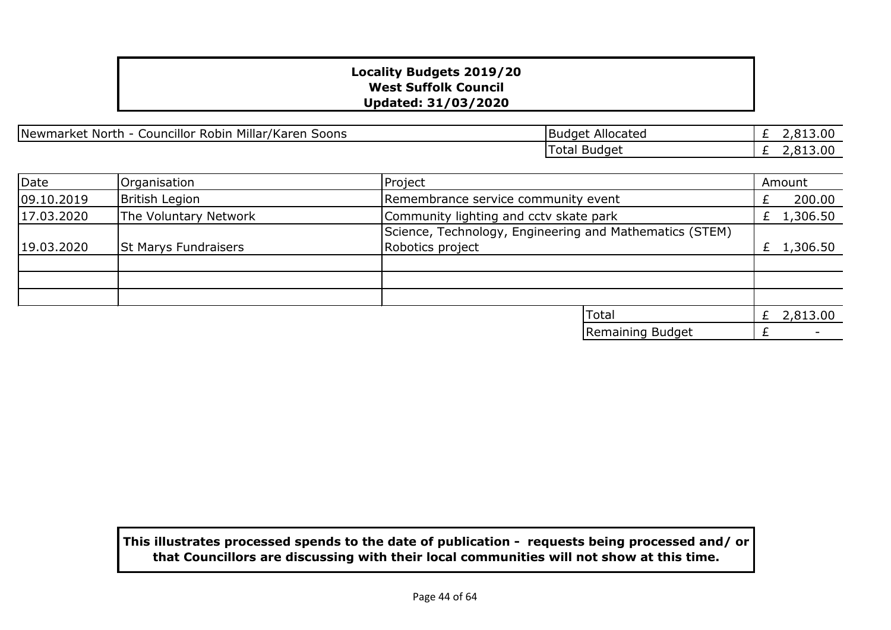**Locality Budgets 2019/20**
**West Suffolk Council**
**Updated: 31/03/2020**

| Newmarket North - Councillor Robin Millar/Karen Soons | Budget Allocated | £ 2,813.00 |
|---|---|---|
| | Total Budget | £ 2,813.00 |

| Date | Organisation | Project | Amount |
|---|---|---|---|
| 09.10.2019 | British Legion | Remembrance service community event | £ 200.00 |
| 17.03.2020 | The Voluntary Network | Community lighting and cctv skate park | £ 1,306.50 |
| 19.03.2020 | St Marys Fundraisers | Science, Technology, Engineering and Mathematics (STEM) Robotics project | £ 1,306.50 |
| | | | |
| | | | |
| | | | |
| | | Total | £ 2,813.00 |
| | | Remaining Budget | £ - |

**This illustrates processed spends to the date of publication - requests being processed and/ or that Councillors are discussing with their local communities will not show at this time.**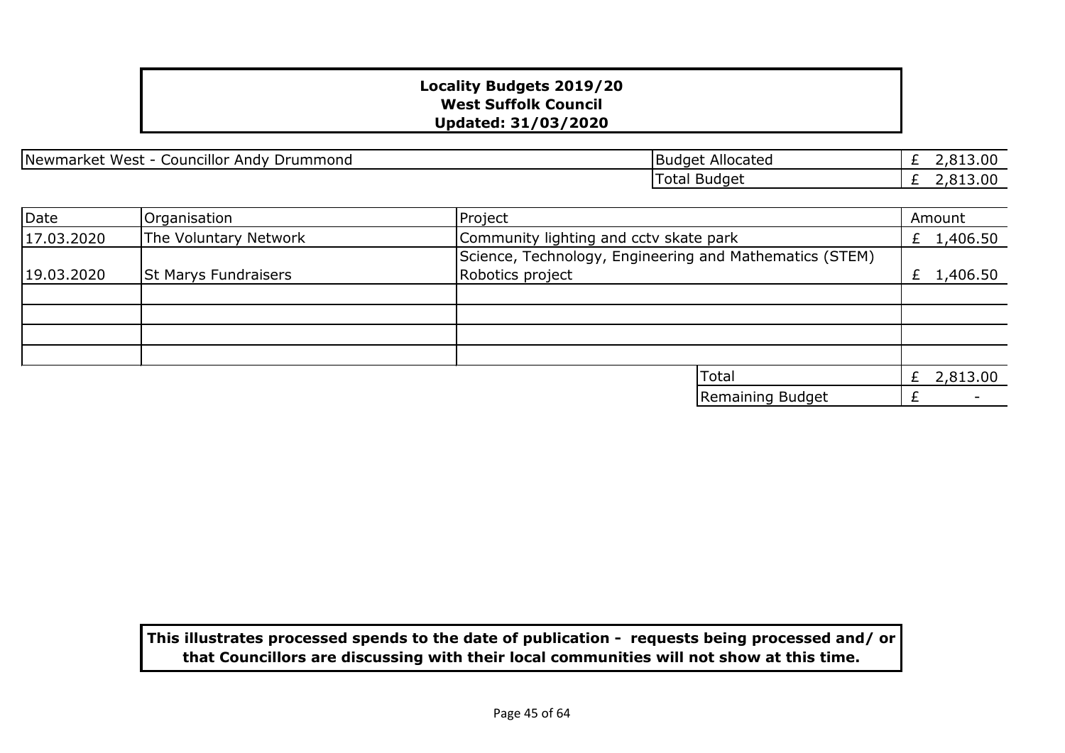**Locality Budgets 2019/20**
**West Suffolk Council**
**Updated: 31/03/2020**

| Newmarket West - Councillor Andy Drummond | Budget Allocated | £ 2,813.00 |
|---|---|---|
| | Total Budget | £ 2,813.00 |

| Date | Organisation | Project | Amount |
|---|---|---|---|
| 17.03.2020 | The Voluntary Network | Community lighting and cctv skate park | £ 1,406.50 |
| 19.03.2020 | St Marys Fundraisers | Science, Technology, Engineering and Mathematics (STEM) Robotics project | £ 1,406.50 |
| | | | |
| | | | |
| | | | |
| | | | |
| | | Total | £ 2,813.00 |
| | | Remaining Budget | £ - |

**This illustrates processed spends to the date of publication - requests being processed and/ or that Councillors are discussing with their local communities will not show at this time.**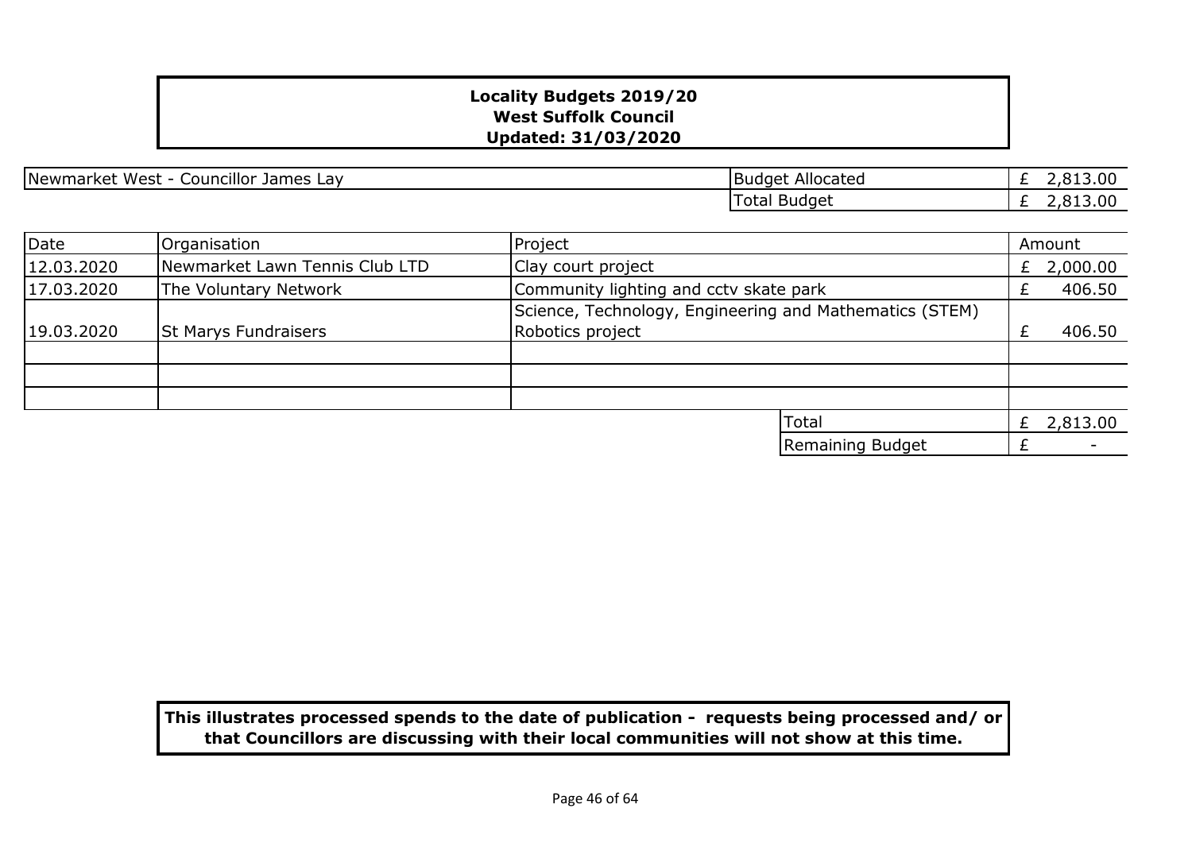**Locality Budgets 2019/20**
**West Suffolk Council**
**Updated: 31/03/2020**

| Newmarket West - Councillor James Lay | Budget Allocated | £ 2,813.00 |
|---|---|---|
| | Total Budget | £ 2,813.00 |

| Date | Organisation | Project | Amount |
|---|---|---|---|
| 12.03.2020 | Newmarket Lawn Tennis Club LTD | Clay court project | £ 2,000.00 |
| 17.03.2020 | The Voluntary Network | Community lighting and cctv skate park | £ 406.50 |
| 19.03.2020 | St Marys Fundraisers | Science, Technology, Engineering and Mathematics (STEM) Robotics project | £ 406.50 |
| | | | |
| | | | |
| | | | |
| | | Total | £ 2,813.00 |
| | | Remaining Budget | £ - |

**This illustrates processed spends to the date of publication - requests being processed and/ or that Councillors are discussing with their local communities will not show at this time.**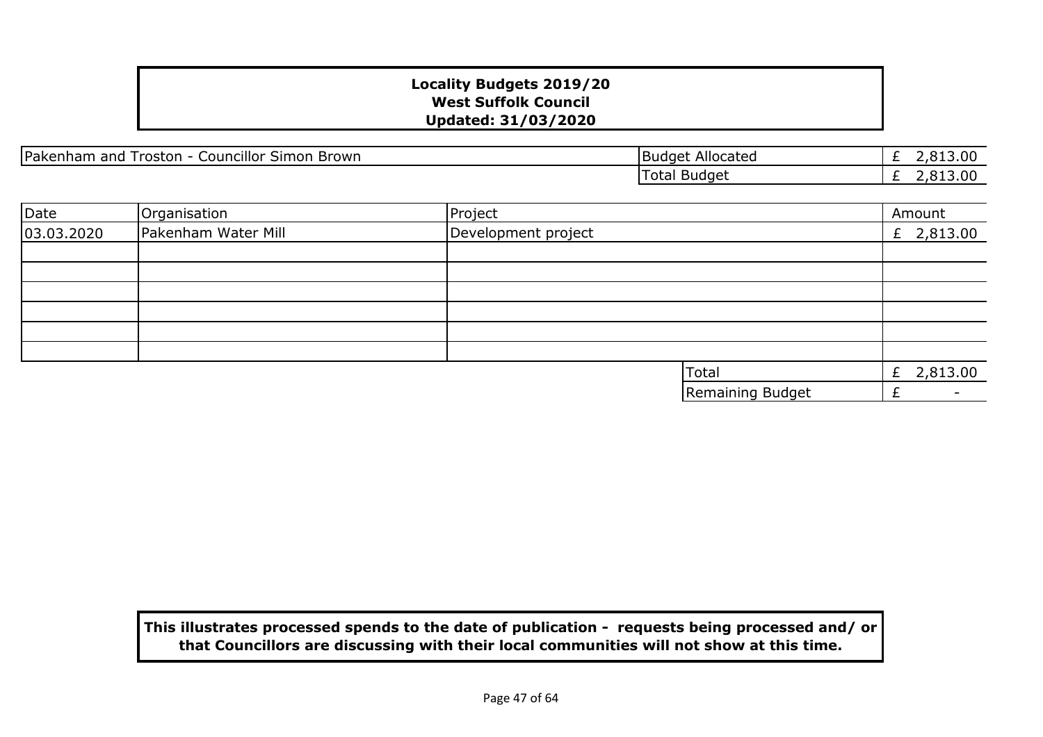**Locality Budgets 2019/20**
**West Suffolk Council**
**Updated: 31/03/2020**

| Pakenham and Troston - Councillor Simon Brown | Budget Allocated | £ 2,813.00 |
|---|---|---|
| | Total Budget | £ 2,813.00 |

| Date | Organisation | Project | Amount |
|---|---|---|---|
| 03.03.2020 | Pakenham Water Mill | Development project | £ 2,813.00 |
| | | | |
| | | | |
| | | | |
| | | | |
| | | | |
| | | | |
| | | Total | £ 2,813.00 |
| | | Remaining Budget | £ - |

**This illustrates processed spends to the date of publication - requests being processed and/ or that Councillors are discussing with their local communities will not show at this time.**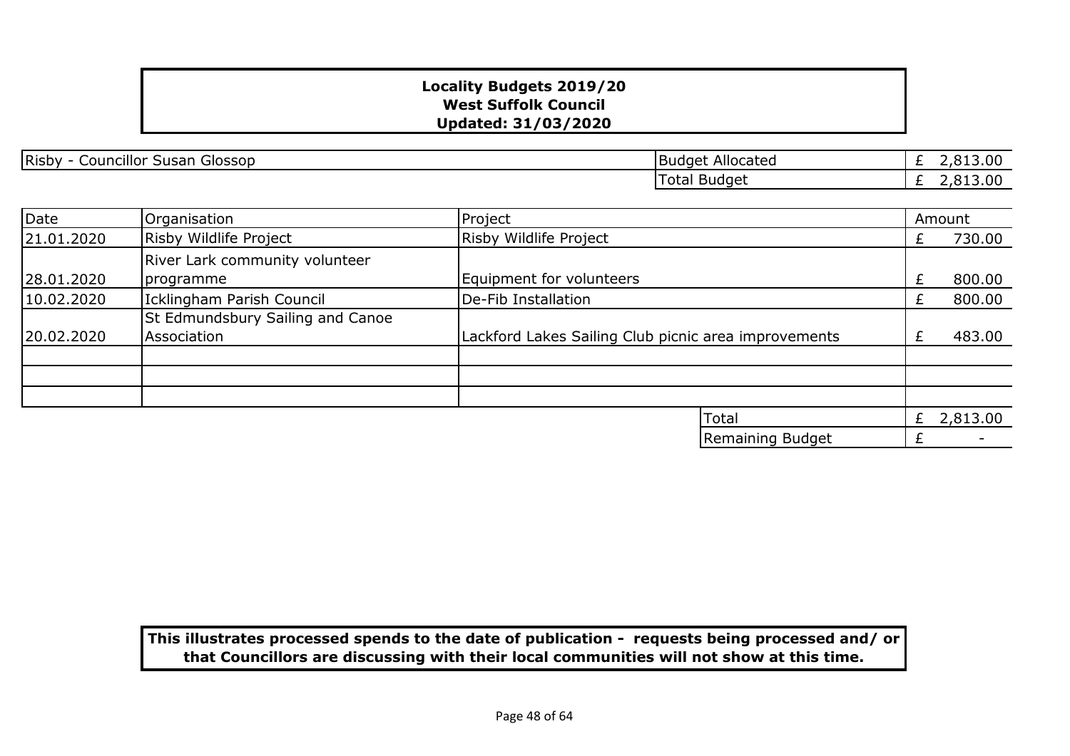**Locality Budgets 2019/20**
**West Suffolk Council**
**Updated: 31/03/2020**

| Risby - Councillor Susan Glossop | Budget Allocated | £ 2,813.00 |
|---|---|---|
| | Total Budget | £ 2,813.00 |

| Date | Organisation | Project | Amount |
|---|---|---|---|
| 21.01.2020 | Risby Wildlife Project | Risby Wildlife Project | £ 730.00 |
| 28.01.2020 | River Lark community volunteer programme | Equipment for volunteers | £ 800.00 |
| 10.02.2020 | Icklingham Parish Council | De-Fib Installation | £ 800.00 |
| 20.02.2020 | St Edmundsbury Sailing and Canoe Association | Lackford Lakes Sailing Club picnic area improvements | £ 483.00 |
| | | | |
| | | | |
| | | | |
| | | Total | £ 2,813.00 |
| | | Remaining Budget | £ - |

**This illustrates processed spends to the date of publication - requests being processed and/ or that Councillors are discussing with their local communities will not show at this time.**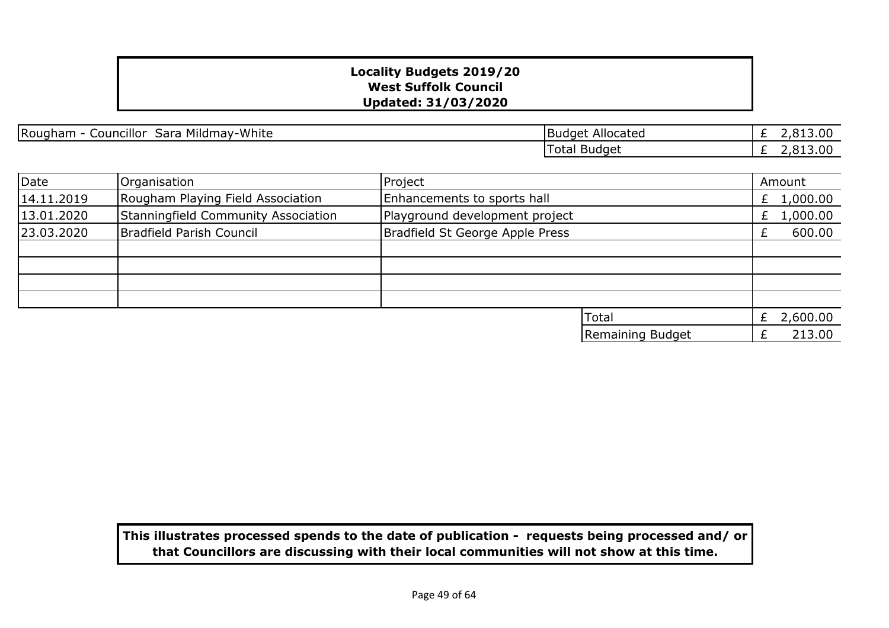**Locality Budgets 2019/20**
**West Suffolk Council**
**Updated: 31/03/2020**

| Rougham - Councillor Sara Mildmay-White | Budget Allocated | £ 2,813.00 |
|---|---|---|
| | Total Budget | £ 2,813.00 |

| Date | Organisation | Project | Amount |
|---|---|---|---|
| 14.11.2019 | Rougham Playing Field Association | Enhancements to sports hall | £ 1,000.00 |
| 13.01.2020 | Stanningfield Community Association | Playground development project | £ 1,000.00 |
| 23.03.2020 | Bradfield Parish Council | Bradfield St George Apple Press | £ 600.00 |
| | | | |
| | | | |
| | | | |
| | | | |
| | | Total | £ 2,600.00 |
| | | Remaining Budget | £ 213.00 |

**This illustrates processed spends to the date of publication - requests being processed and/ or that Councillors are discussing with their local communities will not show at this time.**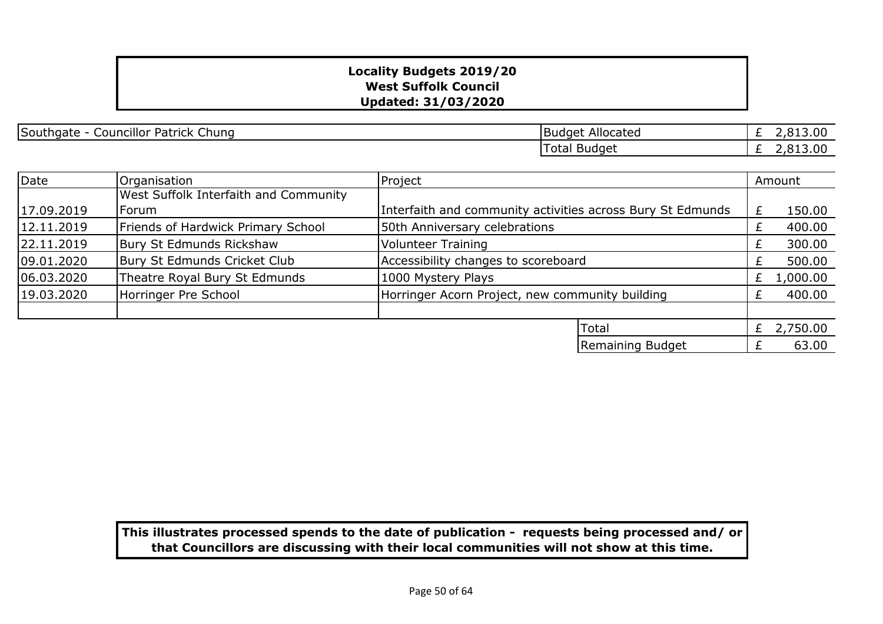**Locality Budgets 2019/20**
**West Suffolk Council**
**Updated: 31/03/2020**

| Southgate - Councillor Patrick Chung | | |
|---|---|---|
| | Budget Allocated | £ 2,813.00 |
| | Total Budget | £ 2,813.00 |

| Date | Organisation | Project | Amount |
|---|---|---|---|
| 17.09.2019 | West Suffolk Interfaith and Community Forum | Interfaith and community activities across Bury St Edmunds | £ 150.00 |
| 12.11.2019 | Friends of Hardwick Primary School | 50th Anniversary celebrations | £ 400.00 |
| 22.11.2019 | Bury St Edmunds Rickshaw | Volunteer Training | £ 300.00 |
| 09.01.2020 | Bury St Edmunds Cricket Club | Accessibility changes to scoreboard | £ 500.00 |
| 06.03.2020 | Theatre Royal Bury St Edmunds | 1000 Mystery Plays | £ 1,000.00 |
| 19.03.2020 | Horringer Pre School | Horringer Acorn Project, new community building | £ 400.00 |
| | | | |
| | | Total | £ 2,750.00 |
| | | Remaining Budget | £ 63.00 |

**This illustrates processed spends to the date of publication - requests being processed and/ or that Councillors are discussing with their local communities will not show at this time.**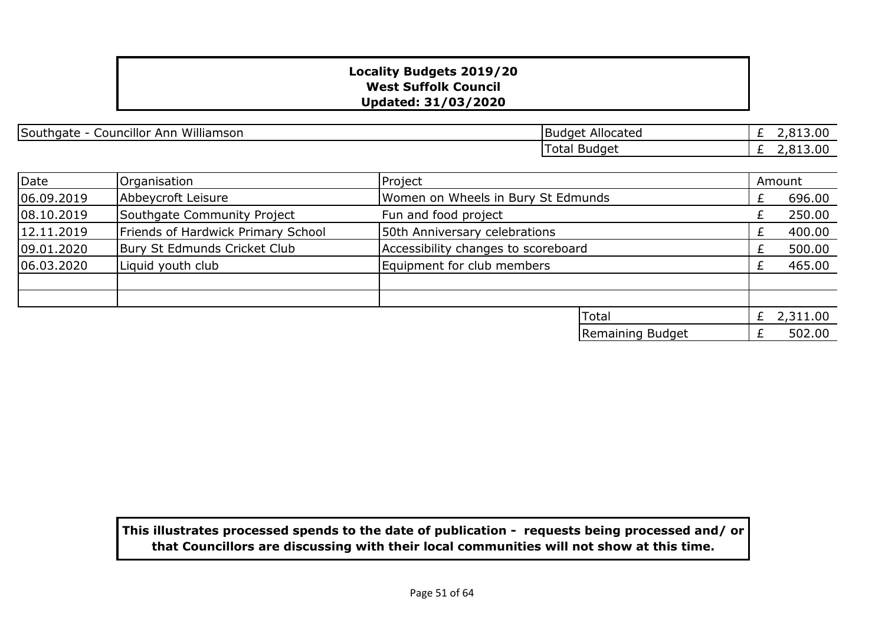**Locality Budgets 2019/20**
**West Suffolk Council**
**Updated: 31/03/2020**

| Southgate - Councillor Ann Williamson | Budget Allocated | £ 2,813.00 |
|---|---|---|
| | Total Budget | £ 2,813.00 |

| Date | Organisation | Project | Amount |
|---|---|---|---|
| 06.09.2019 | Abbeycroft Leisure | Women on Wheels in Bury St Edmunds | £ 696.00 |
| 08.10.2019 | Southgate Community Project | Fun and food project | £ 250.00 |
| 12.11.2019 | Friends of Hardwick Primary School | 50th Anniversary celebrations | £ 400.00 |
| 09.01.2020 | Bury St Edmunds Cricket Club | Accessibility changes to scoreboard | £ 500.00 |
| 06.03.2020 | Liquid youth club | Equipment for club members | £ 465.00 |
| | | | |
| | | | |
| | | Total | £ 2,311.00 |
| | | Remaining Budget | £ 502.00 |

**This illustrates processed spends to the date of publication - requests being processed and/ or that Councillors are discussing with their local communities will not show at this time.**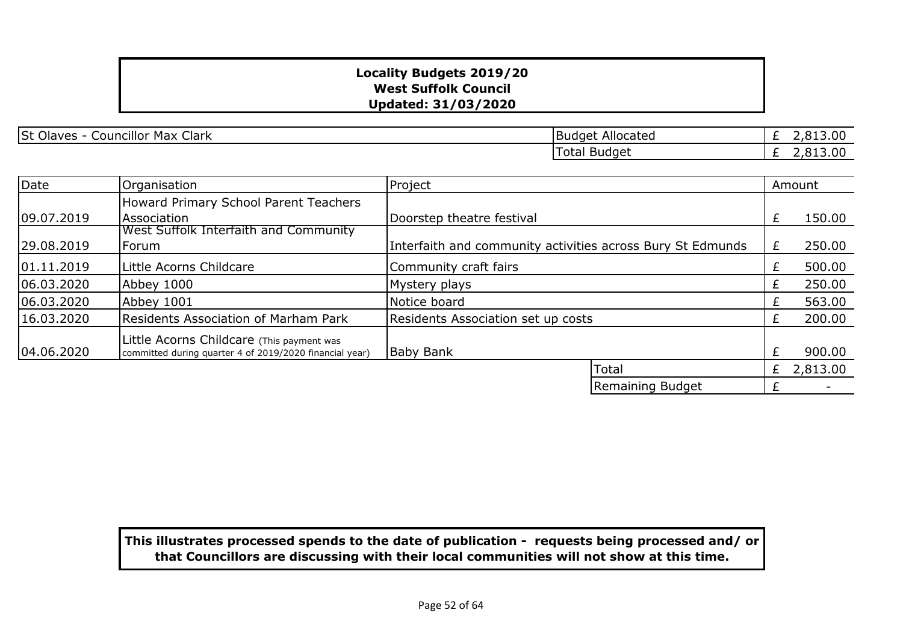**Locality Budgets 2019/20**
**West Suffolk Council**
**Updated: 31/03/2020**

| St Olaves - Councillor Max Clark | | |
|---|---|---|
| | Budget Allocated | £ 2,813.00 |
| | Total Budget | £ 2,813.00 |

| Date | Organisation | Project | | Amount |
|---|---|---|---|---|
| 09.07.2019 | Howard Primary School Parent Teachers Association | Doorstep theatre festival | | £ 150.00 |
| 29.08.2019 | West Suffolk Interfaith and Community Forum | Interfaith and community activities across Bury St Edmunds | | £ 250.00 |
| 01.11.2019 | Little Acorns Childcare | Community craft fairs | | £ 500.00 |
| 06.03.2020 | Abbey 1000 | Mystery plays | | £ 250.00 |
| 06.03.2020 | Abbey 1001 | Notice board | | £ 563.00 |
| 16.03.2020 | Residents Association of Marham Park | Residents Association set up costs | | £ 200.00 |
| 04.06.2020 | Little Acorns Childcare (This payment was committed during quarter 4 of 2019/2020 financial year) | Baby Bank | | £ 900.00 |
| | | | Total | £ 2,813.00 |
| | | | Remaining Budget | £ - |

**This illustrates processed spends to the date of publication - requests being processed and/ or that Councillors are discussing with their local communities will not show at this time.**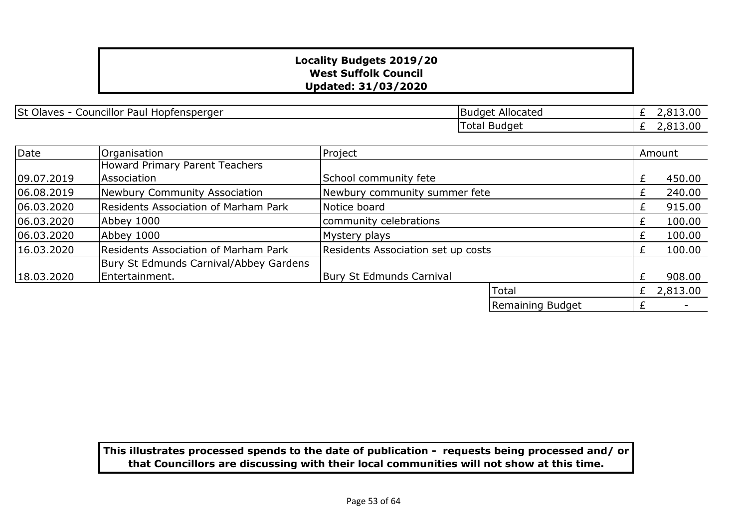**Locality Budgets 2019/20**
**West Suffolk Council**
**Updated: 31/03/2020**

| St Olaves - Councillor Paul Hopfensperger | Budget Allocated | £ 2,813.00 |
|---|---|---|
| | Total Budget | £ 2,813.00 |

| Date | Organisation | Project | | Amount |
|---|---|---|---|---|
| 09.07.2019 | Howard Primary Parent Teachers Association | School community fete | | £ 450.00 |
| 06.08.2019 | Newbury Community Association | Newbury community summer fete | | £ 240.00 |
| 06.03.2020 | Residents Association of Marham Park | Notice board | | £ 915.00 |
| 06.03.2020 | Abbey 1000 | community celebrations | | £ 100.00 |
| 06.03.2020 | Abbey 1000 | Mystery plays | | £ 100.00 |
| 16.03.2020 | Residents Association of Marham Park | Residents Association set up costs | | £ 100.00 |
| 18.03.2020 | Bury St Edmunds Carnival/Abbey Gardens Entertainment. | Bury St Edmunds Carnival | | £ 908.00 |
| | | | Total | £ 2,813.00 |
| | | | Remaining Budget | £ - |

**This illustrates processed spends to the date of publication - requests being processed and/ or that Councillors are discussing with their local communities will not show at this time.**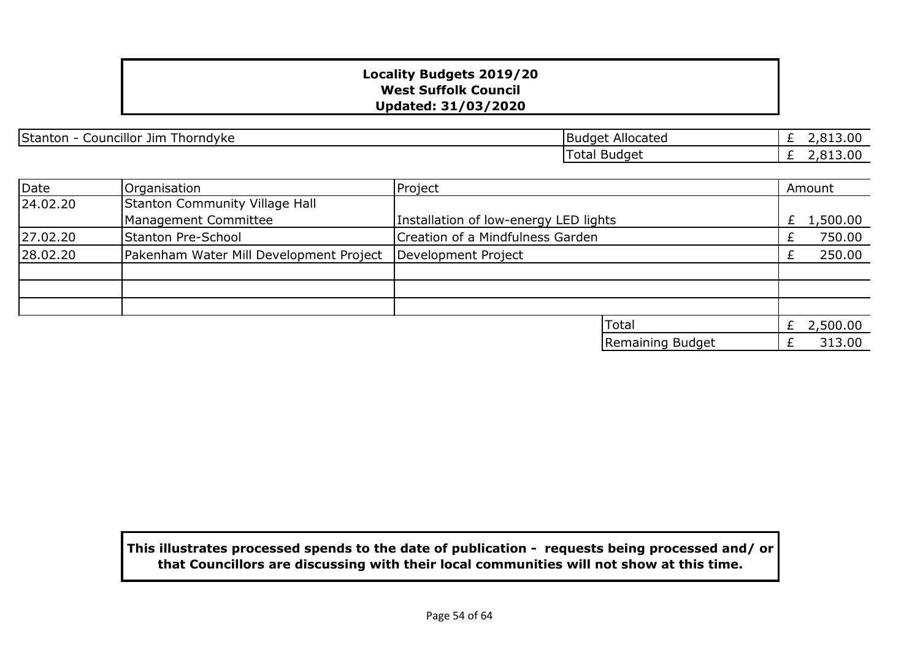**Locality Budgets 2019/20**
**West Suffolk Council**
**Updated: 31/03/2020**

| Stanton - Councillor Jim Thorndyke | Budget Allocated | £ 2,813.00 |
|---|---|---|
| | Total Budget | £ 2,813.00 |

| Date | Organisation | Project | Amount |
|---|---|---|---|
| 24.02.20 | Stanton Community Village Hall Management Committee | Installation of low-energy LED lights | £ 1,500.00 |
| 27.02.20 | Stanton Pre-School | Creation of a Mindfulness Garden | £ 750.00 |
| 28.02.20 | Pakenham Water Mill Development Project | Development Project | £ 250.00 |
| | | | |
| | | | |
| | | | |
| | | Total | £ 2,500.00 |
| | | Remaining Budget | £ 313.00 |

**This illustrates processed spends to the date of publication - requests being processed and/ or that Councillors are discussing with their local communities will not show at this time.**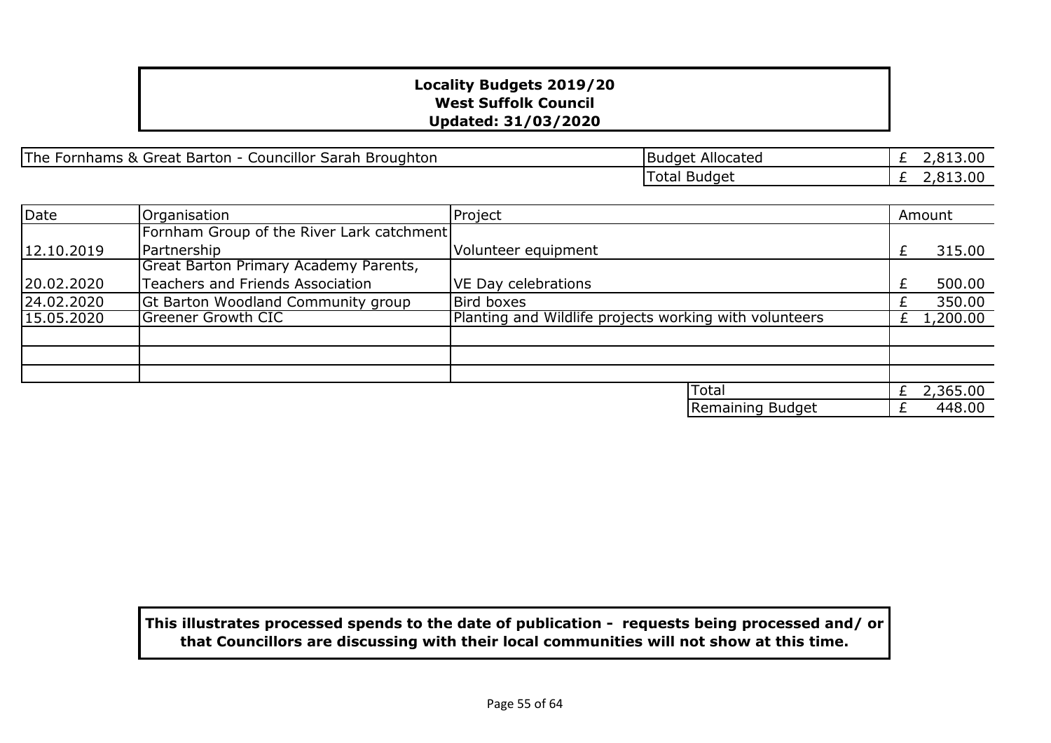**Locality Budgets 2019/20**
**West Suffolk Council**
**Updated: 31/03/2020**

| The Fornhams & Great Barton - Councillor Sarah Broughton | Budget Allocated | £ 2,813.00 |
|---|---|---|
| | Total Budget | £ 2,813.00 |

| Date | Organisation | Project | Amount |
|---|---|---|---|
| 12.10.2019 | Fornham Group of the River Lark catchment Partnership | Volunteer equipment | £ 315.00 |
| 20.02.2020 | Great Barton Primary Academy Parents, Teachers and Friends Association | VE Day celebrations | £ 500.00 |
| 24.02.2020 | Gt Barton Woodland Community group | Bird boxes | £ 350.00 |
| 15.05.2020 | Greener Growth CIC | Planting and Wildlife projects working with volunteers | £ 1,200.00 |
| | | | |
| | | | |
| | | | |
| | | Total | £ 2,365.00 |
| | | Remaining Budget | £ 448.00 |

**This illustrates processed spends to the date of publication - requests being processed and/ or that Councillors are discussing with their local communities will not show at this time.**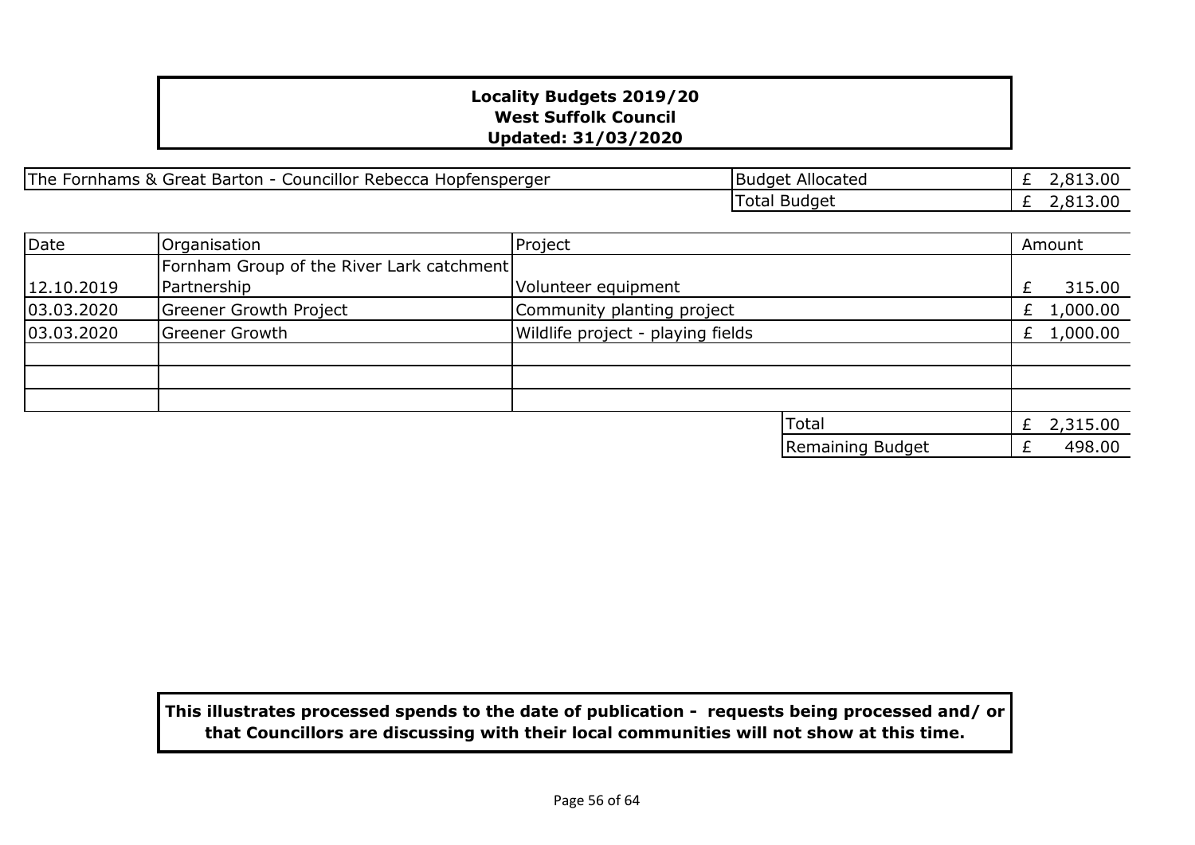**Locality Budgets 2019/20**
**West Suffolk Council**
**Updated: 31/03/2020**

| The Fornhams & Great Barton - Councillor Rebecca Hopfensperger | Budget Allocated | £ 2,813.00 |
|---|---|---|
| | Total Budget | £ 2,813.00 |

| Date | Organisation | Project | Amount |
|---|---|---|---|
| 12.10.2019 | Fornham Group of the River Lark catchment Partnership | Volunteer equipment | £ 315.00 |
| 03.03.2020 | Greener Growth Project | Community planting project | £ 1,000.00 |
| 03.03.2020 | Greener Growth | Wildlife project - playing fields | £ 1,000.00 |
| | | | |
| | | | |
| | | | |
| | | Total | £ 2,315.00 |
| | | Remaining Budget | £ 498.00 |

**This illustrates processed spends to the date of publication - requests being processed and/ or that Councillors are discussing with their local communities will not show at this time.**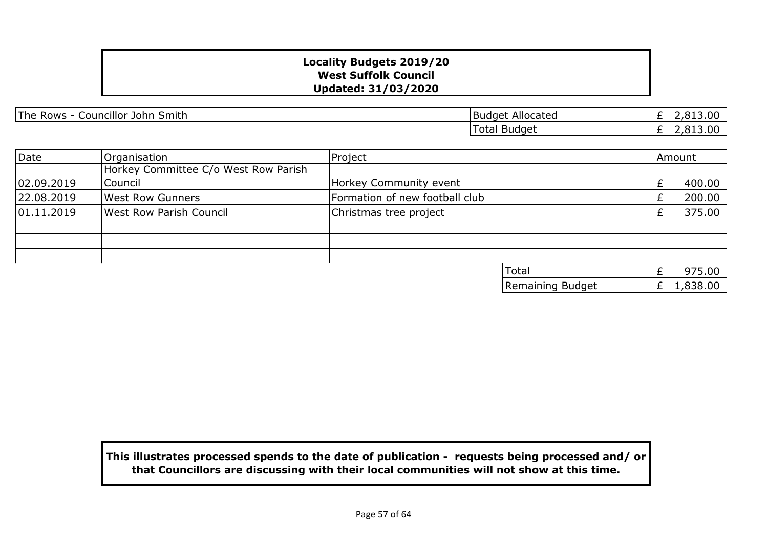**Locality Budgets 2019/20**
**West Suffolk Council**
**Updated: 31/03/2020**

| The Rows - Councillor John Smith | | |
|---|---|---|
| | Budget Allocated | £ 2,813.00 |
| | Total Budget | £ 2,813.00 |

| Date | Organisation | Project | Amount |
|---|---|---|---|
| 02.09.2019 | Horkey Committee C/o West Row Parish Council | Horkey Community event | £ 400.00 |
| 22.08.2019 | West Row Gunners | Formation of new football club | £ 200.00 |
| 01.11.2019 | West Row Parish Council | Christmas tree project | £ 375.00 |
| | | | |
| | | | |
| | | | |
| | | Total | £ 975.00 |
| | | Remaining Budget | £ 1,838.00 |

**This illustrates processed spends to the date of publication - requests being processed and/ or that Councillors are discussing with their local communities will not show at this time.**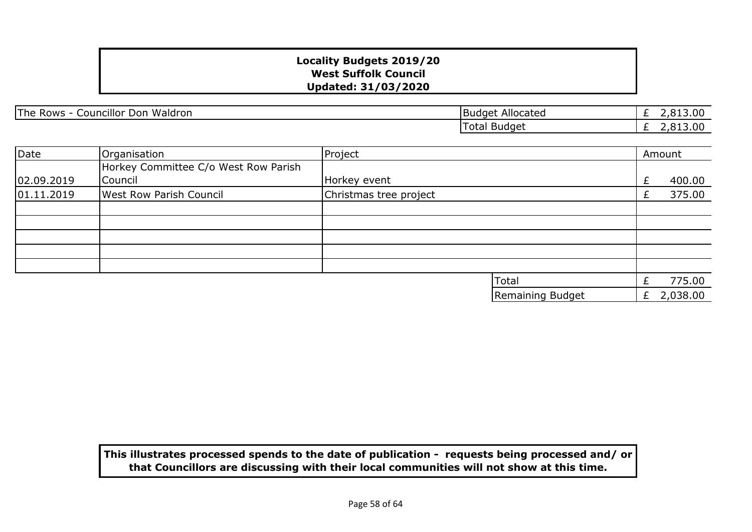**Locality Budgets 2019/20**
**West Suffolk Council**
**Updated: 31/03/2020**

| The Rows - Councillor Don Waldron | Budget Allocated | £ 2,813.00 |
|---|---|---|
| | Total Budget | £ 2,813.00 |

| Date | Organisation | Project | Amount |
|---|---|---|---|
| 02.09.2019 | Horkey Committee C/o West Row Parish Council | Horkey event | £ 400.00 |
| 01.11.2019 | West Row Parish Council | Christmas tree project | £ 375.00 |
| | | | |
| | | | |
| | | | |
| | | | |
| | | | |
| | | Total | £ 775.00 |
| | | Remaining Budget | £ 2,038.00 |

**This illustrates processed spends to the date of publication - requests being processed and/ or that Councillors are discussing with their local communities will not show at this time.**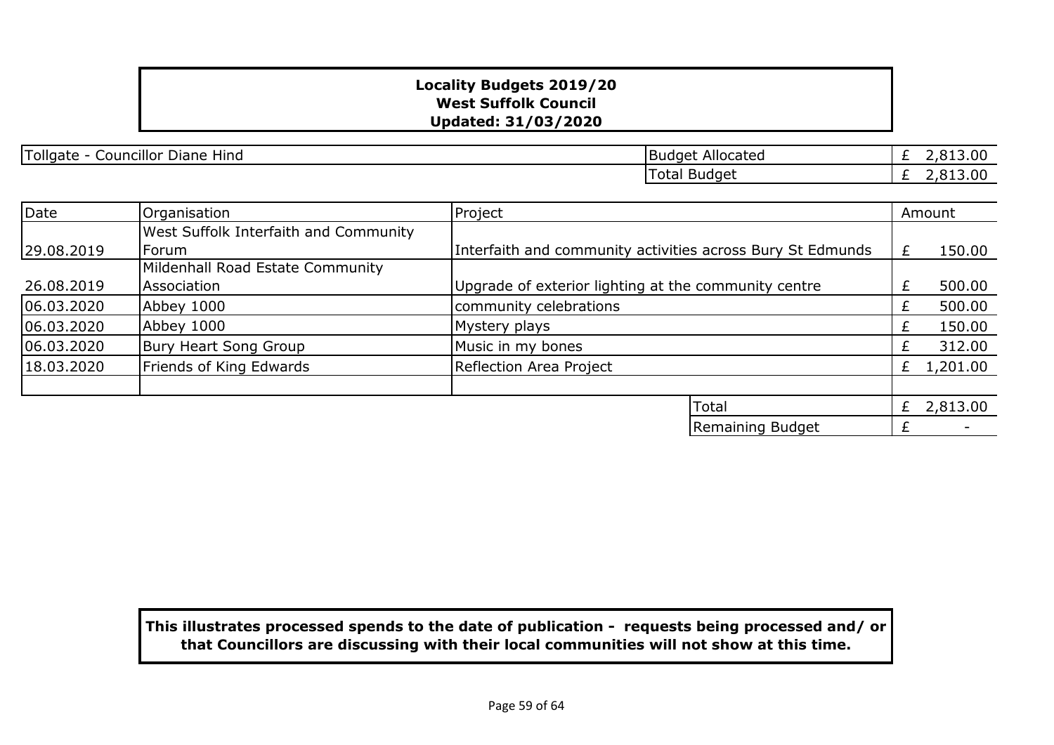**Locality Budgets 2019/20**
**West Suffolk Council**
**Updated: 31/03/2020**

| Tollgate - Councillor Diane Hind | Budget Allocated | £ 2,813.00 |
|---|---|---|
| | Total Budget | £ 2,813.00 |

| Date | Organisation | Project | Amount |
|---|---|---|---|
| 29.08.2019 | West Suffolk Interfaith and Community Forum | Interfaith and community activities across Bury St Edmunds | £ 150.00 |
| 26.08.2019 | Mildenhall Road Estate Community Association | Upgrade of exterior lighting at the community centre | £ 500.00 |
| 06.03.2020 | Abbey 1000 | community celebrations | £ 500.00 |
| 06.03.2020 | Abbey 1000 | Mystery plays | £ 150.00 |
| 06.03.2020 | Bury Heart Song Group | Music in my bones | £ 312.00 |
| 18.03.2020 | Friends of King Edwards | Reflection Area Project | £ 1,201.00 |
| | | | |
| | | Total | £ 2,813.00 |
| | | Remaining Budget | £ - |

**This illustrates processed spends to the date of publication - requests being processed and/ or that Councillors are discussing with their local communities will not show at this time.**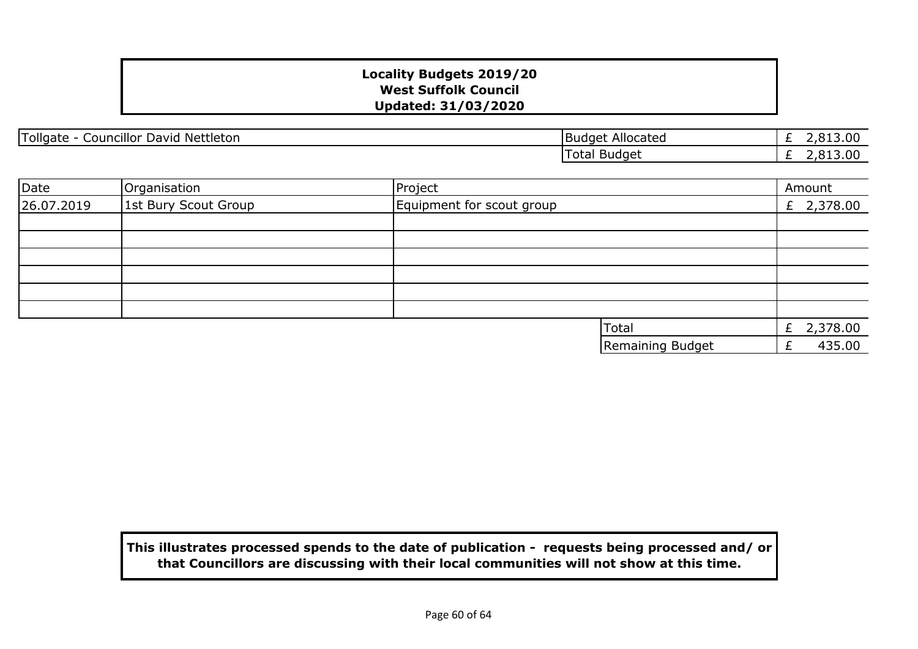**Locality Budgets 2019/20**
**West Suffolk Council**
**Updated: 31/03/2020**

| Tollgate - Councillor David Nettleton | Budget Allocated | £ 2,813.00 |
|---|---|---|
| | Total Budget | £ 2,813.00 |

| Date | Organisation | Project | Amount |
|---|---|---|---|
| 26.07.2019 | 1st Bury Scout Group | Equipment for scout group | £ 2,378.00 |
| | | | |
| | | | |
| | | | |
| | | | |
| | | | |
| | | | |
| | | Total | £ 2,378.00 |
| | | Remaining Budget | £ 435.00 |

**This illustrates processed spends to the date of publication - requests being processed and/ or that Councillors are discussing with their local communities will not show at this time.**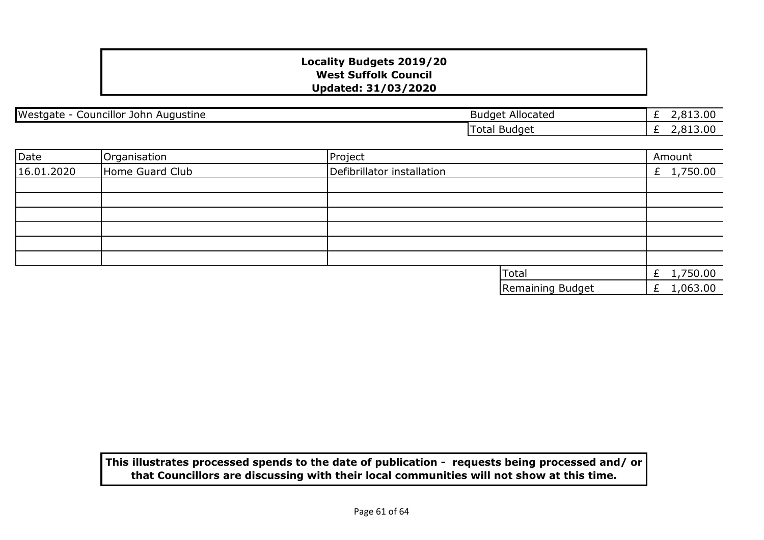**Locality Budgets 2019/20**
**West Suffolk Council**
**Updated: 31/03/2020**

| Westgate - Councillor John Augustine | Budget Allocated | £ 2,813.00 |
|---|---|---|
| | Total Budget | £ 2,813.00 |

| Date | Organisation | Project | Amount |
|---|---|---|---|
| 16.01.2020 | Home Guard Club | Defibrillator installation | £ 1,750.00 |
| | | | |
| | | | |
| | | | |
| | | | |
| | | | |
| | | | |
| | | Total | £ 1,750.00 |
| | | Remaining Budget | £ 1,063.00 |

**This illustrates processed spends to the date of publication - requests being processed and/ or that Councillors are discussing with their local communities will not show at this time.**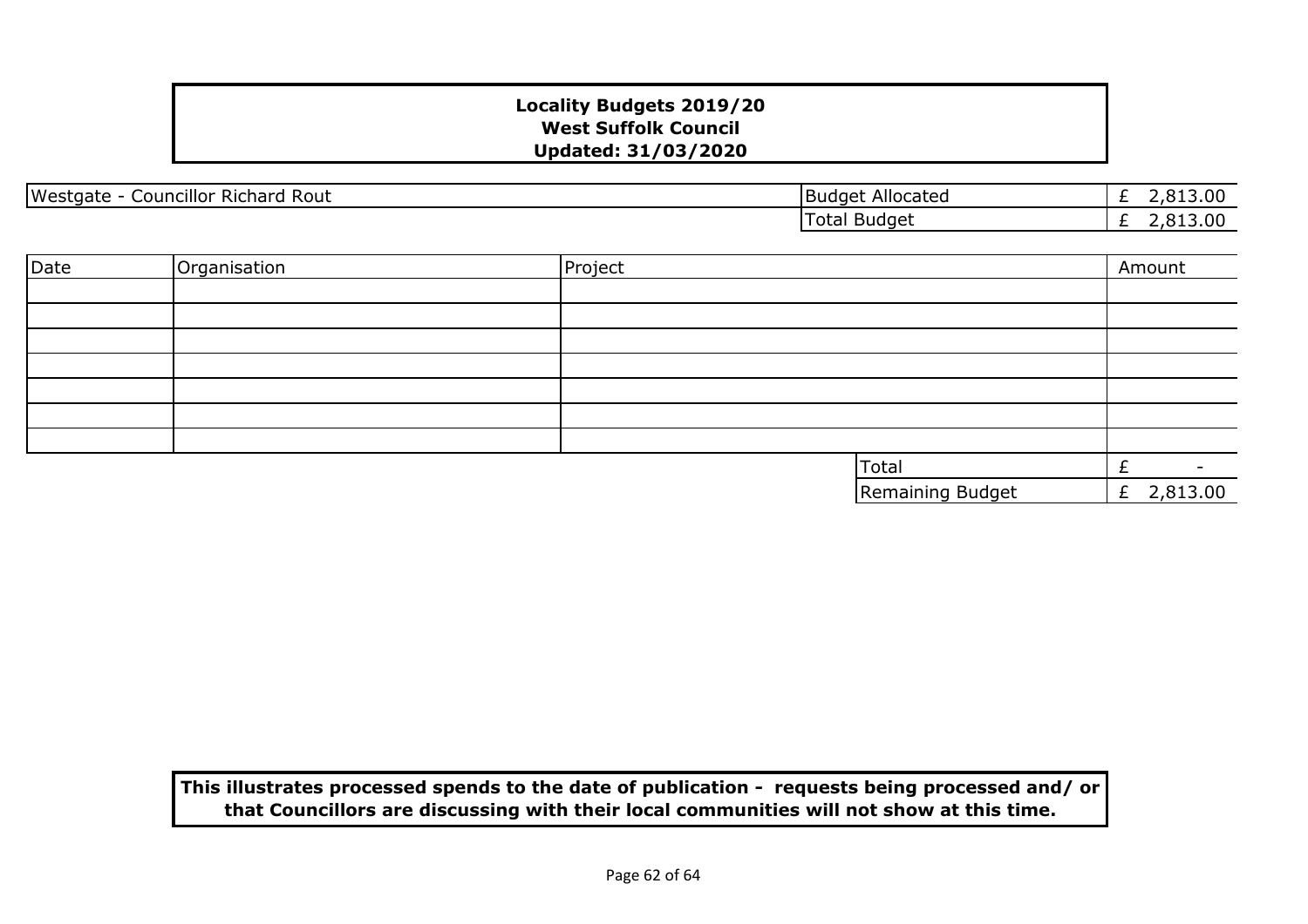**Locality Budgets 2019/20**
**West Suffolk Council**
**Updated: 31/03/2020**

| Westgate - Councillor Richard Rout | Budget Allocated | £ 2,813.00 |
|---|---|---|
| | Total Budget | £ 2,813.00 |

| Date | Organisation | Project | Amount |
|---|---|---|---|
| | | | |
| | | | |
| | | | |
| | | | |
| | | | |
| | | | |
| | | | |
| | | Total | £ - |
| | | Remaining Budget | £ 2,813.00 |

**This illustrates processed spends to the date of publication - requests being processed and/ or that Councillors are discussing with their local communities will not show at this time.**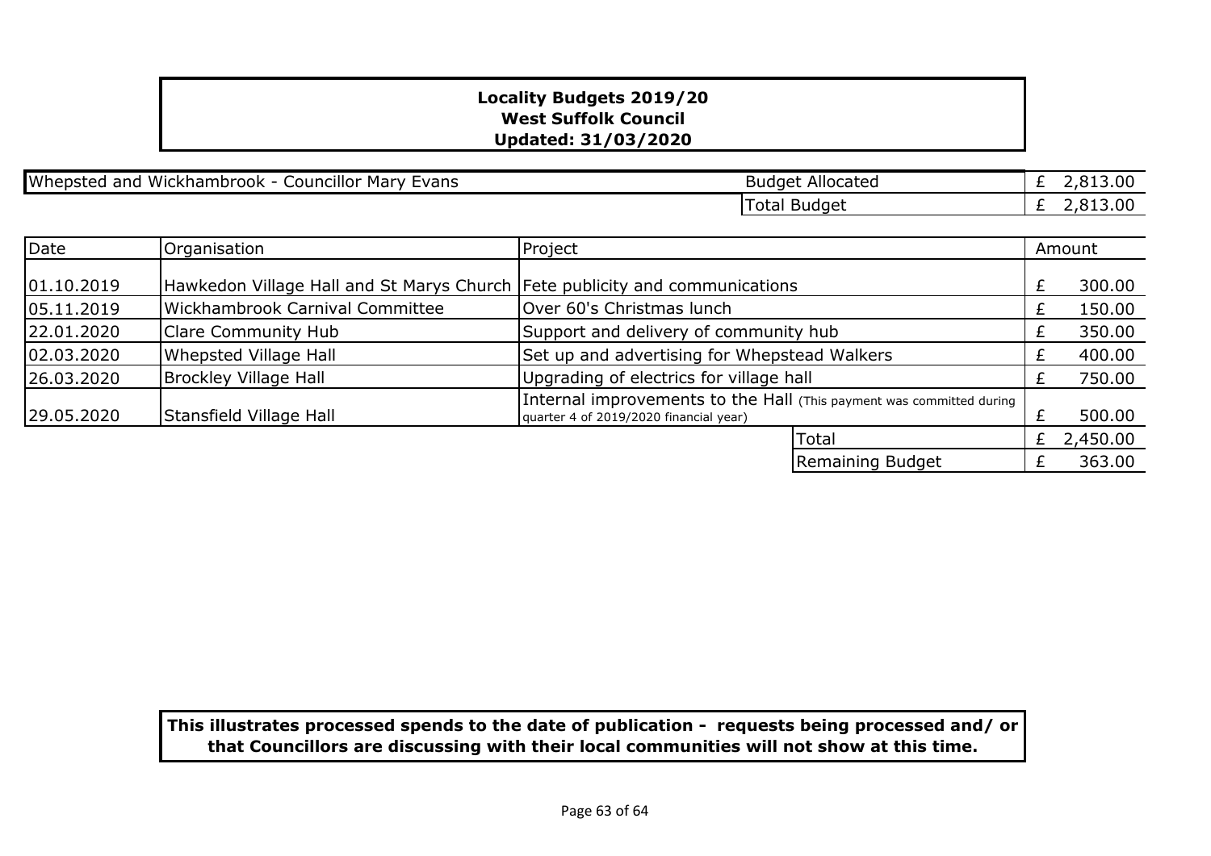**Locality Budgets 2019/20**
**West Suffolk Council**
**Updated: 31/03/2020**

| Whepsted and Wickhambrook - Councillor Mary Evans | Budget Allocated | £ 2,813.00 |
|---|---|---|
| | Total Budget | £ 2,813.00 |

| Date | Organisation | Project | | Amount |
|---|---|---|---|---|
| 01.10.2019 | Hawkedon Village Hall and St Marys Church | Fete publicity and communications | | £ 300.00 |
| 05.11.2019 | Wickhambrook Carnival Committee | Over 60's Christmas lunch | | £ 150.00 |
| 22.01.2020 | Clare Community Hub | Support and delivery of community hub | | £ 350.00 |
| 02.03.2020 | Whepsted Village Hall | Set up and advertising for Whepstead Walkers | | £ 400.00 |
| 26.03.2020 | Brockley Village Hall | Upgrading of electrics for village hall | | £ 750.00 |
| 29.05.2020 | Stansfield Village Hall | Internal improvements to the Hall (This payment was committed during quarter 4 of 2019/2020 financial year) | | £ 500.00 |
| | | | Total | £ 2,450.00 |
| | | | Remaining Budget | £ 363.00 |

**This illustrates processed spends to the date of publication - requests being processed and/ or that Councillors are discussing with their local communities will not show at this time.**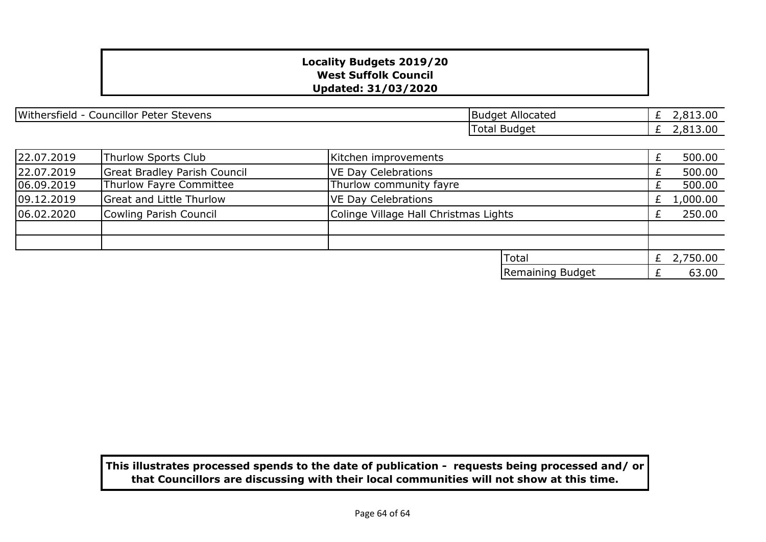**Locality Budgets 2019/20**
**West Suffolk Council**
**Updated: 31/03/2020**

| | | |
|---|---|---|
| Withersfield - Councillor Peter Stevens | Budget Allocated | £ 2,813.00 |
| | Total Budget | £ 2,813.00 |

| | | | |
|---|---|---|---|
| 22.07.2019 | Thurlow Sports Club | Kitchen improvements | £ 500.00 |
| 22.07.2019 | Great Bradley Parish Council | VE Day Celebrations | £ 500.00 |
| 06.09.2019 | Thurlow Fayre Committee | Thurlow community fayre | £ 500.00 |
| 09.12.2019 | Great and Little Thurlow | VE Day Celebrations | £ 1,000.00 |
| 06.02.2020 | Cowling Parish Council | Colinge Village Hall Christmas Lights | £ 250.00 |
| | | | |
| | | | |
| | | Total | £ 2,750.00 |
| | | Remaining Budget | £ 63.00 |

**This illustrates processed spends to the date of publication - requests being processed and/ or that Councillors are discussing with their local communities will not show at this time.**